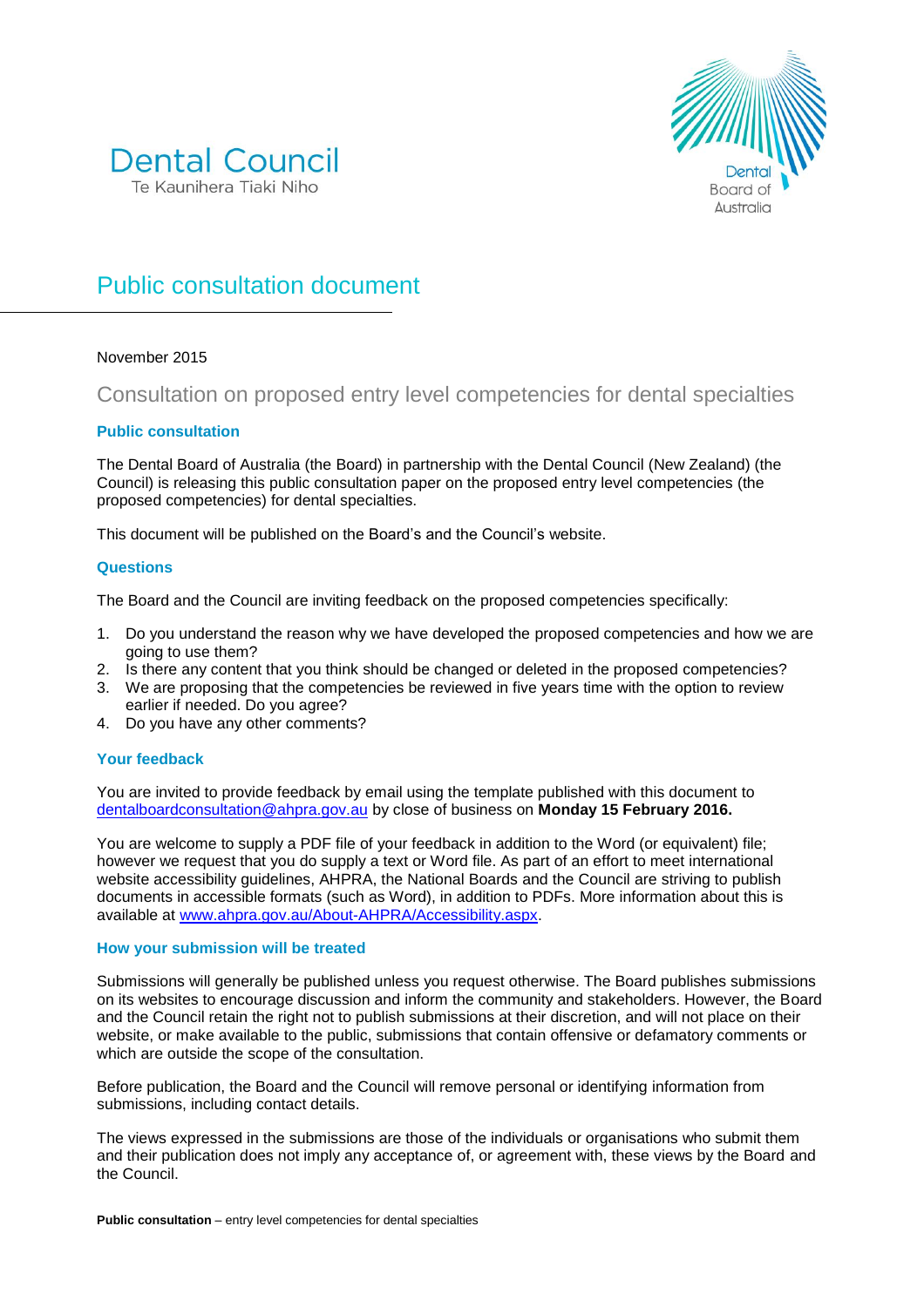Dental Council
Te Kaunihera Tiaki Niho

Dental Board of Australia

# Public consultation document

November 2015

## Consultation on proposed entry level competencies for dental specialties

### Public consultation

The Dental Board of Australia (the Board) in partnership with the Dental Council (New Zealand) (the Council) is releasing this public consultation paper on the proposed entry level competencies (the proposed competencies) for dental specialties.

This document will be published on the Board's and the Council's website.

### Questions

The Board and the Council are inviting feedback on the proposed competencies specifically:

1. Do you understand the reason why we have developed the proposed competencies and how we are going to use them?
2. Is there any content that you think should be changed or deleted in the proposed competencies?
3. We are proposing that the competencies be reviewed in five years time with the option to review earlier if needed. Do you agree?
4. Do you have any other comments?

### Your feedback

You are invited to provide feedback by email using the template published with this document to dentalboardconsultation@ahpra.gov.au by close of business on **Monday 15 February 2016.**

You are welcome to supply a PDF file of your feedback in addition to the Word (or equivalent) file; however we request that you do supply a text or Word file. As part of an effort to meet international website accessibility guidelines, AHPRA, the National Boards and the Council are striving to publish documents in accessible formats (such as Word), in addition to PDFs. More information about this is available at www.ahpra.gov.au/About-AHPRA/Accessibility.aspx.

### How your submission will be treated

Submissions will generally be published unless you request otherwise. The Board publishes submissions on its websites to encourage discussion and inform the community and stakeholders. However, the Board and the Council retain the right not to publish submissions at their discretion, and will not place on their website, or make available to the public, submissions that contain offensive or defamatory comments or which are outside the scope of the consultation.

Before publication, the Board and the Council will remove personal or identifying information from submissions, including contact details.

The views expressed in the submissions are those of the individuals or organisations who submit them and their publication does not imply any acceptance of, or agreement with, these views by the Board and the Council.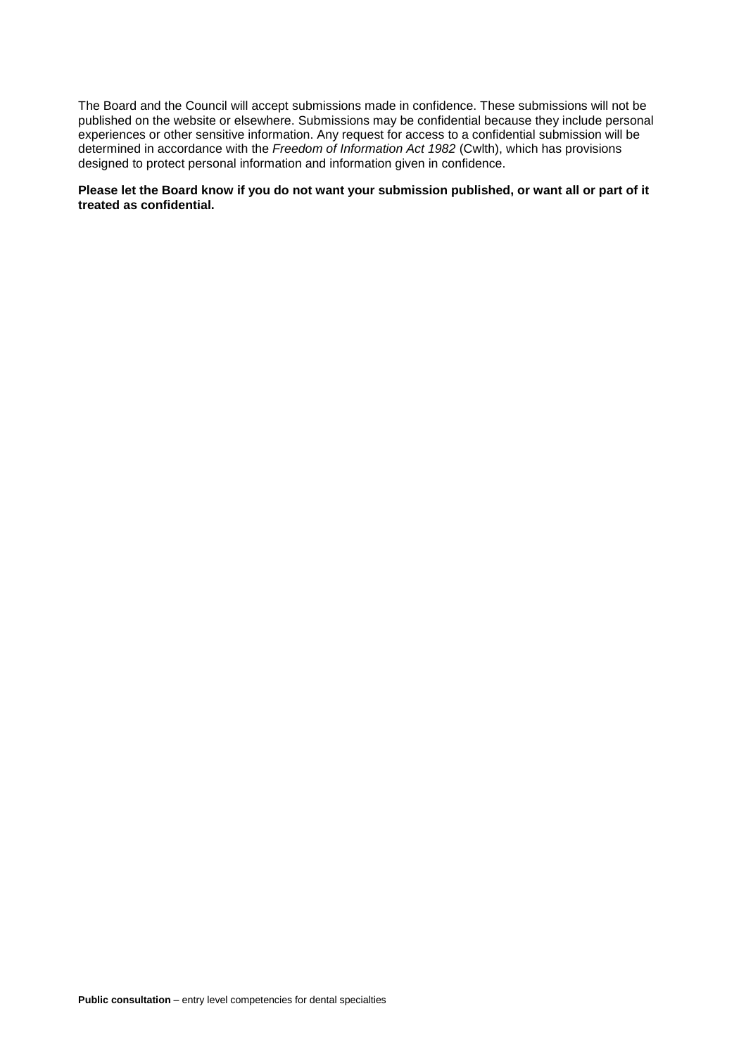The Board and the Council will accept submissions made in confidence. These submissions will not be published on the website or elsewhere. Submissions may be confidential because they include personal experiences or other sensitive information. Any request for access to a confidential submission will be determined in accordance with the *Freedom of Information Act 1982* (Cwlth), which has provisions designed to protect personal information and information given in confidence.

**Please let the Board know if you do not want your submission published, or want all or part of it treated as confidential.**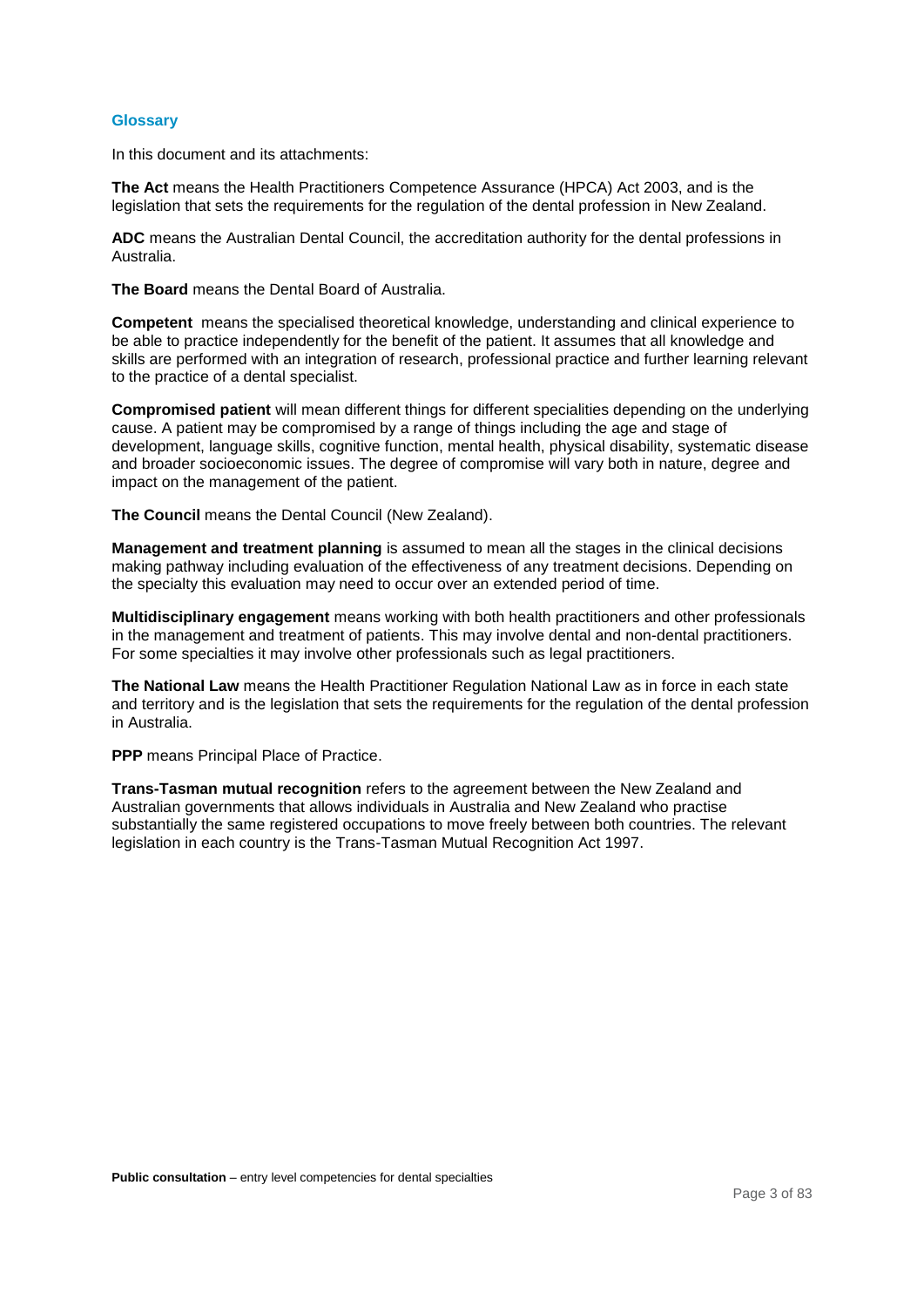## Glossary

In this document and its attachments:

**The Act** means the Health Practitioners Competence Assurance (HPCA) Act 2003, and is the legislation that sets the requirements for the regulation of the dental profession in New Zealand.

**ADC** means the Australian Dental Council, the accreditation authority for the dental professions in Australia.

**The Board** means the Dental Board of Australia.

**Competent** means the specialised theoretical knowledge, understanding and clinical experience to be able to practice independently for the benefit of the patient. It assumes that all knowledge and skills are performed with an integration of research, professional practice and further learning relevant to the practice of a dental specialist.

**Compromised patient** will mean different things for different specialities depending on the underlying cause. A patient may be compromised by a range of things including the age and stage of development, language skills, cognitive function, mental health, physical disability, systematic disease and broader socioeconomic issues. The degree of compromise will vary both in nature, degree and impact on the management of the patient.

**The Council** means the Dental Council (New Zealand).

**Management and treatment planning** is assumed to mean all the stages in the clinical decisions making pathway including evaluation of the effectiveness of any treatment decisions. Depending on the specialty this evaluation may need to occur over an extended period of time.

**Multidisciplinary engagement** means working with both health practitioners and other professionals in the management and treatment of patients. This may involve dental and non-dental practitioners. For some specialties it may involve other professionals such as legal practitioners.

**The National Law** means the Health Practitioner Regulation National Law as in force in each state and territory and is the legislation that sets the requirements for the regulation of the dental profession in Australia.

**PPP** means Principal Place of Practice.

**Trans-Tasman mutual recognition** refers to the agreement between the New Zealand and Australian governments that allows individuals in Australia and New Zealand who practise substantially the same registered occupations to move freely between both countries. The relevant legislation in each country is the Trans-Tasman Mutual Recognition Act 1997.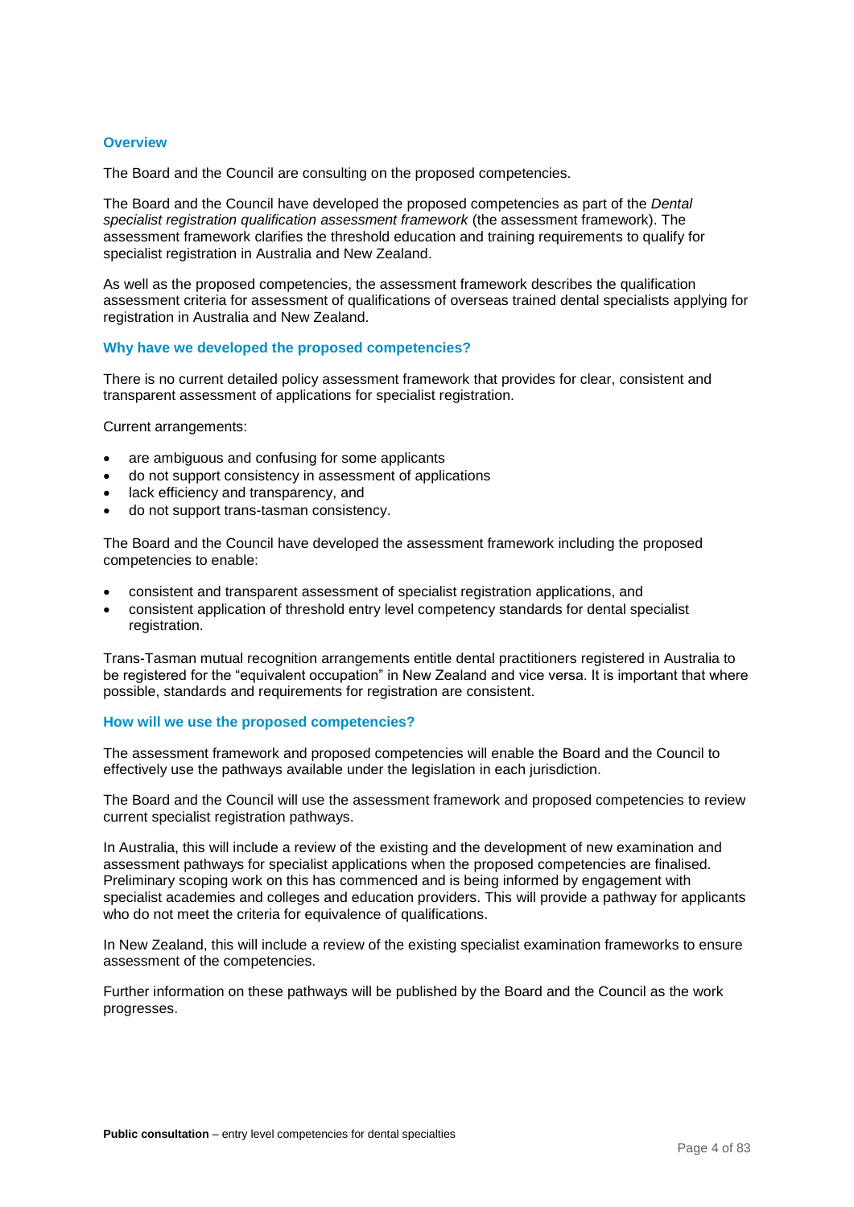## Overview

The Board and the Council are consulting on the proposed competencies.

The Board and the Council have developed the proposed competencies as part of the *Dental specialist registration qualification assessment framework* (the assessment framework). The assessment framework clarifies the threshold education and training requirements to qualify for specialist registration in Australia and New Zealand.

As well as the proposed competencies, the assessment framework describes the qualification assessment criteria for assessment of qualifications of overseas trained dental specialists applying for registration in Australia and New Zealand.

## Why have we developed the proposed competencies?

There is no current detailed policy assessment framework that provides for clear, consistent and transparent assessment of applications for specialist registration.

Current arrangements:

- are ambiguous and confusing for some applicants
- do not support consistency in assessment of applications
- lack efficiency and transparency, and
- do not support trans-tasman consistency.

The Board and the Council have developed the assessment framework including the proposed competencies to enable:

- consistent and transparent assessment of specialist registration applications, and
- consistent application of threshold entry level competency standards for dental specialist registration.

Trans-Tasman mutual recognition arrangements entitle dental practitioners registered in Australia to be registered for the "equivalent occupation" in New Zealand and vice versa. It is important that where possible, standards and requirements for registration are consistent.

## How will we use the proposed competencies?

The assessment framework and proposed competencies will enable the Board and the Council to effectively use the pathways available under the legislation in each jurisdiction.

The Board and the Council will use the assessment framework and proposed competencies to review current specialist registration pathways.

In Australia, this will include a review of the existing and the development of new examination and assessment pathways for specialist applications when the proposed competencies are finalised. Preliminary scoping work on this has commenced and is being informed by engagement with specialist academies and colleges and education providers. This will provide a pathway for applicants who do not meet the criteria for equivalence of qualifications.

In New Zealand, this will include a review of the existing specialist examination frameworks to ensure assessment of the competencies.

Further information on these pathways will be published by the Board and the Council as the work progresses.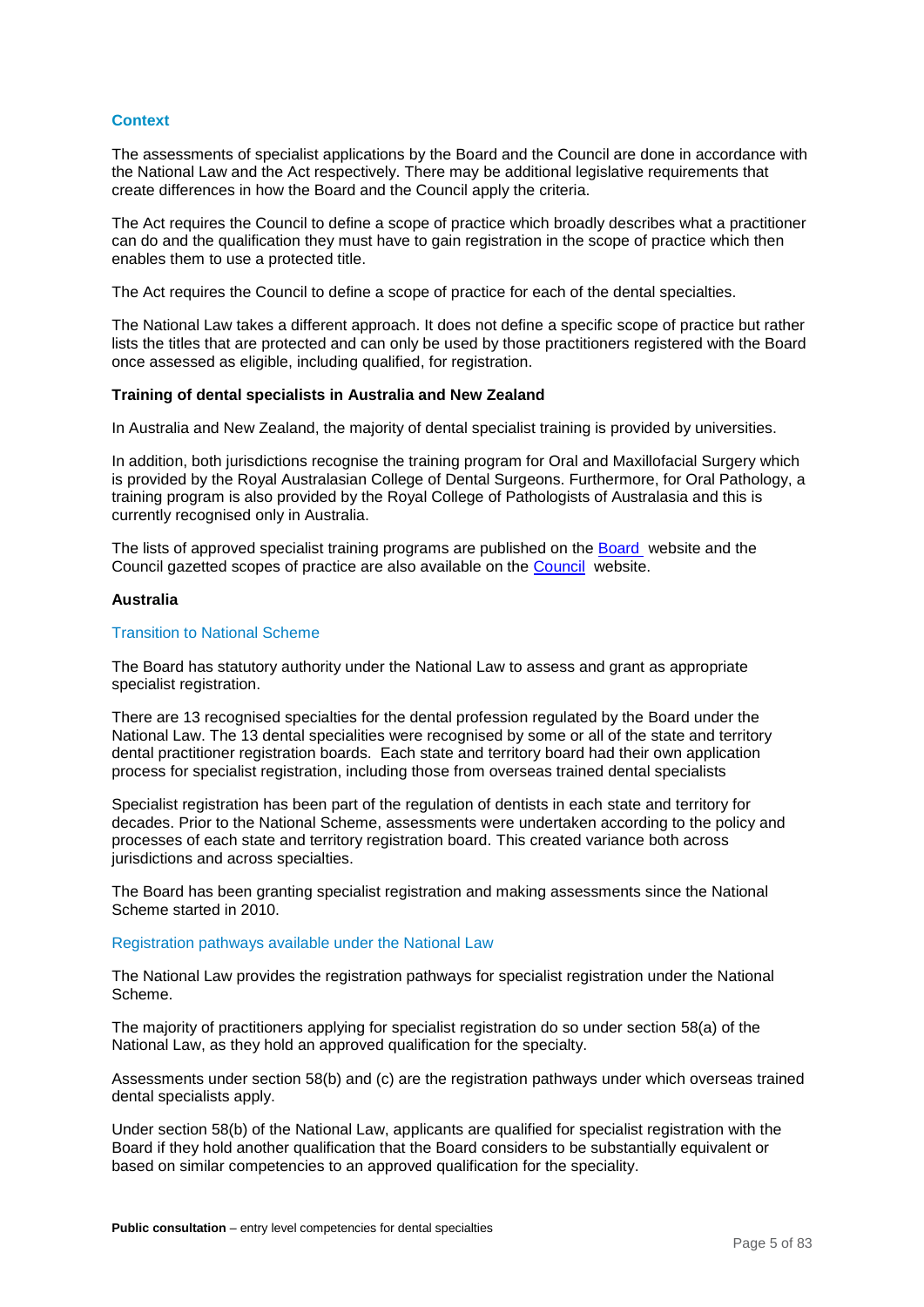## Context

The assessments of specialist applications by the Board and the Council are done in accordance with the National Law and the Act respectively. There may be additional legislative requirements that create differences in how the Board and the Council apply the criteria.

The Act requires the Council to define a scope of practice which broadly describes what a practitioner can do and the qualification they must have to gain registration in the scope of practice which then enables them to use a protected title.

The Act requires the Council to define a scope of practice for each of the dental specialties.

The National Law takes a different approach. It does not define a specific scope of practice but rather lists the titles that are protected and can only be used by those practitioners registered with the Board once assessed as eligible, including qualified, for registration.

### Training of dental specialists in Australia and New Zealand

In Australia and New Zealand, the majority of dental specialist training is provided by universities.

In addition, both jurisdictions recognise the training program for Oral and Maxillofacial Surgery which is provided by the Royal Australasian College of Dental Surgeons. Furthermore, for Oral Pathology, a training program is also provided by the Royal College of Pathologists of Australasia and this is currently recognised only in Australia.

The lists of approved specialist training programs are published on the Board website and the Council gazetted scopes of practice are also available on the Council website.

### Australia

#### Transition to National Scheme

The Board has statutory authority under the National Law to assess and grant as appropriate specialist registration.

There are 13 recognised specialties for the dental profession regulated by the Board under the National Law. The 13 dental specialities were recognised by some or all of the state and territory dental practitioner registration boards. Each state and territory board had their own application process for specialist registration, including those from overseas trained dental specialists

Specialist registration has been part of the regulation of dentists in each state and territory for decades. Prior to the National Scheme, assessments were undertaken according to the policy and processes of each state and territory registration board. This created variance both across jurisdictions and across specialties.

The Board has been granting specialist registration and making assessments since the National Scheme started in 2010.

#### Registration pathways available under the National Law

The National Law provides the registration pathways for specialist registration under the National Scheme.

The majority of practitioners applying for specialist registration do so under section 58(a) of the National Law, as they hold an approved qualification for the specialty.

Assessments under section 58(b) and (c) are the registration pathways under which overseas trained dental specialists apply.

Under section 58(b) of the National Law, applicants are qualified for specialist registration with the Board if they hold another qualification that the Board considers to be substantially equivalent or based on similar competencies to an approved qualification for the speciality.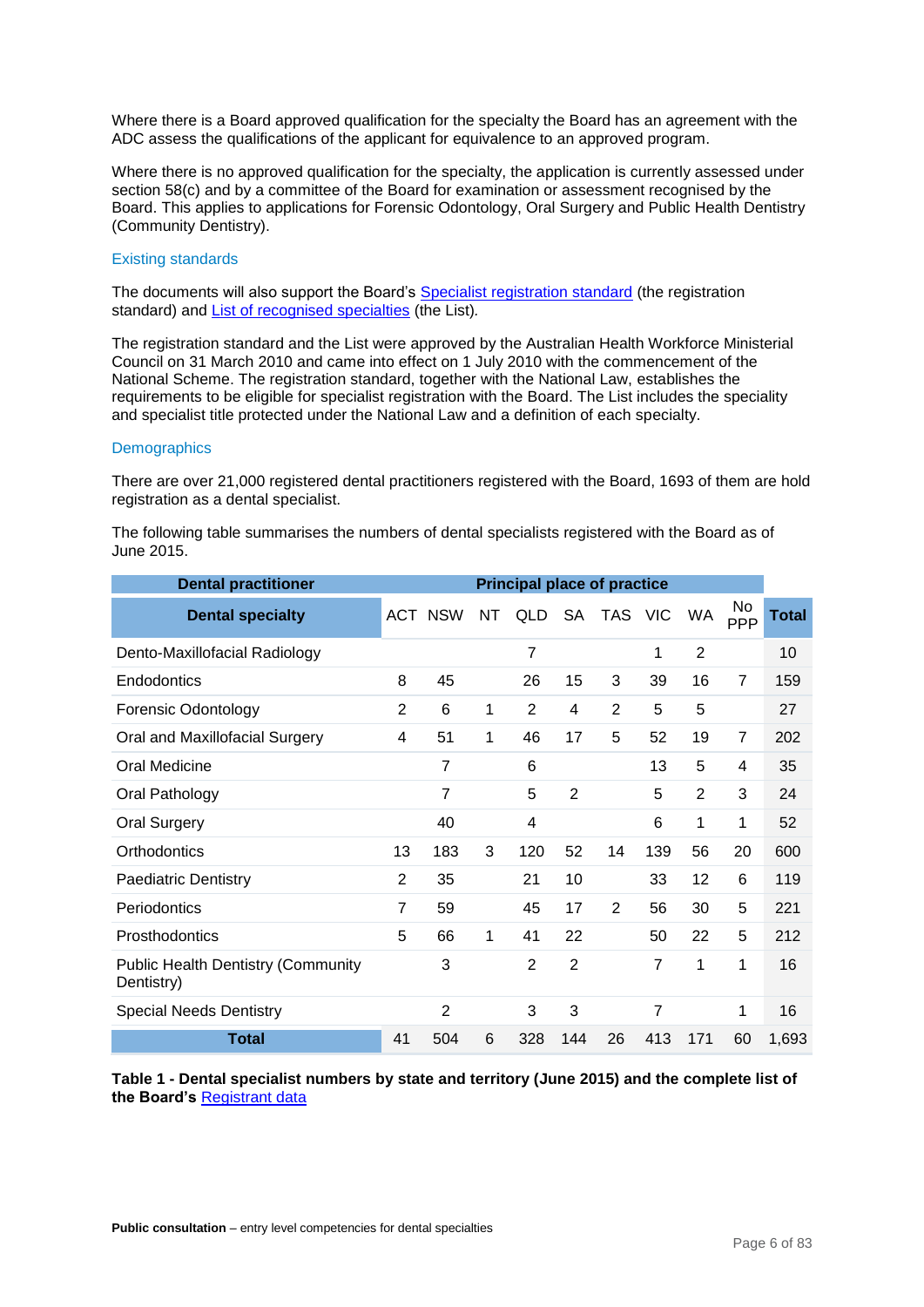Where there is a Board approved qualification for the specialty the Board has an agreement with the ADC assess the qualifications of the applicant for equivalence to an approved program.

Where there is no approved qualification for the specialty, the application is currently assessed under section 58(c) and by a committee of the Board for examination or assessment recognised by the Board. This applies to applications for Forensic Odontology, Oral Surgery and Public Health Dentistry (Community Dentistry).

### Existing standards

The documents will also support the Board's [Specialist registration standard]() (the registration standard) and [List of recognised specialties]() (the List).

The registration standard and the List were approved by the Australian Health Workforce Ministerial Council on 31 March 2010 and came into effect on 1 July 2010 with the commencement of the National Scheme. The registration standard, together with the National Law, establishes the requirements to be eligible for specialist registration with the Board. The List includes the speciality and specialist title protected under the National Law and a definition of each specialty.

### Demographics

There are over 21,000 registered dental practitioners registered with the Board, 1693 of them are hold registration as a dental specialist.

The following table summarises the numbers of dental specialists registered with the Board as of June 2015.

| Dental practitioner | Principal place of practice | | | | | | | | | |
|---|---|---|---|---|---|---|---|---|---|---|
| **Dental specialty** | ACT | NSW | NT | QLD | SA | TAS | VIC | WA | No PPP | **Total** |
| Dento-Maxillofacial Radiology | | | | 7 | | | 1 | 2 | | 10 |
| Endodontics | 8 | 45 | | 26 | 15 | 3 | 39 | 16 | 7 | 159 |
| Forensic Odontology | 2 | 6 | 1 | 2 | 4 | 2 | 5 | 5 | | 27 |
| Oral and Maxillofacial Surgery | 4 | 51 | 1 | 46 | 17 | 5 | 52 | 19 | 7 | 202 |
| Oral Medicine | | 7 | | 6 | | | 13 | 5 | 4 | 35 |
| Oral Pathology | | 7 | | 5 | 2 | | 5 | 2 | 3 | 24 |
| Oral Surgery | | 40 | | 4 | | | 6 | 1 | 1 | 52 |
| Orthodontics | 13 | 183 | 3 | 120 | 52 | 14 | 139 | 56 | 20 | 600 |
| Paediatric Dentistry | 2 | 35 | | 21 | 10 | | 33 | 12 | 6 | 119 |
| Periodontics | 7 | 59 | | 45 | 17 | 2 | 56 | 30 | 5 | 221 |
| Prosthodontics | 5 | 66 | 1 | 41 | 22 | | 50 | 22 | 5 | 212 |
| Public Health Dentistry (Community Dentistry) | | 3 | | 2 | 2 | | 7 | 1 | 1 | 16 |
| Special Needs Dentistry | | 2 | | 3 | 3 | | 7 | | 1 | 16 |
| **Total** | 41 | 504 | 6 | 328 | 144 | 26 | 413 | 171 | 60 | 1,693 |

**Table 1 - Dental specialist numbers by state and territory (June 2015) and the complete list of the Board's [Registrant data]()**

Public consultation – entry level competencies for dental specialties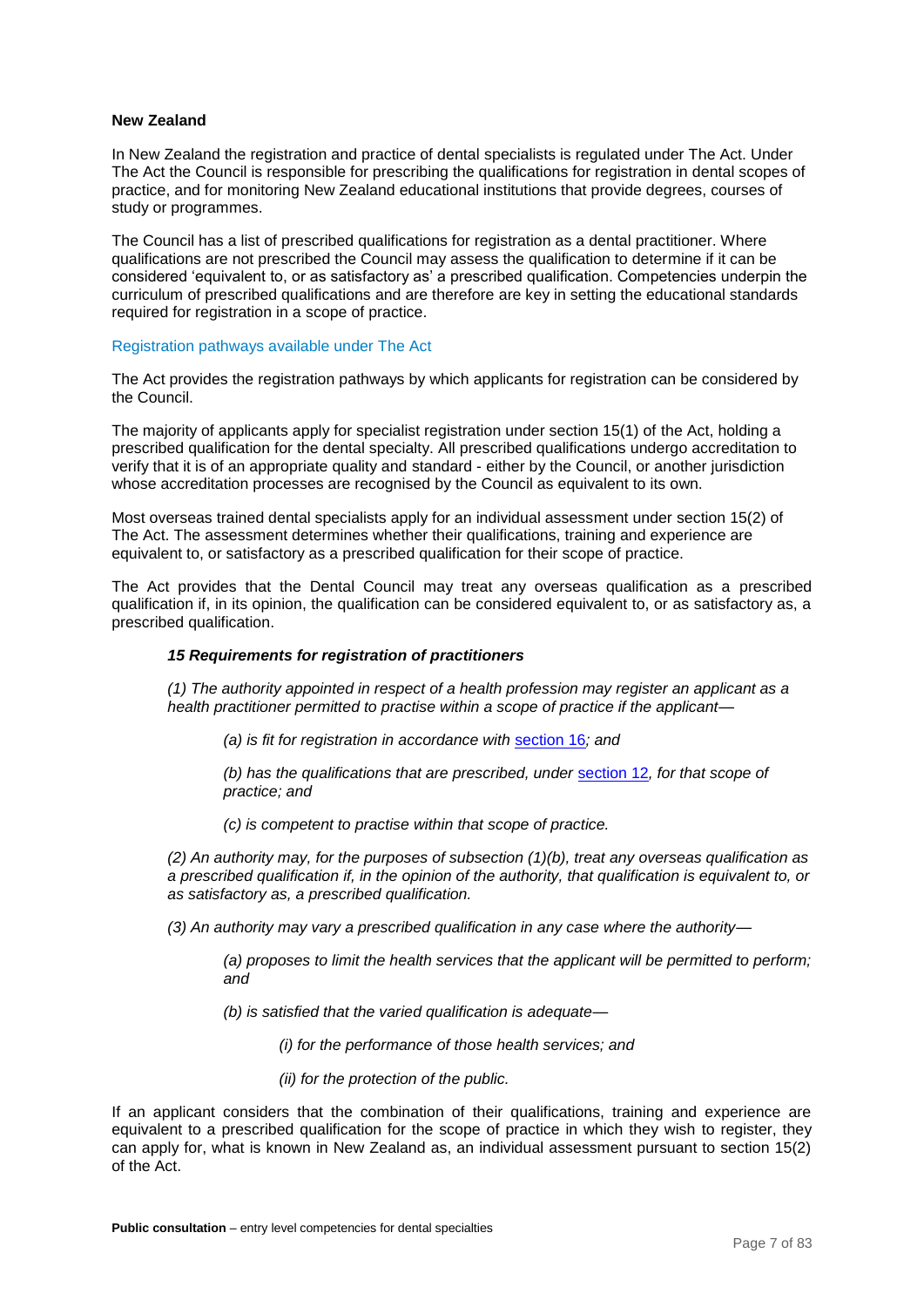**New Zealand**

In New Zealand the registration and practice of dental specialists is regulated under The Act. Under The Act the Council is responsible for prescribing the qualifications for registration in dental scopes of practice, and for monitoring New Zealand educational institutions that provide degrees, courses of study or programmes.

The Council has a list of prescribed qualifications for registration as a dental practitioner. Where qualifications are not prescribed the Council may assess the qualification to determine if it can be considered 'equivalent to, or as satisfactory as' a prescribed qualification. Competencies underpin the curriculum of prescribed qualifications and are therefore are key in setting the educational standards required for registration in a scope of practice.

Registration pathways available under The Act

The Act provides the registration pathways by which applicants for registration can be considered by the Council.

The majority of applicants apply for specialist registration under section 15(1) of the Act, holding a prescribed qualification for the dental specialty. All prescribed qualifications undergo accreditation to verify that it is of an appropriate quality and standard - either by the Council, or another jurisdiction whose accreditation processes are recognised by the Council as equivalent to its own.

Most overseas trained dental specialists apply for an individual assessment under section 15(2) of The Act. The assessment determines whether their qualifications, training and experience are equivalent to, or satisfactory as a prescribed qualification for their scope of practice.

The Act provides that the Dental Council may treat any overseas qualification as a prescribed qualification if, in its opinion, the qualification can be considered equivalent to, or as satisfactory as, a prescribed qualification.

> ***15 Requirements for registration of practitioners***
>
> *(1) The authority appointed in respect of a health profession may register an applicant as a health practitioner permitted to practise within a scope of practice if the applicant—*
>
> > *(a) is fit for registration in accordance with* section 16*; and*
> >
> > *(b) has the qualifications that are prescribed, under* section 12*, for that scope of practice; and*
> >
> > *(c) is competent to practise within that scope of practice.*
>
> *(2) An authority may, for the purposes of subsection (1)(b), treat any overseas qualification as a prescribed qualification if, in the opinion of the authority, that qualification is equivalent to, or as satisfactory as, a prescribed qualification.*
>
> *(3) An authority may vary a prescribed qualification in any case where the authority—*
>
> > *(a) proposes to limit the health services that the applicant will be permitted to perform; and*
> >
> > *(b) is satisfied that the varied qualification is adequate—*
> >
> > > *(i) for the performance of those health services; and*
> > >
> > > *(ii) for the protection of the public.*

If an applicant considers that the combination of their qualifications, training and experience are equivalent to a prescribed qualification for the scope of practice in which they wish to register, they can apply for, what is known in New Zealand as, an individual assessment pursuant to section 15(2) of the Act.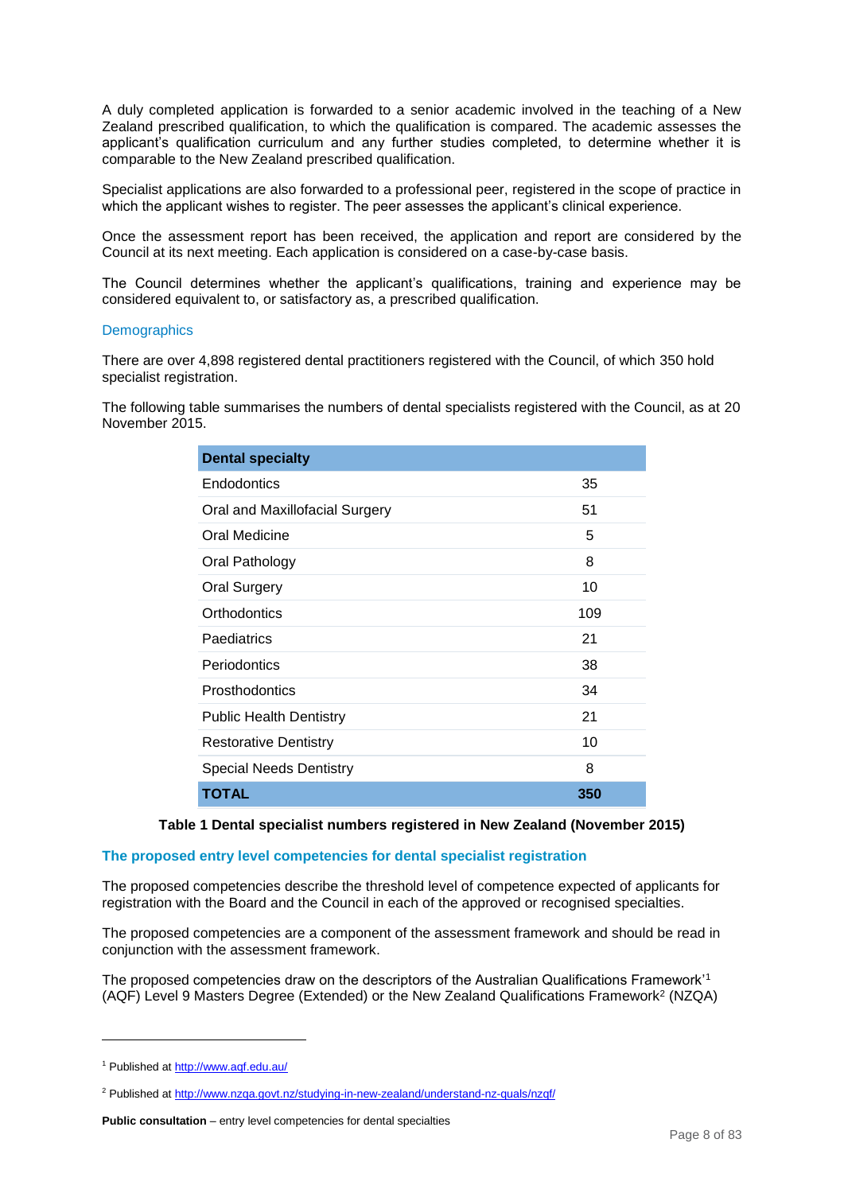A duly completed application is forwarded to a senior academic involved in the teaching of a New Zealand prescribed qualification, to which the qualification is compared. The academic assesses the applicant's qualification curriculum and any further studies completed, to determine whether it is comparable to the New Zealand prescribed qualification.

Specialist applications are also forwarded to a professional peer, registered in the scope of practice in which the applicant wishes to register. The peer assesses the applicant's clinical experience.

Once the assessment report has been received, the application and report are considered by the Council at its next meeting. Each application is considered on a case-by-case basis.

The Council determines whether the applicant's qualifications, training and experience may be considered equivalent to, or satisfactory as, a prescribed qualification.

### Demographics

There are over 4,898 registered dental practitioners registered with the Council, of which 350 hold specialist registration.

The following table summarises the numbers of dental specialists registered with the Council, as at 20 November 2015.

| Dental specialty | |
|---|---|
| Endodontics | 35 |
| Oral and Maxillofacial Surgery | 51 |
| Oral Medicine | 5 |
| Oral Pathology | 8 |
| Oral Surgery | 10 |
| Orthodontics | 109 |
| Paediatrics | 21 |
| Periodontics | 38 |
| Prosthodontics | 34 |
| Public Health Dentistry | 21 |
| Restorative Dentistry | 10 |
| Special Needs Dentistry | 8 |
| **TOTAL** | **350** |

**Table 1 Dental specialist numbers registered in New Zealand (November 2015)**

### The proposed entry level competencies for dental specialist registration

The proposed competencies describe the threshold level of competence expected of applicants for registration with the Board and the Council in each of the approved or recognised specialties.

The proposed competencies are a component of the assessment framework and should be read in conjunction with the assessment framework.

The proposed competencies draw on the descriptors of the Australian Qualifications Framework'[1] (AQF) Level 9 Masters Degree (Extended) or the New Zealand Qualifications Framework[2] (NZQA)

[1] Published at http://www.aqf.edu.au/

[2] Published at http://www.nzqa.govt.nz/studying-in-new-zealand/understand-nz-quals/nzqf/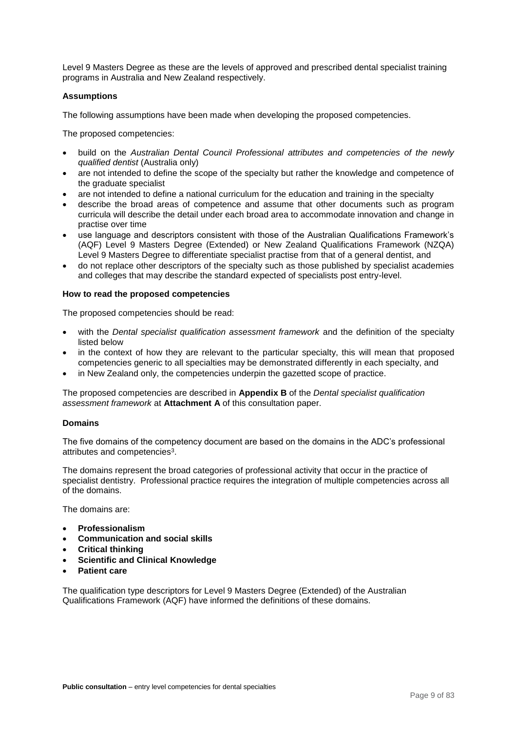Level 9 Masters Degree as these are the levels of approved and prescribed dental specialist training programs in Australia and New Zealand respectively.

**Assumptions**

The following assumptions have been made when developing the proposed competencies.

The proposed competencies:

- build on the *Australian Dental Council Professional attributes and competencies of the newly qualified dentist* (Australia only)
- are not intended to define the scope of the specialty but rather the knowledge and competence of the graduate specialist
- are not intended to define a national curriculum for the education and training in the specialty
- describe the broad areas of competence and assume that other documents such as program curricula will describe the detail under each broad area to accommodate innovation and change in practise over time
- use language and descriptors consistent with those of the Australian Qualifications Framework's (AQF) Level 9 Masters Degree (Extended) or New Zealand Qualifications Framework (NZQA) Level 9 Masters Degree to differentiate specialist practise from that of a general dentist, and
- do not replace other descriptors of the specialty such as those published by specialist academies and colleges that may describe the standard expected of specialists post entry-level.

**How to read the proposed competencies**

The proposed competencies should be read:

- with the *Dental specialist qualification assessment framework* and the definition of the specialty listed below
- in the context of how they are relevant to the particular specialty, this will mean that proposed competencies generic to all specialties may be demonstrated differently in each specialty, and
- in New Zealand only, the competencies underpin the gazetted scope of practice.

The proposed competencies are described in **Appendix B** of the *Dental specialist qualification assessment framework* at **Attachment A** of this consultation paper.

**Domains**

The five domains of the competency document are based on the domains in the ADC's professional attributes and competencies[3].

The domains represent the broad categories of professional activity that occur in the practice of specialist dentistry. Professional practice requires the integration of multiple competencies across all of the domains.

The domains are:

- **Professionalism**
- **Communication and social skills**
- **Critical thinking**
- **Scientific and Clinical Knowledge**
- **Patient care**

The qualification type descriptors for Level 9 Masters Degree (Extended) of the Australian Qualifications Framework (AQF) have informed the definitions of these domains.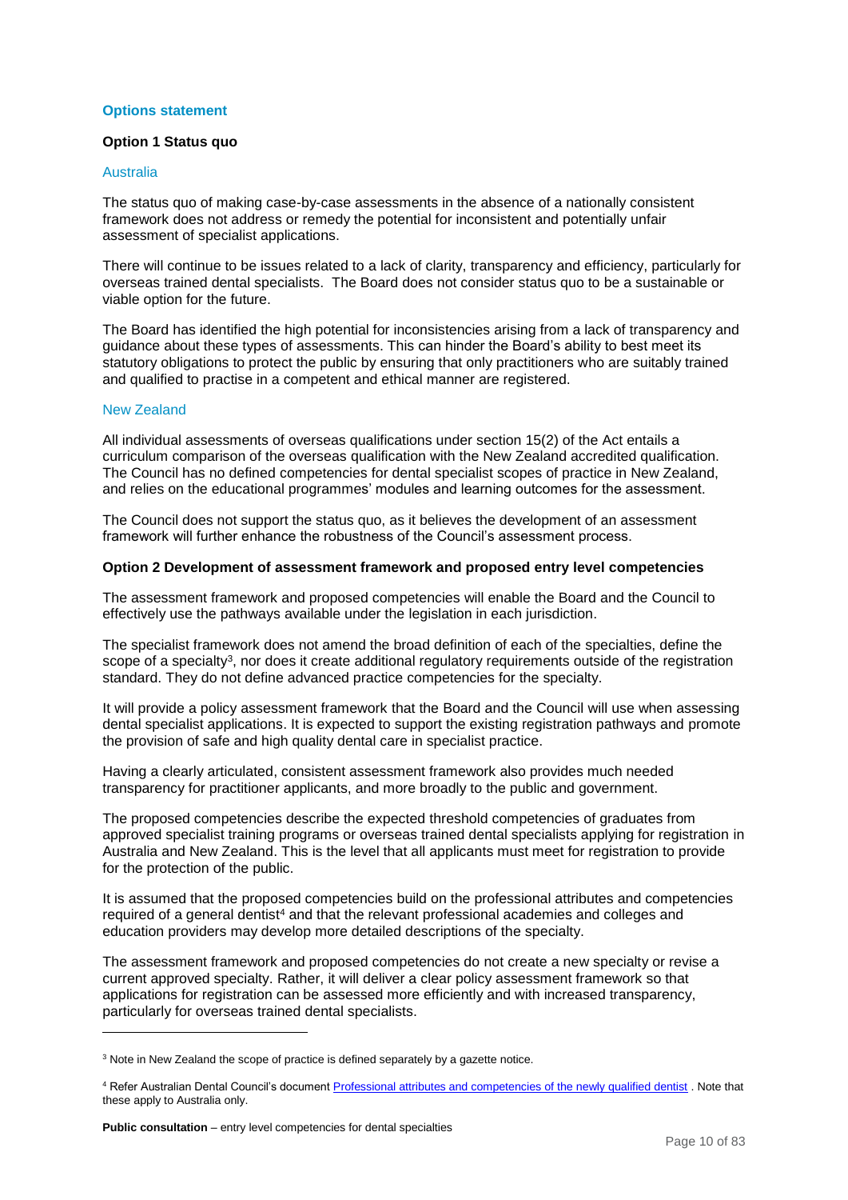## Options statement

### Option 1 Status quo

#### Australia

The status quo of making case-by-case assessments in the absence of a nationally consistent framework does not address or remedy the potential for inconsistent and potentially unfair assessment of specialist applications.

There will continue to be issues related to a lack of clarity, transparency and efficiency, particularly for overseas trained dental specialists. The Board does not consider status quo to be a sustainable or viable option for the future.

The Board has identified the high potential for inconsistencies arising from a lack of transparency and guidance about these types of assessments. This can hinder the Board's ability to best meet its statutory obligations to protect the public by ensuring that only practitioners who are suitably trained and qualified to practise in a competent and ethical manner are registered.

#### New Zealand

All individual assessments of overseas qualifications under section 15(2) of the Act entails a curriculum comparison of the overseas qualification with the New Zealand accredited qualification. The Council has no defined competencies for dental specialist scopes of practice in New Zealand, and relies on the educational programmes' modules and learning outcomes for the assessment.

The Council does not support the status quo, as it believes the development of an assessment framework will further enhance the robustness of the Council's assessment process.

### Option 2 Development of assessment framework and proposed entry level competencies

The assessment framework and proposed competencies will enable the Board and the Council to effectively use the pathways available under the legislation in each jurisdiction.

The specialist framework does not amend the broad definition of each of the specialties, define the scope of a specialty[3], nor does it create additional regulatory requirements outside of the registration standard. They do not define advanced practice competencies for the specialty.

It will provide a policy assessment framework that the Board and the Council will use when assessing dental specialist applications. It is expected to support the existing registration pathways and promote the provision of safe and high quality dental care in specialist practice.

Having a clearly articulated, consistent assessment framework also provides much needed transparency for practitioner applicants, and more broadly to the public and government.

The proposed competencies describe the expected threshold competencies of graduates from approved specialist training programs or overseas trained dental specialists applying for registration in Australia and New Zealand. This is the level that all applicants must meet for registration to provide for the protection of the public.

It is assumed that the proposed competencies build on the professional attributes and competencies required of a general dentist[4] and that the relevant professional academies and colleges and education providers may develop more detailed descriptions of the specialty.

The assessment framework and proposed competencies do not create a new specialty or revise a current approved specialty. Rather, it will deliver a clear policy assessment framework so that applications for registration can be assessed more efficiently and with increased transparency, particularly for overseas trained dental specialists.

---

[3] Note in New Zealand the scope of practice is defined separately by a gazette notice.

[4] Refer Australian Dental Council's document [Professional attributes and competencies of the newly qualified dentist](). Note that these apply to Australia only.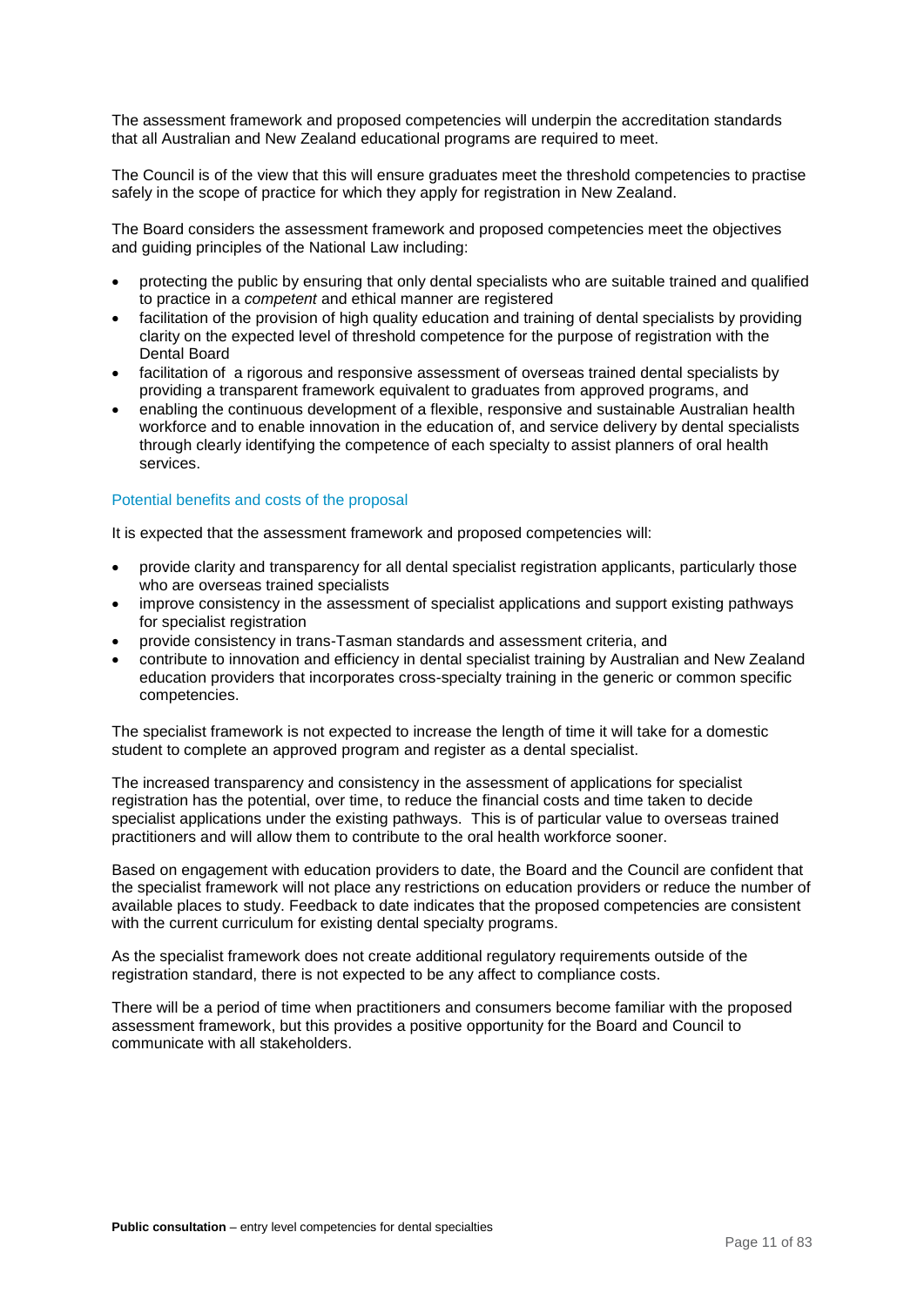The assessment framework and proposed competencies will underpin the accreditation standards that all Australian and New Zealand educational programs are required to meet.

The Council is of the view that this will ensure graduates meet the threshold competencies to practise safely in the scope of practice for which they apply for registration in New Zealand.

The Board considers the assessment framework and proposed competencies meet the objectives and guiding principles of the National Law including:

- protecting the public by ensuring that only dental specialists who are suitable trained and qualified to practice in a *competent* and ethical manner are registered
- facilitation of the provision of high quality education and training of dental specialists by providing clarity on the expected level of threshold competence for the purpose of registration with the Dental Board
- facilitation of a rigorous and responsive assessment of overseas trained dental specialists by providing a transparent framework equivalent to graduates from approved programs, and
- enabling the continuous development of a flexible, responsive and sustainable Australian health workforce and to enable innovation in the education of, and service delivery by dental specialists through clearly identifying the competence of each specialty to assist planners of oral health services.

### Potential benefits and costs of the proposal

It is expected that the assessment framework and proposed competencies will:

- provide clarity and transparency for all dental specialist registration applicants, particularly those who are overseas trained specialists
- improve consistency in the assessment of specialist applications and support existing pathways for specialist registration
- provide consistency in trans-Tasman standards and assessment criteria, and
- contribute to innovation and efficiency in dental specialist training by Australian and New Zealand education providers that incorporates cross-specialty training in the generic or common specific competencies.

The specialist framework is not expected to increase the length of time it will take for a domestic student to complete an approved program and register as a dental specialist.

The increased transparency and consistency in the assessment of applications for specialist registration has the potential, over time, to reduce the financial costs and time taken to decide specialist applications under the existing pathways. This is of particular value to overseas trained practitioners and will allow them to contribute to the oral health workforce sooner.

Based on engagement with education providers to date, the Board and the Council are confident that the specialist framework will not place any restrictions on education providers or reduce the number of available places to study. Feedback to date indicates that the proposed competencies are consistent with the current curriculum for existing dental specialty programs.

As the specialist framework does not create additional regulatory requirements outside of the registration standard, there is not expected to be any affect to compliance costs.

There will be a period of time when practitioners and consumers become familiar with the proposed assessment framework, but this provides a positive opportunity for the Board and Council to communicate with all stakeholders.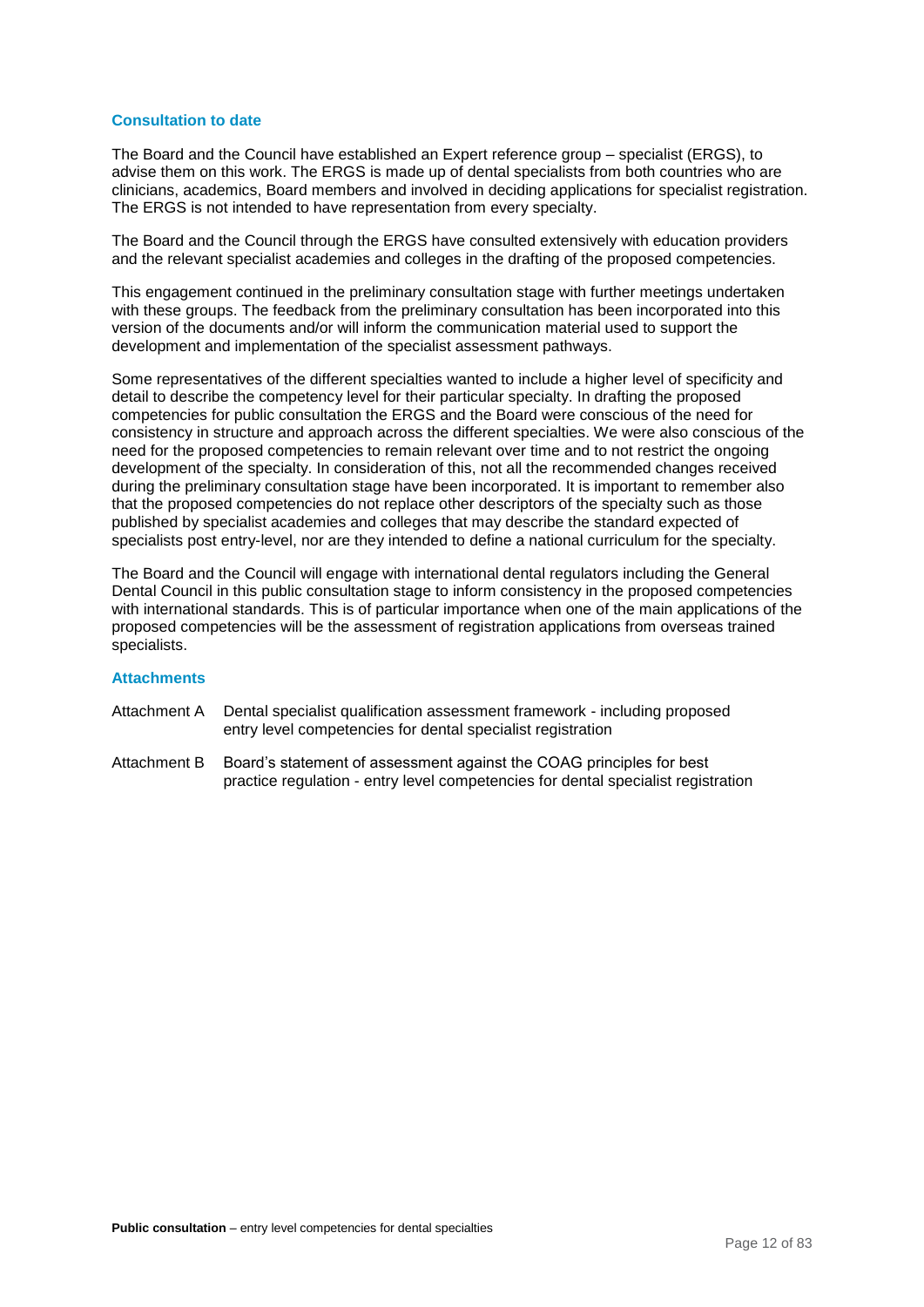## Consultation to date

The Board and the Council have established an Expert reference group – specialist (ERGS), to advise them on this work. The ERGS is made up of dental specialists from both countries who are clinicians, academics, Board members and involved in deciding applications for specialist registration. The ERGS is not intended to have representation from every specialty.

The Board and the Council through the ERGS have consulted extensively with education providers and the relevant specialist academies and colleges in the drafting of the proposed competencies.

This engagement continued in the preliminary consultation stage with further meetings undertaken with these groups. The feedback from the preliminary consultation has been incorporated into this version of the documents and/or will inform the communication material used to support the development and implementation of the specialist assessment pathways.

Some representatives of the different specialties wanted to include a higher level of specificity and detail to describe the competency level for their particular specialty. In drafting the proposed competencies for public consultation the ERGS and the Board were conscious of the need for consistency in structure and approach across the different specialties. We were also conscious of the need for the proposed competencies to remain relevant over time and to not restrict the ongoing development of the specialty. In consideration of this, not all the recommended changes received during the preliminary consultation stage have been incorporated. It is important to remember also that the proposed competencies do not replace other descriptors of the specialty such as those published by specialist academies and colleges that may describe the standard expected of specialists post entry-level, nor are they intended to define a national curriculum for the specialty.

The Board and the Council will engage with international dental regulators including the General Dental Council in this public consultation stage to inform consistency in the proposed competencies with international standards. This is of particular importance when one of the main applications of the proposed competencies will be the assessment of registration applications from overseas trained specialists.

## Attachments

Attachment A Dental specialist qualification assessment framework - including proposed entry level competencies for dental specialist registration

Attachment B Board's statement of assessment against the COAG principles for best practice regulation - entry level competencies for dental specialist registration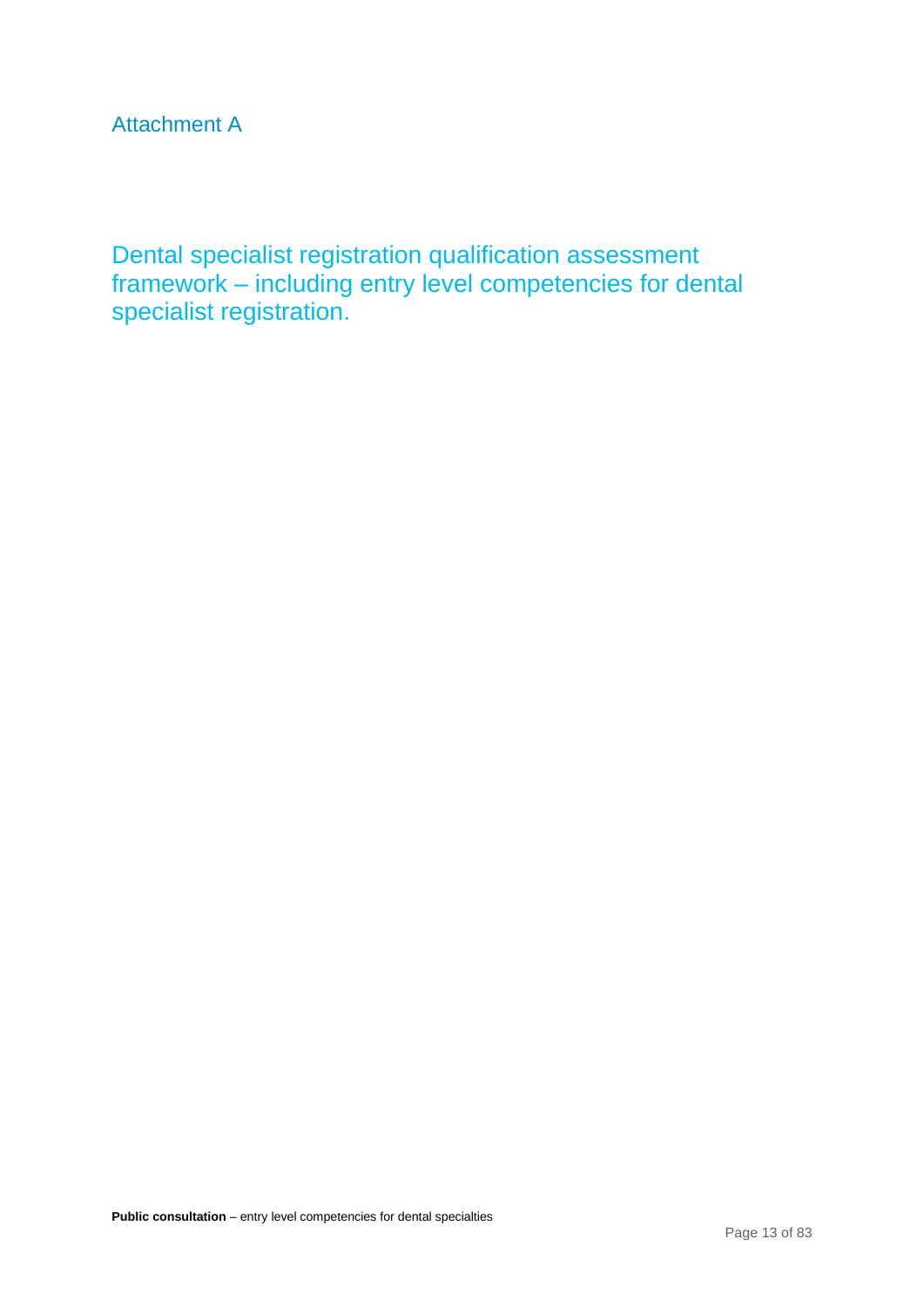Attachment A

# Dental specialist registration qualification assessment framework – including entry level competencies for dental specialist registration.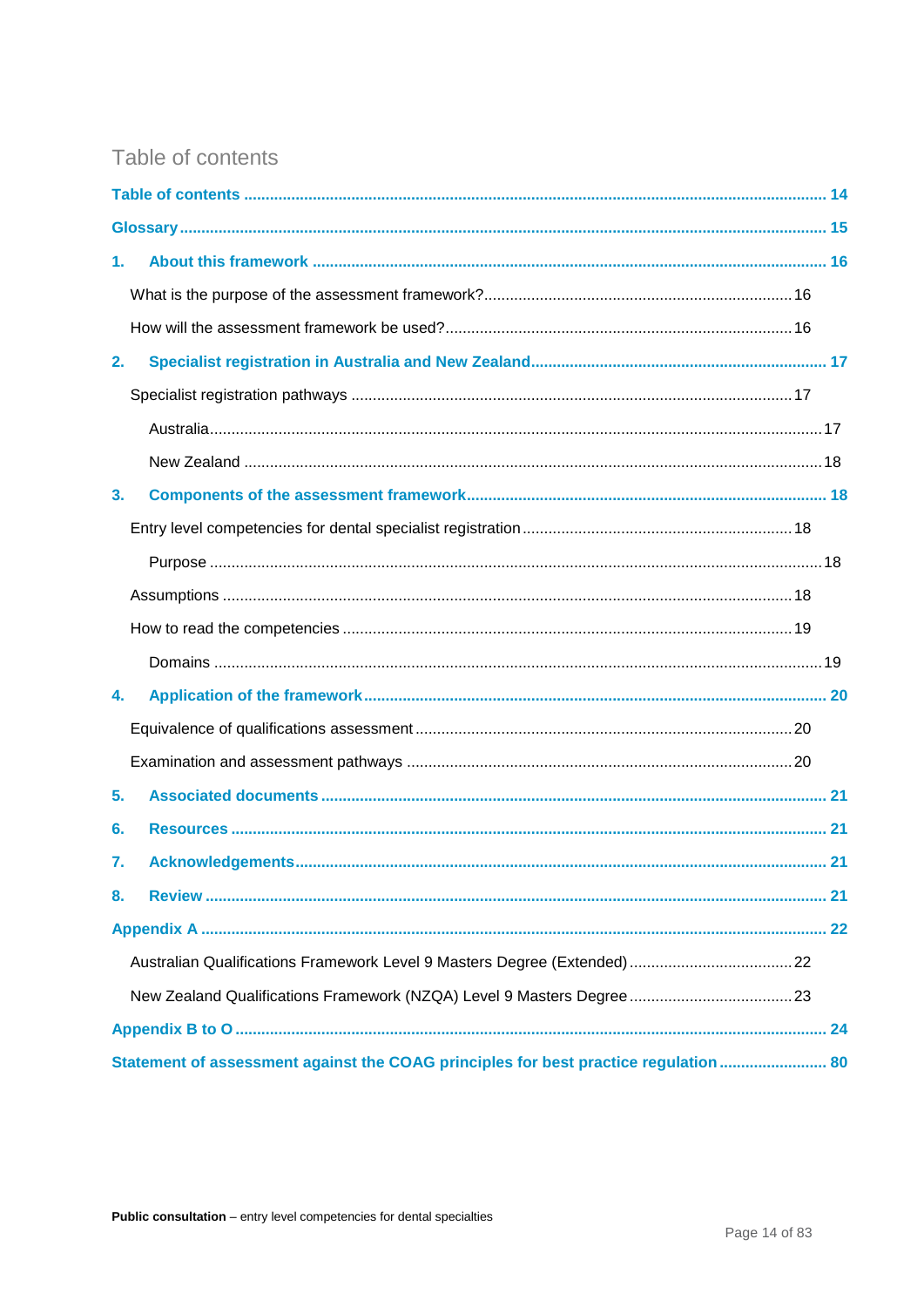# Table of contents

- **Table of contents** ..... 14
- **Glossary** ..... 15
- **1. About this framework** ..... 16
  - What is the purpose of the assessment framework? ..... 16
  - How will the assessment framework be used? ..... 16
- **2. Specialist registration in Australia and New Zealand** ..... 17
  - Specialist registration pathways ..... 17
    - Australia ..... 17
    - New Zealand ..... 18
- **3. Components of the assessment framework** ..... 18
  - Entry level competencies for dental specialist registration ..... 18
    - Purpose ..... 18
  - Assumptions ..... 18
  - How to read the competencies ..... 19
    - Domains ..... 19
- **4. Application of the framework** ..... 20
  - Equivalence of qualifications assessment ..... 20
  - Examination and assessment pathways ..... 20
- **5. Associated documents** ..... 21
- **6. Resources** ..... 21
- **7. Acknowledgements** ..... 21
- **8. Review** ..... 21
- **Appendix A** ..... 22
  - Australian Qualifications Framework Level 9 Masters Degree (Extended) ..... 22
  - New Zealand Qualifications Framework (NZQA) Level 9 Masters Degree ..... 23
- **Appendix B to O** ..... 24
- **Statement of assessment against the COAG principles for best practice regulation** ..... 80

**Public consultation** – entry level competencies for dental specialties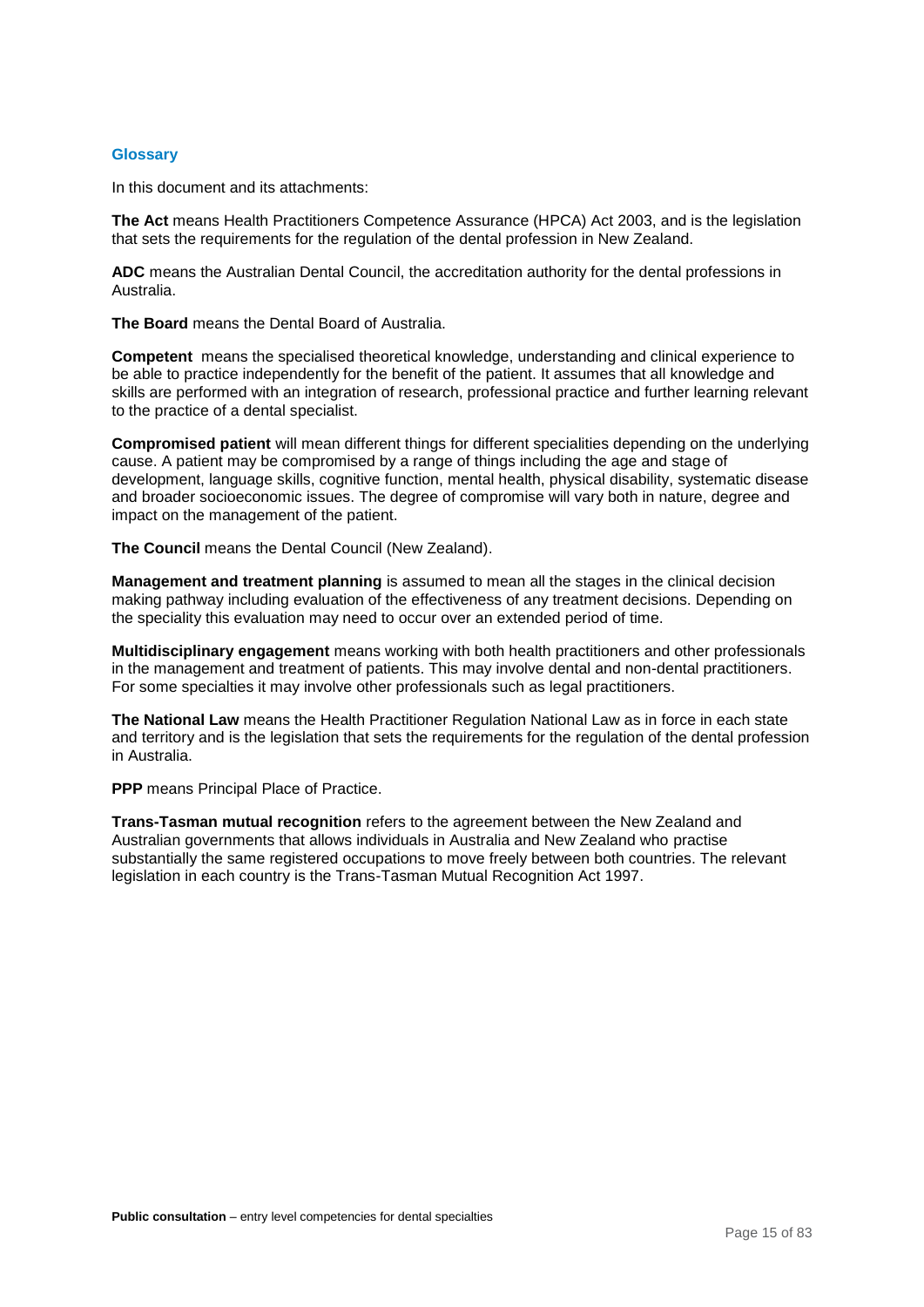## Glossary

In this document and its attachments:

**The Act** means Health Practitioners Competence Assurance (HPCA) Act 2003, and is the legislation that sets the requirements for the regulation of the dental profession in New Zealand.

**ADC** means the Australian Dental Council, the accreditation authority for the dental professions in Australia.

**The Board** means the Dental Board of Australia.

**Competent** means the specialised theoretical knowledge, understanding and clinical experience to be able to practice independently for the benefit of the patient. It assumes that all knowledge and skills are performed with an integration of research, professional practice and further learning relevant to the practice of a dental specialist.

**Compromised patient** will mean different things for different specialities depending on the underlying cause. A patient may be compromised by a range of things including the age and stage of development, language skills, cognitive function, mental health, physical disability, systematic disease and broader socioeconomic issues. The degree of compromise will vary both in nature, degree and impact on the management of the patient.

**The Council** means the Dental Council (New Zealand).

**Management and treatment planning** is assumed to mean all the stages in the clinical decision making pathway including evaluation of the effectiveness of any treatment decisions. Depending on the speciality this evaluation may need to occur over an extended period of time.

**Multidisciplinary engagement** means working with both health practitioners and other professionals in the management and treatment of patients. This may involve dental and non-dental practitioners. For some specialties it may involve other professionals such as legal practitioners.

**The National Law** means the Health Practitioner Regulation National Law as in force in each state and territory and is the legislation that sets the requirements for the regulation of the dental profession in Australia.

**PPP** means Principal Place of Practice.

**Trans-Tasman mutual recognition** refers to the agreement between the New Zealand and Australian governments that allows individuals in Australia and New Zealand who practise substantially the same registered occupations to move freely between both countries. The relevant legislation in each country is the Trans-Tasman Mutual Recognition Act 1997.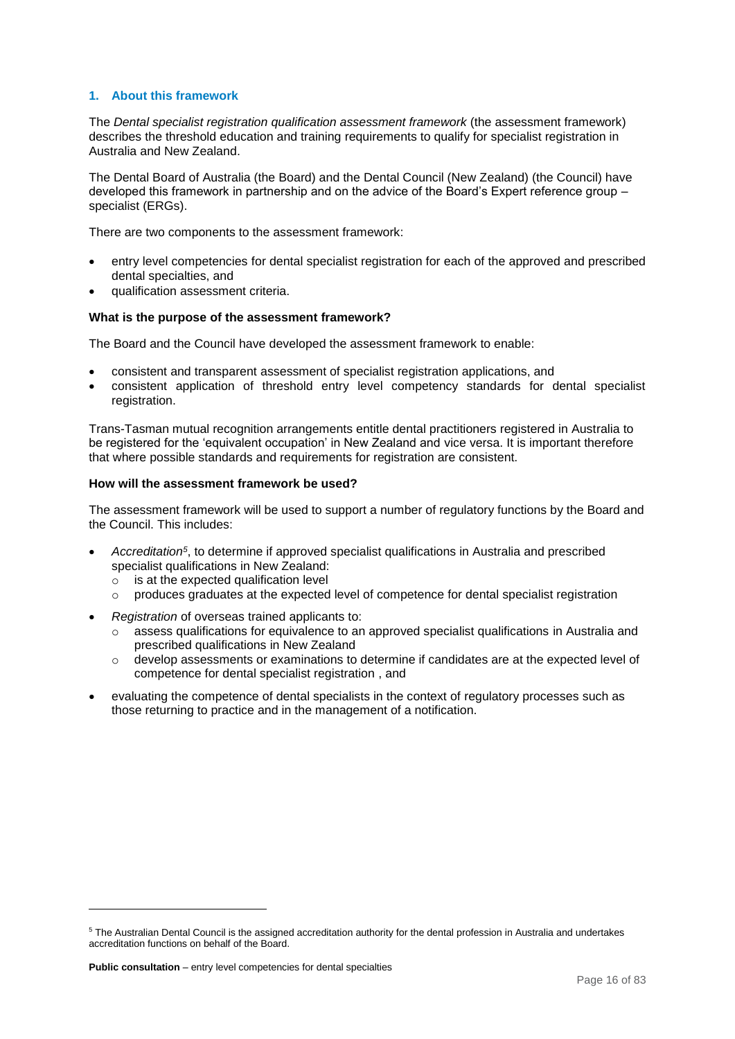## 1. About this framework

The *Dental specialist registration qualification assessment framework* (the assessment framework) describes the threshold education and training requirements to qualify for specialist registration in Australia and New Zealand.

The Dental Board of Australia (the Board) and the Dental Council (New Zealand) (the Council) have developed this framework in partnership and on the advice of the Board's Expert reference group – specialist (ERGs).

There are two components to the assessment framework:

- entry level competencies for dental specialist registration for each of the approved and prescribed dental specialties, and
- qualification assessment criteria.

**What is the purpose of the assessment framework?**

The Board and the Council have developed the assessment framework to enable:

- consistent and transparent assessment of specialist registration applications, and
- consistent application of threshold entry level competency standards for dental specialist registration.

Trans-Tasman mutual recognition arrangements entitle dental practitioners registered in Australia to be registered for the 'equivalent occupation' in New Zealand and vice versa. It is important therefore that where possible standards and requirements for registration are consistent.

**How will the assessment framework be used?**

The assessment framework will be used to support a number of regulatory functions by the Board and the Council. This includes:

- *Accreditation*[5], to determine if approved specialist qualifications in Australia and prescribed specialist qualifications in New Zealand:
  - is at the expected qualification level
  - produces graduates at the expected level of competence for dental specialist registration
- *Registration* of overseas trained applicants to:
  - assess qualifications for equivalence to an approved specialist qualifications in Australia and prescribed qualifications in New Zealand
  - develop assessments or examinations to determine if candidates are at the expected level of competence for dental specialist registration , and
- evaluating the competence of dental specialists in the context of regulatory processes such as those returning to practice and in the management of a notification.

[5] The Australian Dental Council is the assigned accreditation authority for the dental profession in Australia and undertakes accreditation functions on behalf of the Board.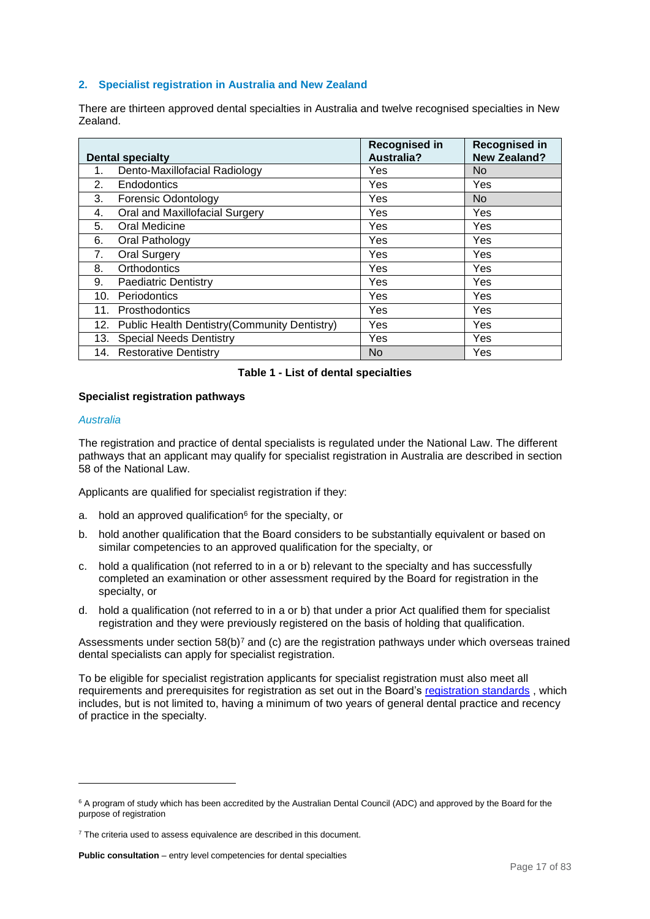## 2. Specialist registration in Australia and New Zealand

There are thirteen approved dental specialties in Australia and twelve recognised specialties in New Zealand.

| Dental specialty | Recognised in Australia? | Recognised in New Zealand? |
|---|---|---|
| 1. Dento-Maxillofacial Radiology | Yes | No |
| 2. Endodontics | Yes | Yes |
| 3. Forensic Odontology | Yes | No |
| 4. Oral and Maxillofacial Surgery | Yes | Yes |
| 5. Oral Medicine | Yes | Yes |
| 6. Oral Pathology | Yes | Yes |
| 7. Oral Surgery | Yes | Yes |
| 8. Orthodontics | Yes | Yes |
| 9. Paediatric Dentistry | Yes | Yes |
| 10. Periodontics | Yes | Yes |
| 11. Prosthodontics | Yes | Yes |
| 12. Public Health Dentistry(Community Dentistry) | Yes | Yes |
| 13. Special Needs Dentistry | Yes | Yes |
| 14. Restorative Dentistry | No | Yes |

**Table 1 - List of dental specialties**

**Specialist registration pathways**

*Australia*

The registration and practice of dental specialists is regulated under the National Law. The different pathways that an applicant may qualify for specialist registration in Australia are described in section 58 of the National Law.

Applicants are qualified for specialist registration if they:

a. hold an approved qualification[6] for the specialty, or

b. hold another qualification that the Board considers to be substantially equivalent or based on similar competencies to an approved qualification for the specialty, or

c. hold a qualification (not referred to in a or b) relevant to the specialty and has successfully completed an examination or other assessment required by the Board for registration in the specialty, or

d. hold a qualification (not referred to in a or b) that under a prior Act qualified them for specialist registration and they were previously registered on the basis of holding that qualification.

Assessments under section 58(b)[7] and (c) are the registration pathways under which overseas trained dental specialists can apply for specialist registration.

To be eligible for specialist registration applicants for specialist registration must also meet all requirements and prerequisites for registration as set out in the Board's registration standards , which includes, but is not limited to, having a minimum of two years of general dental practice and recency of practice in the specialty.

[6] A program of study which has been accredited by the Australian Dental Council (ADC) and approved by the Board for the purpose of registration

[7] The criteria used to assess equivalence are described in this document.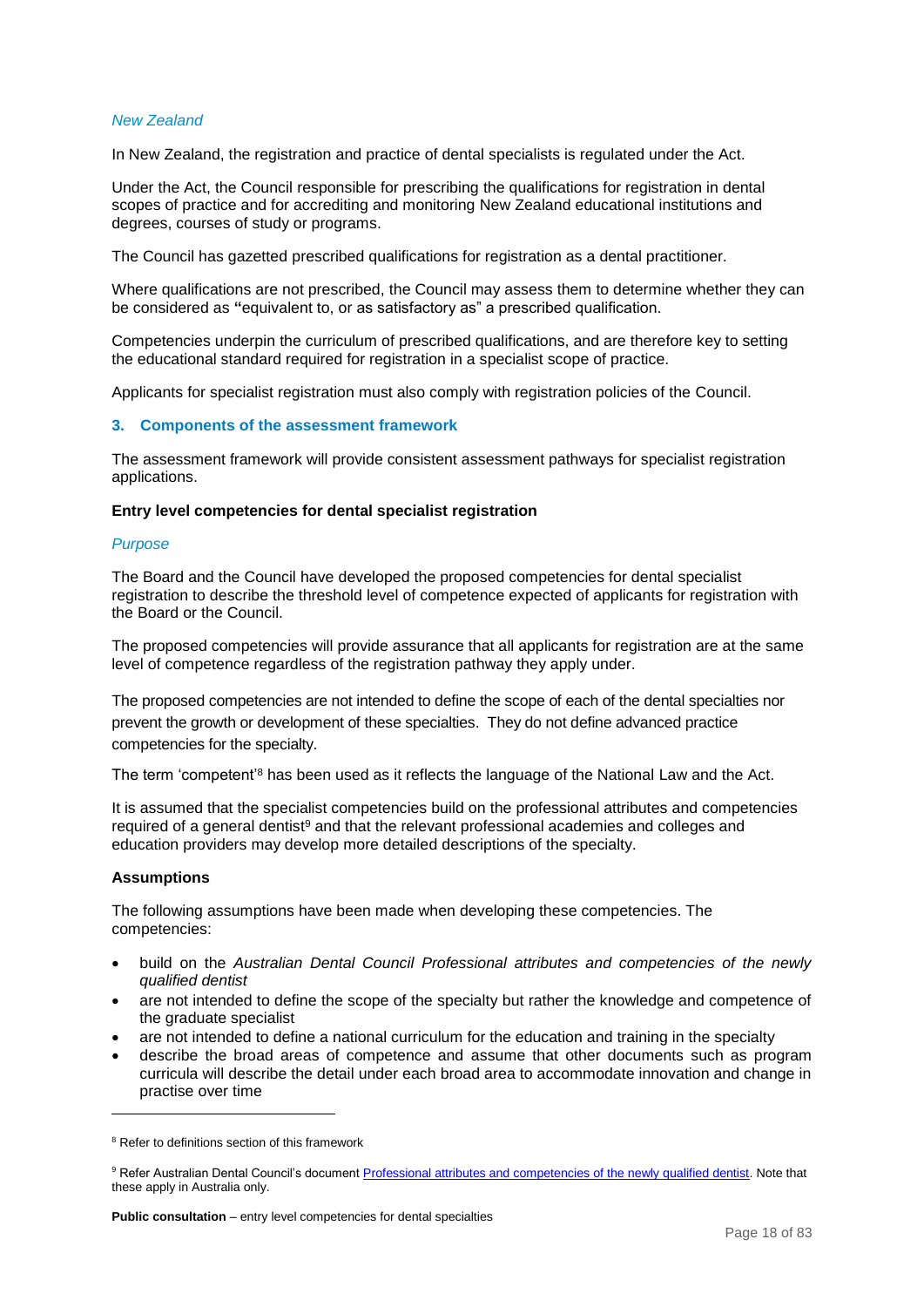*New Zealand*

In New Zealand, the registration and practice of dental specialists is regulated under the Act.

Under the Act, the Council responsible for prescribing the qualifications for registration in dental scopes of practice and for accrediting and monitoring New Zealand educational institutions and degrees, courses of study or programs.

The Council has gazetted prescribed qualifications for registration as a dental practitioner.

Where qualifications are not prescribed, the Council may assess them to determine whether they can be considered as **"**equivalent to, or as satisfactory as" a prescribed qualification.

Competencies underpin the curriculum of prescribed qualifications, and are therefore key to setting the educational standard required for registration in a specialist scope of practice.

Applicants for specialist registration must also comply with registration policies of the Council.

## 3. Components of the assessment framework

The assessment framework will provide consistent assessment pathways for specialist registration applications.

**Entry level competencies for dental specialist registration**

*Purpose*

The Board and the Council have developed the proposed competencies for dental specialist registration to describe the threshold level of competence expected of applicants for registration with the Board or the Council.

The proposed competencies will provide assurance that all applicants for registration are at the same level of competence regardless of the registration pathway they apply under.

The proposed competencies are not intended to define the scope of each of the dental specialties nor prevent the growth or development of these specialties. They do not define advanced practice competencies for the specialty.

The term 'competent'[8] has been used as it reflects the language of the National Law and the Act.

It is assumed that the specialist competencies build on the professional attributes and competencies required of a general dentist[9] and that the relevant professional academies and colleges and education providers may develop more detailed descriptions of the specialty.

**Assumptions**

The following assumptions have been made when developing these competencies. The competencies:

- build on the *Australian Dental Council Professional attributes and competencies of the newly qualified dentist*
- are not intended to define the scope of the specialty but rather the knowledge and competence of the graduate specialist
- are not intended to define a national curriculum for the education and training in the specialty
- describe the broad areas of competence and assume that other documents such as program curricula will describe the detail under each broad area to accommodate innovation and change in practise over time

---

[8] Refer to definitions section of this framework

[9] Refer Australian Dental Council's document Professional attributes and competencies of the newly qualified dentist. Note that these apply in Australia only.

**Public consultation** – entry level competencies for dental specialties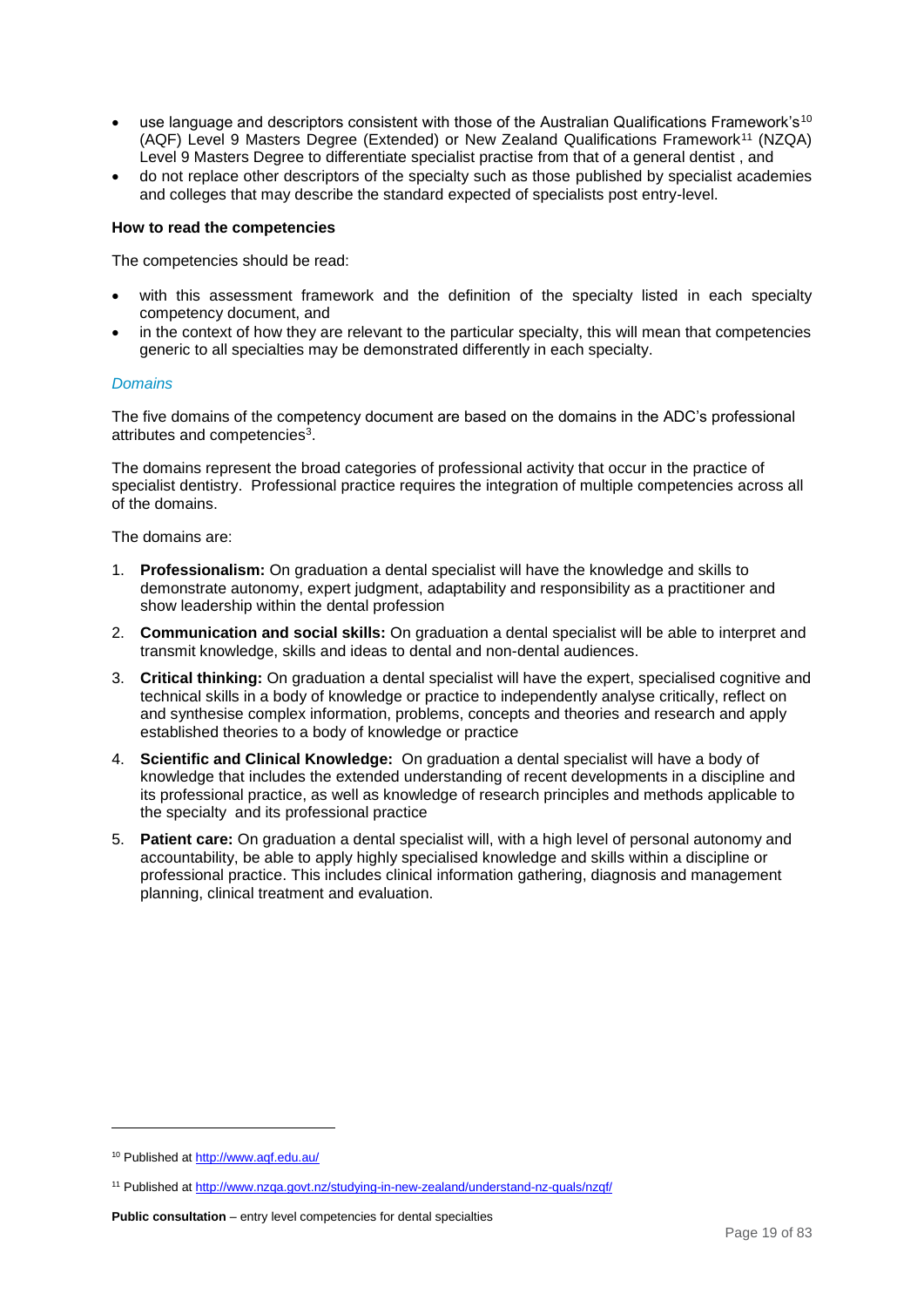- use language and descriptors consistent with those of the Australian Qualifications Framework's[10] (AQF) Level 9 Masters Degree (Extended) or New Zealand Qualifications Framework[11] (NZQA) Level 9 Masters Degree to differentiate specialist practise from that of a general dentist , and
- do not replace other descriptors of the specialty such as those published by specialist academies and colleges that may describe the standard expected of specialists post entry-level.

**How to read the competencies**

The competencies should be read:

- with this assessment framework and the definition of the specialty listed in each specialty competency document, and
- in the context of how they are relevant to the particular specialty, this will mean that competencies generic to all specialties may be demonstrated differently in each specialty.

*Domains*

The five domains of the competency document are based on the domains in the ADC's professional attributes and competencies[3].

The domains represent the broad categories of professional activity that occur in the practice of specialist dentistry. Professional practice requires the integration of multiple competencies across all of the domains.

The domains are:

1. **Professionalism:** On graduation a dental specialist will have the knowledge and skills to demonstrate autonomy, expert judgment, adaptability and responsibility as a practitioner and show leadership within the dental profession
2. **Communication and social skills:** On graduation a dental specialist will be able to interpret and transmit knowledge, skills and ideas to dental and non-dental audiences.
3. **Critical thinking:** On graduation a dental specialist will have the expert, specialised cognitive and technical skills in a body of knowledge or practice to independently analyse critically, reflect on and synthesise complex information, problems, concepts and theories and research and apply established theories to a body of knowledge or practice
4. **Scientific and Clinical Knowledge:** On graduation a dental specialist will have a body of knowledge that includes the extended understanding of recent developments in a discipline and its professional practice, as well as knowledge of research principles and methods applicable to the specialty and its professional practice
5. **Patient care:** On graduation a dental specialist will, with a high level of personal autonomy and accountability, be able to apply highly specialised knowledge and skills within a discipline or professional practice. This includes clinical information gathering, diagnosis and management planning, clinical treatment and evaluation.

---

[10] Published at http://www.aqf.edu.au/

[11] Published at http://www.nzqa.govt.nz/studying-in-new-zealand/understand-nz-quals/nzqf/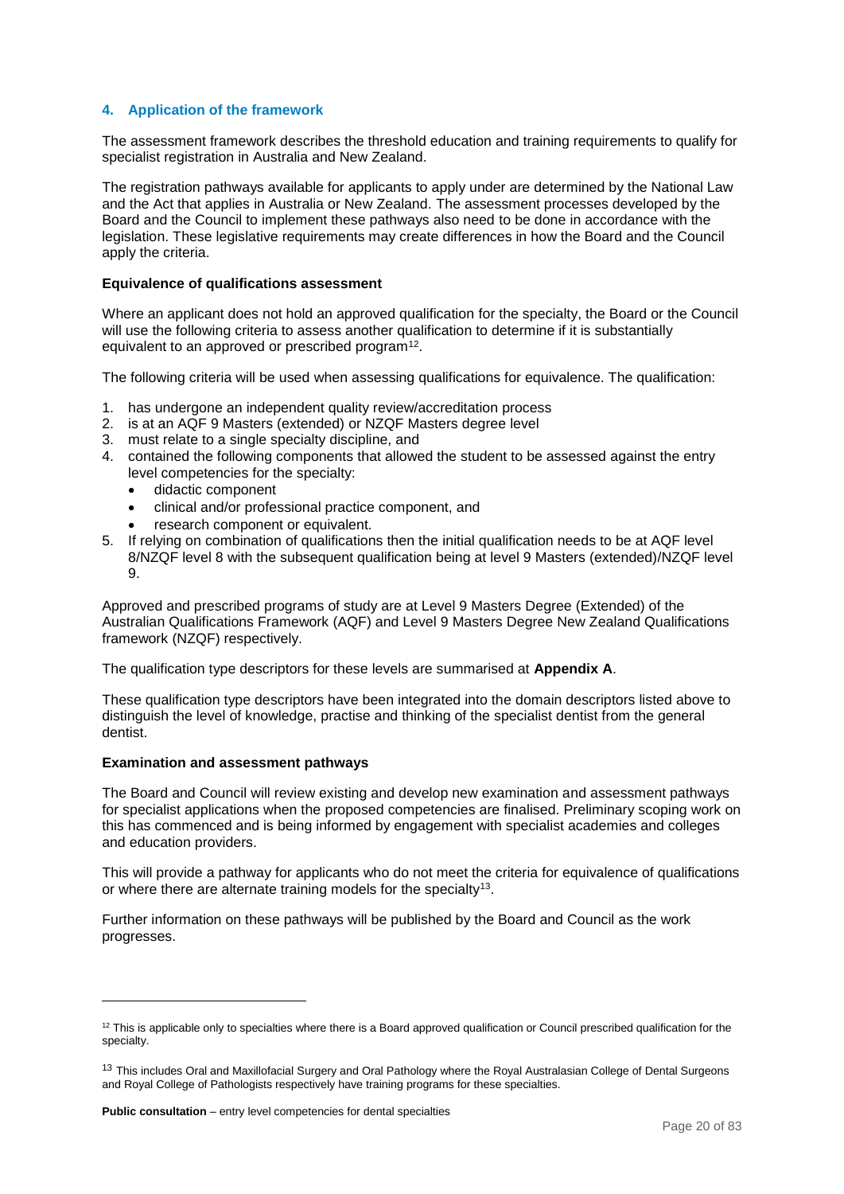## 4. Application of the framework

The assessment framework describes the threshold education and training requirements to qualify for specialist registration in Australia and New Zealand.

The registration pathways available for applicants to apply under are determined by the National Law and the Act that applies in Australia or New Zealand. The assessment processes developed by the Board and the Council to implement these pathways also need to be done in accordance with the legislation. These legislative requirements may create differences in how the Board and the Council apply the criteria.

**Equivalence of qualifications assessment**

Where an applicant does not hold an approved qualification for the specialty, the Board or the Council will use the following criteria to assess another qualification to determine if it is substantially equivalent to an approved or prescribed program[12].

The following criteria will be used when assessing qualifications for equivalence. The qualification:

1. has undergone an independent quality review/accreditation process
2. is at an AQF 9 Masters (extended) or NZQF Masters degree level
3. must relate to a single specialty discipline, and
4. contained the following components that allowed the student to be assessed against the entry level competencies for the specialty:
   - didactic component
   - clinical and/or professional practice component, and
   - research component or equivalent.
5. If relying on combination of qualifications then the initial qualification needs to be at AQF level 8/NZQF level 8 with the subsequent qualification being at level 9 Masters (extended)/NZQF level 9.

Approved and prescribed programs of study are at Level 9 Masters Degree (Extended) of the Australian Qualifications Framework (AQF) and Level 9 Masters Degree New Zealand Qualifications framework (NZQF) respectively.

The qualification type descriptors for these levels are summarised at **Appendix A**.

These qualification type descriptors have been integrated into the domain descriptors listed above to distinguish the level of knowledge, practise and thinking of the specialist dentist from the general dentist.

**Examination and assessment pathways**

The Board and Council will review existing and develop new examination and assessment pathways for specialist applications when the proposed competencies are finalised. Preliminary scoping work on this has commenced and is being informed by engagement with specialist academies and colleges and education providers.

This will provide a pathway for applicants who do not meet the criteria for equivalence of qualifications or where there are alternate training models for the specialty[13].

Further information on these pathways will be published by the Board and Council as the work progresses.

---

[12] This is applicable only to specialties where there is a Board approved qualification or Council prescribed qualification for the specialty.

[13] This includes Oral and Maxillofacial Surgery and Oral Pathology where the Royal Australasian College of Dental Surgeons and Royal College of Pathologists respectively have training programs for these specialties.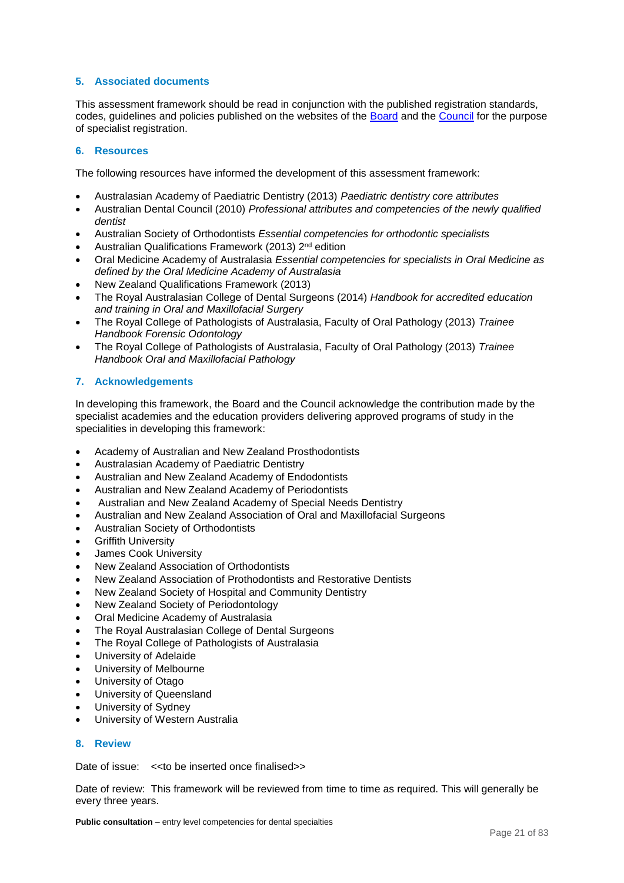## 5. Associated documents

This assessment framework should be read in conjunction with the published registration standards, codes, guidelines and policies published on the websites of the [Board] and the [Council] for the purpose of specialist registration.

## 6. Resources

The following resources have informed the development of this assessment framework:

- Australasian Academy of Paediatric Dentistry (2013) *Paediatric dentistry core attributes*
- Australian Dental Council (2010) *Professional attributes and competencies of the newly qualified dentist*
- Australian Society of Orthodontists *Essential competencies for orthodontic specialists*
- Australian Qualifications Framework (2013) 2nd edition
- Oral Medicine Academy of Australasia *Essential competencies for specialists in Oral Medicine as defined by the Oral Medicine Academy of Australasia*
- New Zealand Qualifications Framework (2013)
- The Royal Australasian College of Dental Surgeons (2014) *Handbook for accredited education and training in Oral and Maxillofacial Surgery*
- The Royal College of Pathologists of Australasia, Faculty of Oral Pathology (2013) *Trainee Handbook Forensic Odontology*
- The Royal College of Pathologists of Australasia, Faculty of Oral Pathology (2013) *Trainee Handbook Oral and Maxillofacial Pathology*

## 7. Acknowledgements

In developing this framework, the Board and the Council acknowledge the contribution made by the specialist academies and the education providers delivering approved programs of study in the specialities in developing this framework:

- Academy of Australian and New Zealand Prosthodontists
- Australasian Academy of Paediatric Dentistry
- Australian and New Zealand Academy of Endodontists
- Australian and New Zealand Academy of Periodontists
- Australian and New Zealand Academy of Special Needs Dentistry
- Australian and New Zealand Association of Oral and Maxillofacial Surgeons
- Australian Society of Orthodontists
- Griffith University
- James Cook University
- New Zealand Association of Orthodontists
- New Zealand Association of Prothodontists and Restorative Dentists
- New Zealand Society of Hospital and Community Dentistry
- New Zealand Society of Periodontology
- Oral Medicine Academy of Australasia
- The Royal Australasian College of Dental Surgeons
- The Royal College of Pathologists of Australasia
- University of Adelaide
- University of Melbourne
- University of Otago
- University of Queensland
- University of Sydney
- University of Western Australia

## 8. Review

Date of issue: <<to be inserted once finalised>>

Date of review: This framework will be reviewed from time to time as required. This will generally be every three years.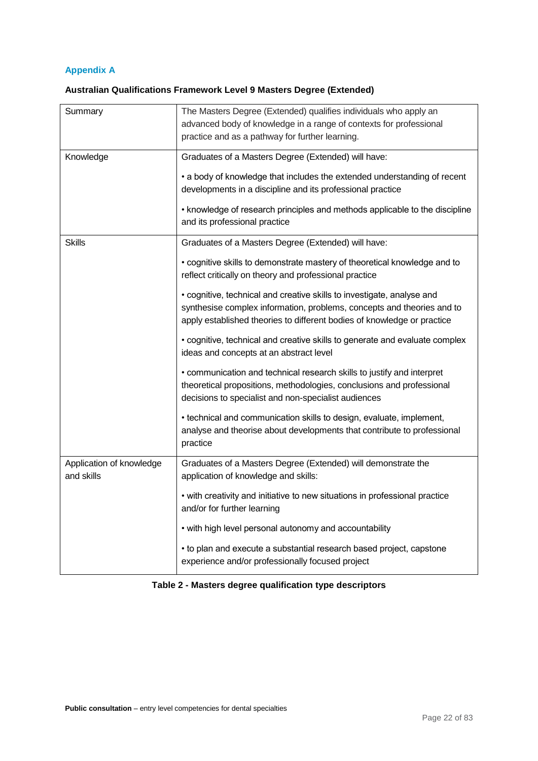## Appendix A

**Australian Qualifications Framework Level 9 Masters Degree (Extended)**

| | |
|---|---|
| Summary | The Masters Degree (Extended) qualifies individuals who apply an advanced body of knowledge in a range of contexts for professional practice and as a pathway for further learning. |
| Knowledge | Graduates of a Masters Degree (Extended) will have:<br><br>• a body of knowledge that includes the extended understanding of recent developments in a discipline and its professional practice<br><br>• knowledge of research principles and methods applicable to the discipline and its professional practice |
| Skills | Graduates of a Masters Degree (Extended) will have:<br><br>• cognitive skills to demonstrate mastery of theoretical knowledge and to reflect critically on theory and professional practice<br><br>• cognitive, technical and creative skills to investigate, analyse and synthesise complex information, problems, concepts and theories and to apply established theories to different bodies of knowledge or practice<br><br>• cognitive, technical and creative skills to generate and evaluate complex ideas and concepts at an abstract level<br><br>• communication and technical research skills to justify and interpret theoretical propositions, methodologies, conclusions and professional decisions to specialist and non-specialist audiences<br><br>• technical and communication skills to design, evaluate, implement, analyse and theorise about developments that contribute to professional practice |
| Application of knowledge and skills | Graduates of a Masters Degree (Extended) will demonstrate the application of knowledge and skills:<br><br>• with creativity and initiative to new situations in professional practice and/or for further learning<br><br>• with high level personal autonomy and accountability<br><br>• to plan and execute a substantial research based project, capstone experience and/or professionally focused project |

**Table 2 - Masters degree qualification type descriptors**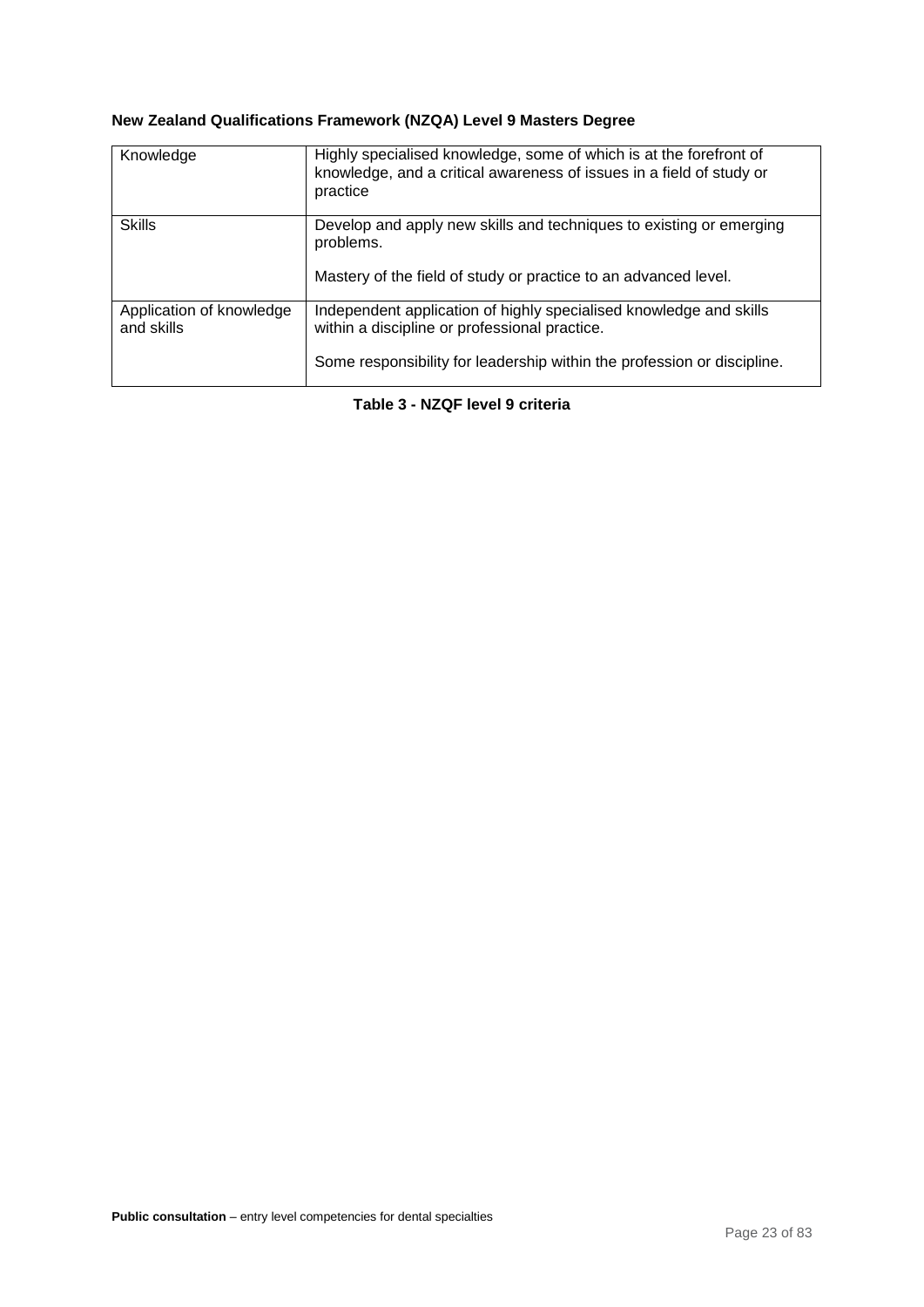**New Zealand Qualifications Framework (NZQA) Level 9 Masters Degree**

| | |
|---|---|
| Knowledge | Highly specialised knowledge, some of which is at the forefront of knowledge, and a critical awareness of issues in a field of study or practice |
| Skills | Develop and apply new skills and techniques to existing or emerging problems.<br><br>Mastery of the field of study or practice to an advanced level. |
| Application of knowledge and skills | Independent application of highly specialised knowledge and skills within a discipline or professional practice.<br><br>Some responsibility for leadership within the profession or discipline. |

**Table 3 - NZQF level 9 criteria**

**Public consultation** – entry level competencies for dental specialties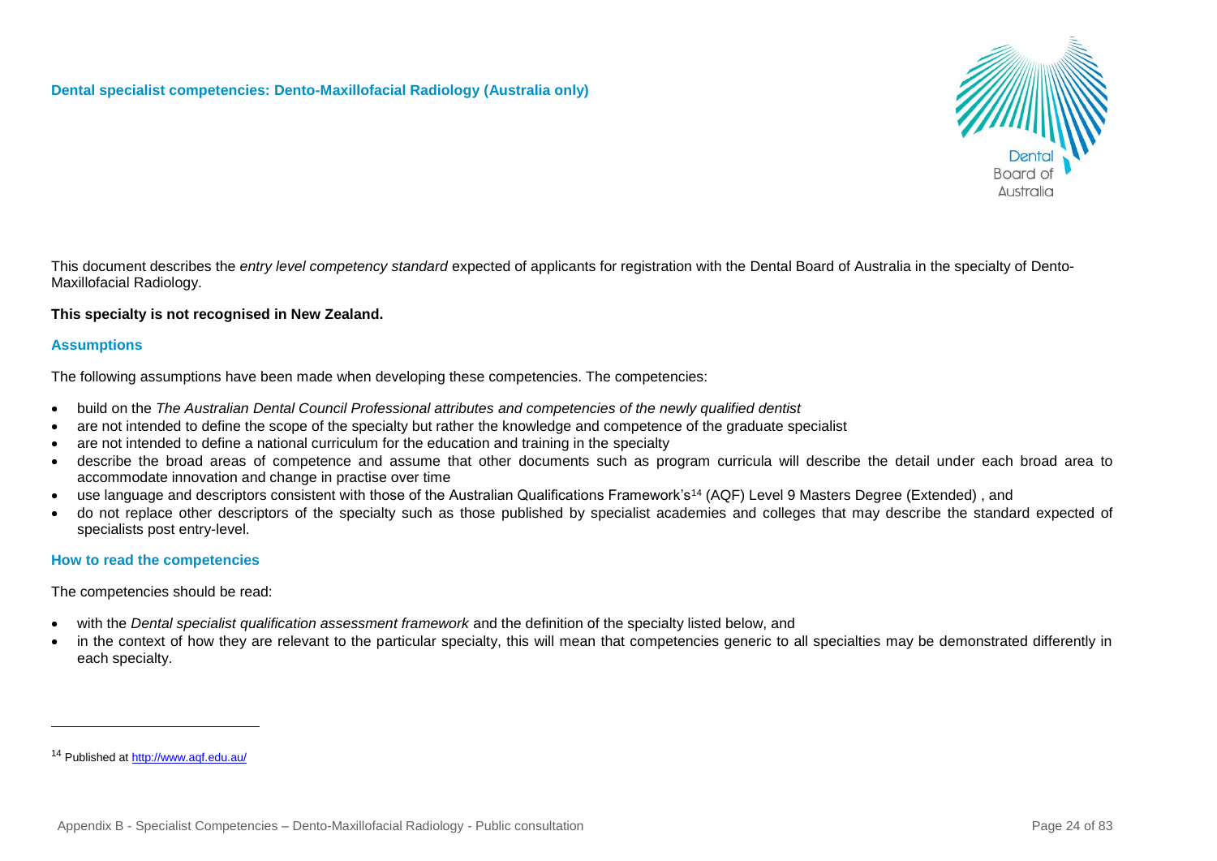**Dental specialist competencies: Dento-Maxillofacial Radiology (Australia only)**

This document describes the *entry level competency standard* expected of applicants for registration with the Dental Board of Australia in the specialty of Dento-Maxillofacial Radiology.

**This specialty is not recognised in New Zealand.**

## Assumptions

The following assumptions have been made when developing these competencies. The competencies:

- build on the *The Australian Dental Council Professional attributes and competencies of the newly qualified dentist*
- are not intended to define the scope of the specialty but rather the knowledge and competence of the graduate specialist
- are not intended to define a national curriculum for the education and training in the specialty
- describe the broad areas of competence and assume that other documents such as program curricula will describe the detail under each broad area to accommodate innovation and change in practise over time
- use language and descriptors consistent with those of the Australian Qualifications Framework's[14] (AQF) Level 9 Masters Degree (Extended) , and
- do not replace other descriptors of the specialty such as those published by specialist academies and colleges that may describe the standard expected of specialists post entry-level.

## How to read the competencies

The competencies should be read:

- with the *Dental specialist qualification assessment framework* and the definition of the specialty listed below, and
- in the context of how they are relevant to the particular specialty, this will mean that competencies generic to all specialties may be demonstrated differently in each specialty.

[14] Published at http://www.aqf.edu.au/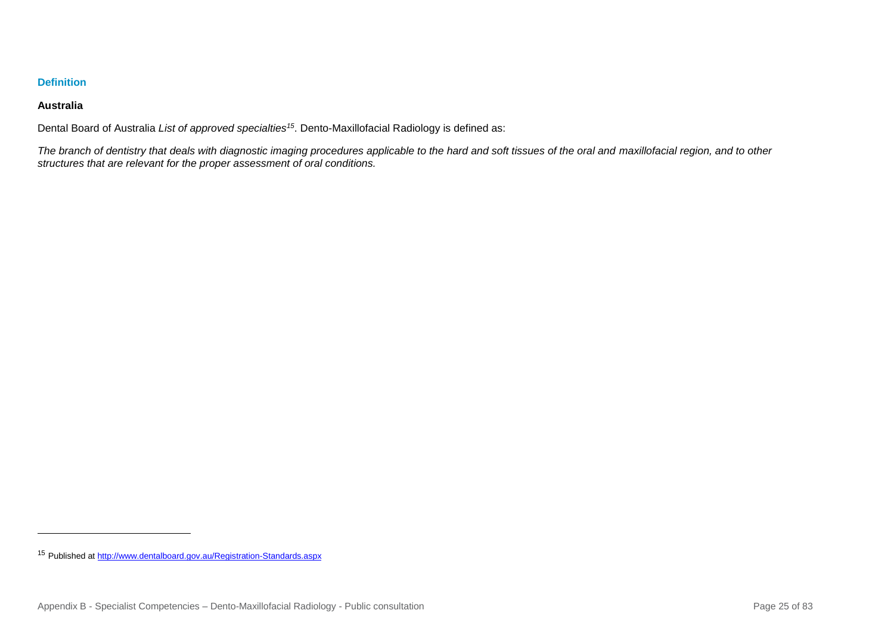### Definition

**Australia**

Dental Board of Australia *List of approved specialties*[15]. Dento-Maxillofacial Radiology is defined as:

*The branch of dentistry that deals with diagnostic imaging procedures applicable to the hard and soft tissues of the oral and maxillofacial region, and to other structures that are relevant for the proper assessment of oral conditions.*

---

[15] Published at http://www.dentalboard.gov.au/Registration-Standards.aspx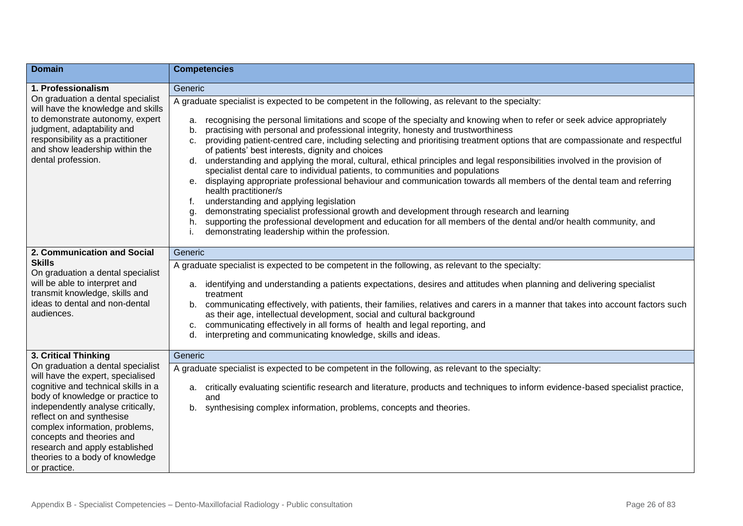| Domain | Competencies |
|---|---|
| **1. Professionalism**<br>On graduation a dental specialist will have the knowledge and skills to demonstrate autonomy, expert judgment, adaptability and responsibility as a practitioner and show leadership within the dental profession. | Generic<br>A graduate specialist is expected to be competent in the following, as relevant to the specialty:<br>a. recognising the personal limitations and scope of the specialty and knowing when to refer or seek advice appropriately<br>b. practising with personal and professional integrity, honesty and trustworthiness<br>c. providing patient-centred care, including selecting and prioritising treatment options that are compassionate and respectful of patients' best interests, dignity and choices<br>d. understanding and applying the moral, cultural, ethical principles and legal responsibilities involved in the provision of specialist dental care to individual patients, to communities and populations<br>e. displaying appropriate professional behaviour and communication towards all members of the dental team and referring health practitioner/s<br>f. understanding and applying legislation<br>g. demonstrating specialist professional growth and development through research and learning<br>h. supporting the professional development and education for all members of the dental and/or health community, and<br>i. demonstrating leadership within the profession. |
| **2. Communication and Social Skills**<br>On graduation a dental specialist will be able to interpret and transmit knowledge, skills and ideas to dental and non-dental audiences. | Generic<br>A graduate specialist is expected to be competent in the following, as relevant to the specialty:<br>a. identifying and understanding a patients expectations, desires and attitudes when planning and delivering specialist treatment<br>b. communicating effectively, with patients, their families, relatives and carers in a manner that takes into account factors such as their age, intellectual development, social and cultural background<br>c. communicating effectively in all forms of health and legal reporting, and<br>d. interpreting and communicating knowledge, skills and ideas. |
| **3. Critical Thinking**<br>On graduation a dental specialist will have the expert, specialised cognitive and technical skills in a body of knowledge or practice to independently analyse critically, reflect on and synthesise complex information, problems, concepts and theories and research and apply established theories to a body of knowledge or practice. | Generic<br>A graduate specialist is expected to be competent in the following, as relevant to the specialty:<br>a. critically evaluating scientific research and literature, products and techniques to inform evidence-based specialist practice, and<br>b. synthesising complex information, problems, concepts and theories. |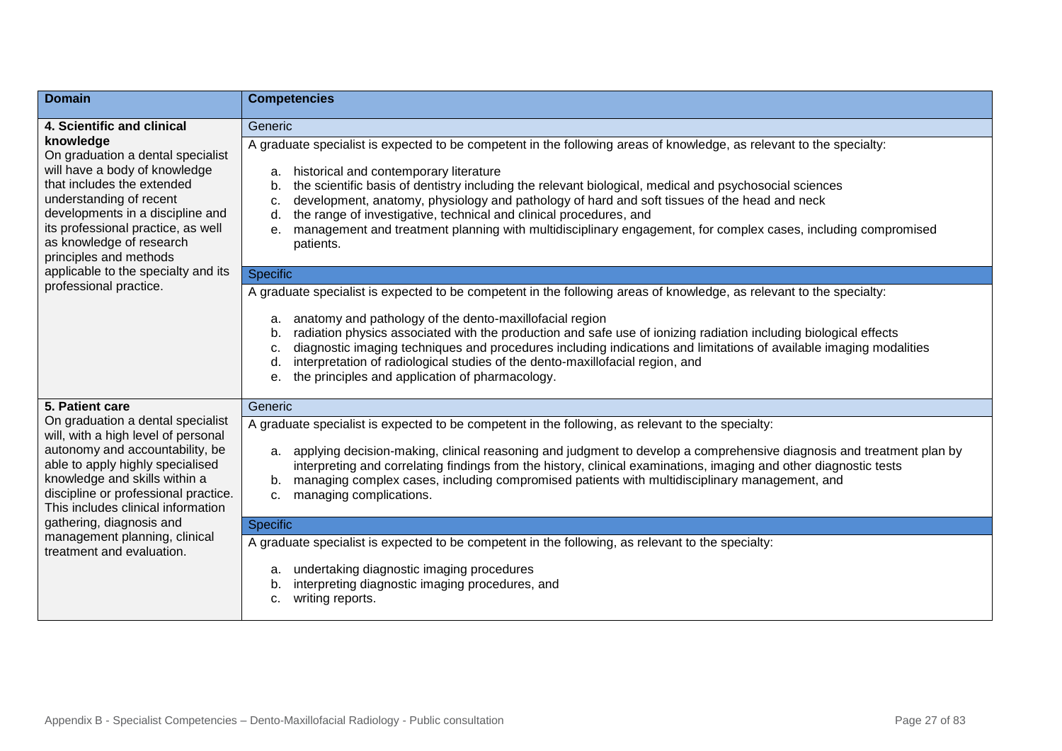| Domain | Competencies |
|---|---|
| **4. Scientific and clinical knowledge**<br>On graduation a dental specialist will have a body of knowledge that includes the extended understanding of recent developments in a discipline and its professional practice, as well as knowledge of research principles and methods applicable to the specialty and its professional practice. | Generic<br>A graduate specialist is expected to be competent in the following areas of knowledge, as relevant to the specialty:<br>a. historical and contemporary literature<br>b. the scientific basis of dentistry including the relevant biological, medical and psychosocial sciences<br>c. development, anatomy, physiology and pathology of hard and soft tissues of the head and neck<br>d. the range of investigative, technical and clinical procedures, and<br>e. management and treatment planning with multidisciplinary engagement, for complex cases, including compromised patients. |
| | Specific<br>A graduate specialist is expected to be competent in the following areas of knowledge, as relevant to the specialty:<br>a. anatomy and pathology of the dento-maxillofacial region<br>b. radiation physics associated with the production and safe use of ionizing radiation including biological effects<br>c. diagnostic imaging techniques and procedures including indications and limitations of available imaging modalities<br>d. interpretation of radiological studies of the dento-maxillofacial region, and<br>e. the principles and application of pharmacology. |
| **5. Patient care**<br>On graduation a dental specialist will, with a high level of personal autonomy and accountability, be able to apply highly specialised knowledge and skills within a discipline or professional practice. This includes clinical information gathering, diagnosis and management planning, clinical treatment and evaluation. | Generic<br>A graduate specialist is expected to be competent in the following, as relevant to the specialty:<br>a. applying decision-making, clinical reasoning and judgment to develop a comprehensive diagnosis and treatment plan by interpreting and correlating findings from the history, clinical examinations, imaging and other diagnostic tests<br>b. managing complex cases, including compromised patients with multidisciplinary management, and<br>c. managing complications. |
| | Specific<br>A graduate specialist is expected to be competent in the following, as relevant to the specialty:<br>a. undertaking diagnostic imaging procedures<br>b. interpreting diagnostic imaging procedures, and<br>c. writing reports. |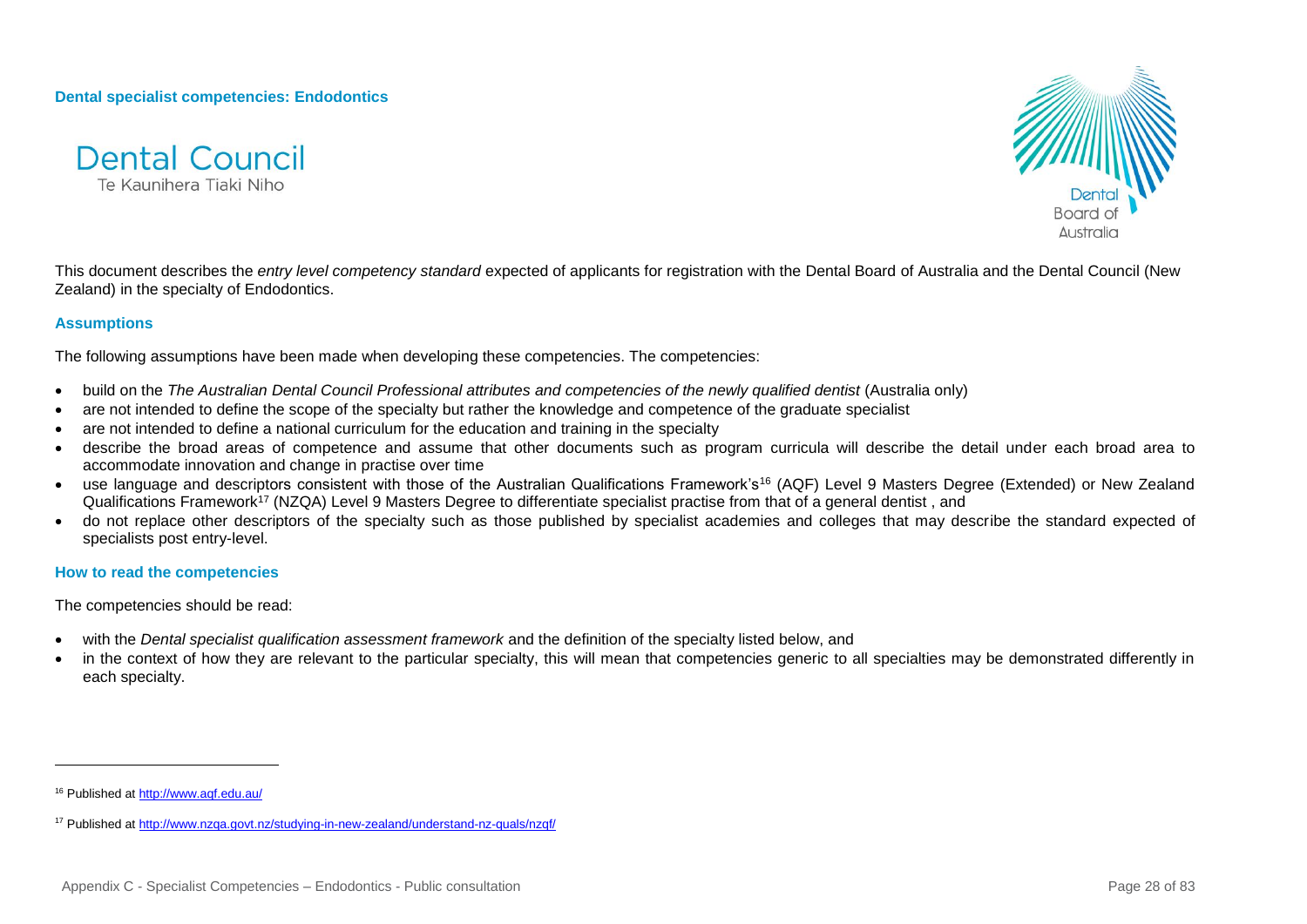**Dental specialist competencies: Endodontics**

Dental Council
Te Kaunihera Tiaki Niho

Dental Board of Australia

This document describes the *entry level competency standard* expected of applicants for registration with the Dental Board of Australia and the Dental Council (New Zealand) in the specialty of Endodontics.

### Assumptions

The following assumptions have been made when developing these competencies. The competencies:

- build on the *The Australian Dental Council Professional attributes and competencies of the newly qualified dentist* (Australia only)
- are not intended to define the scope of the specialty but rather the knowledge and competence of the graduate specialist
- are not intended to define a national curriculum for the education and training in the specialty
- describe the broad areas of competence and assume that other documents such as program curricula will describe the detail under each broad area to accommodate innovation and change in practise over time
- use language and descriptors consistent with those of the Australian Qualifications Framework's[16] (AQF) Level 9 Masters Degree (Extended) or New Zealand Qualifications Framework[17] (NZQA) Level 9 Masters Degree to differentiate specialist practise from that of a general dentist , and
- do not replace other descriptors of the specialty such as those published by specialist academies and colleges that may describe the standard expected of specialists post entry-level.

### How to read the competencies

The competencies should be read:

- with the *Dental specialist qualification assessment framework* and the definition of the specialty listed below, and
- in the context of how they are relevant to the particular specialty, this will mean that competencies generic to all specialties may be demonstrated differently in each specialty.

---

[16] Published at http://www.aqf.edu.au/

[17] Published at http://www.nzqa.govt.nz/studying-in-new-zealand/understand-nz-quals/nzqf/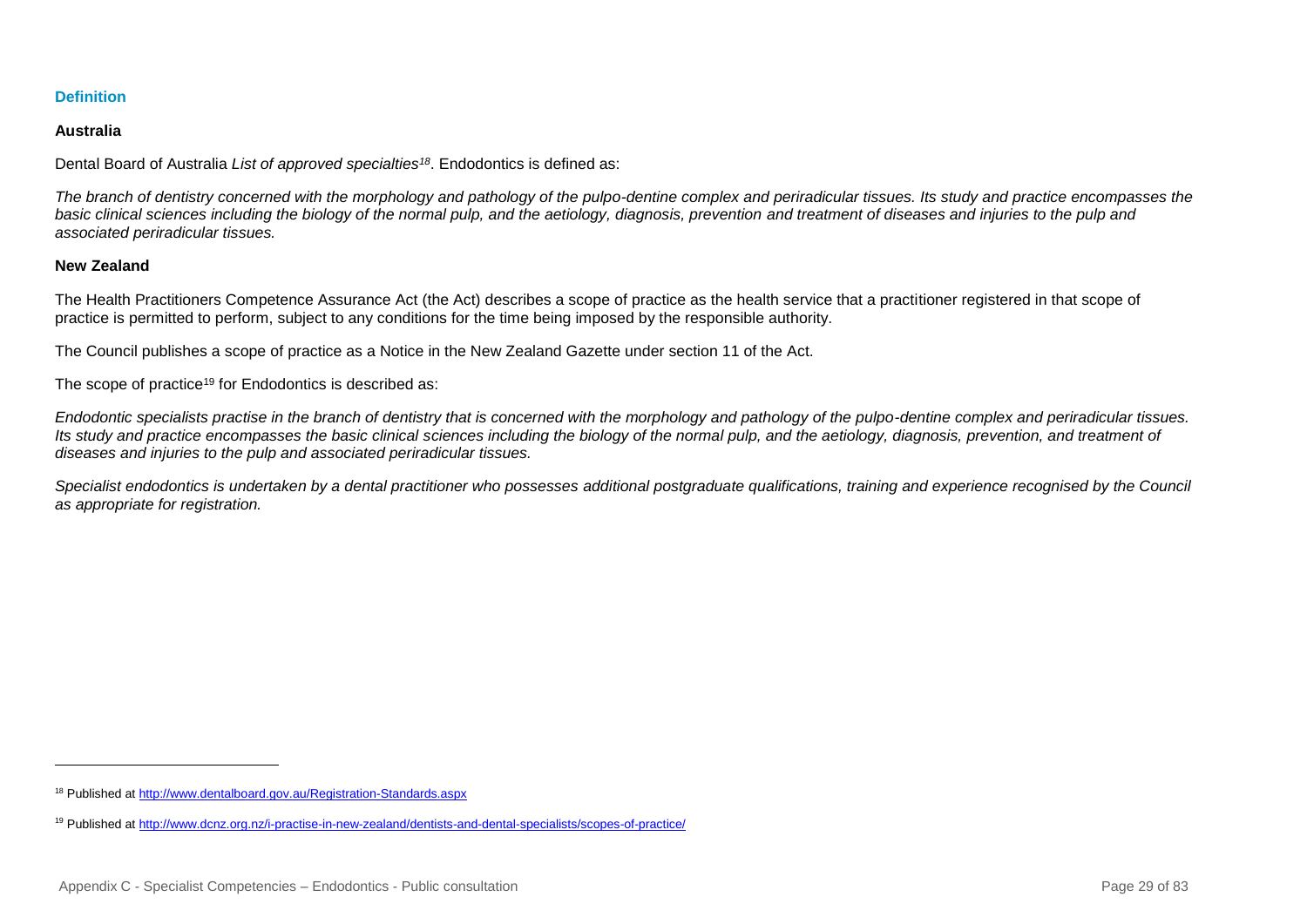## Definition

### Australia

Dental Board of Australia *List of approved specialties*[18]. Endodontics is defined as:

*The branch of dentistry concerned with the morphology and pathology of the pulpo-dentine complex and periradicular tissues. Its study and practice encompasses the basic clinical sciences including the biology of the normal pulp, and the aetiology, diagnosis, prevention and treatment of diseases and injuries to the pulp and associated periradicular tissues.*

### New Zealand

The Health Practitioners Competence Assurance Act (the Act) describes a scope of practice as the health service that a practitioner registered in that scope of practice is permitted to perform, subject to any conditions for the time being imposed by the responsible authority.

The Council publishes a scope of practice as a Notice in the New Zealand Gazette under section 11 of the Act.

The scope of practice[19] for Endodontics is described as:

*Endodontic specialists practise in the branch of dentistry that is concerned with the morphology and pathology of the pulpo-dentine complex and periradicular tissues. Its study and practice encompasses the basic clinical sciences including the biology of the normal pulp, and the aetiology, diagnosis, prevention, and treatment of diseases and injuries to the pulp and associated periradicular tissues.*

*Specialist endodontics is undertaken by a dental practitioner who possesses additional postgraduate qualifications, training and experience recognised by the Council as appropriate for registration.*

---

[18] Published at http://www.dentalboard.gov.au/Registration-Standards.aspx

[19] Published at http://www.dcnz.org.nz/i-practise-in-new-zealand/dentists-and-dental-specialists/scopes-of-practice/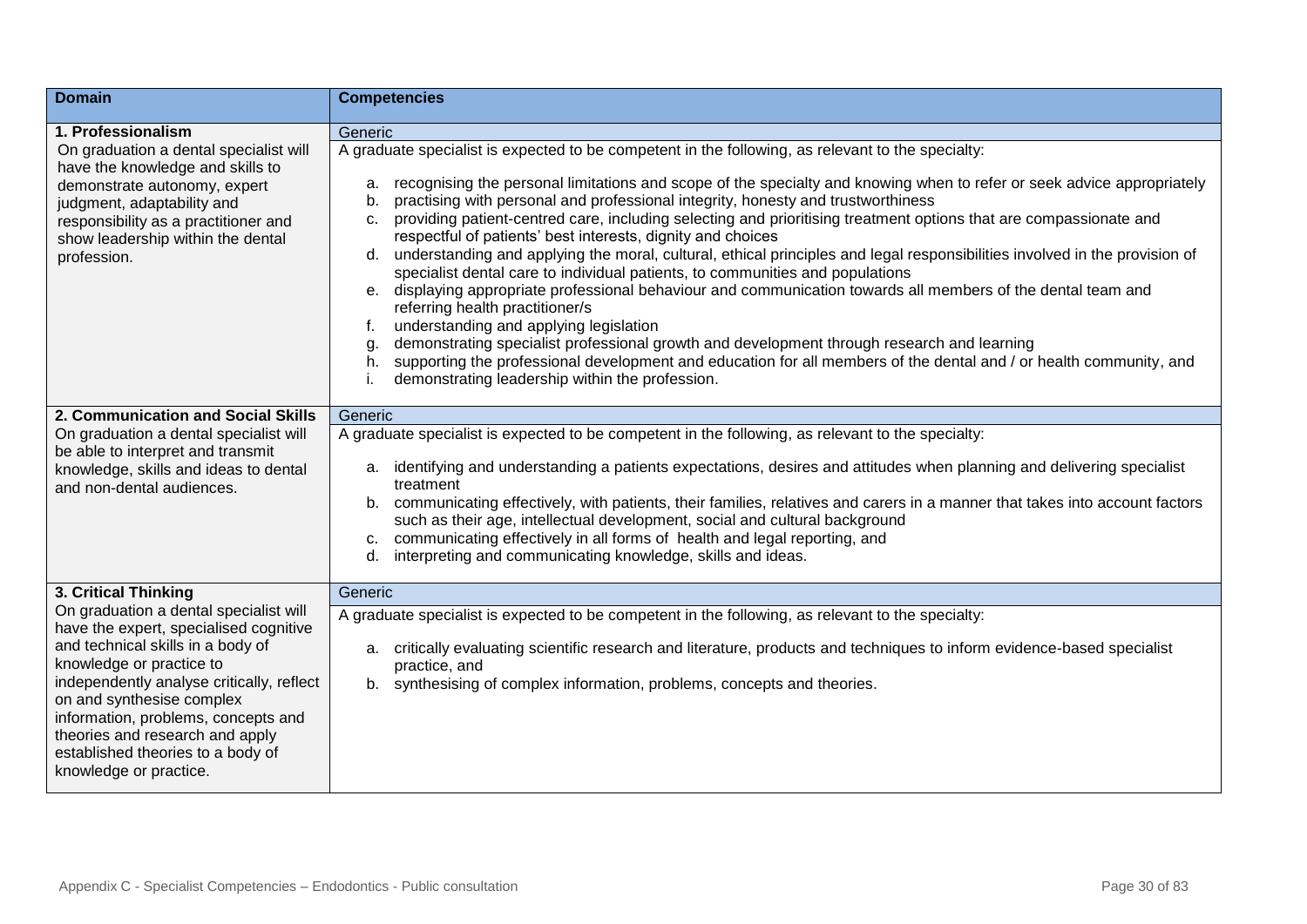| Domain | Competencies |
|---|---|
| **1. Professionalism**<br>On graduation a dental specialist will have the knowledge and skills to demonstrate autonomy, expert judgment, adaptability and responsibility as a practitioner and show leadership within the dental profession. | Generic<br>A graduate specialist is expected to be competent in the following, as relevant to the specialty:<br>a. recognising the personal limitations and scope of the specialty and knowing when to refer or seek advice appropriately<br>b. practising with personal and professional integrity, honesty and trustworthiness<br>c. providing patient-centred care, including selecting and prioritising treatment options that are compassionate and respectful of patients' best interests, dignity and choices<br>d. understanding and applying the moral, cultural, ethical principles and legal responsibilities involved in the provision of specialist dental care to individual patients, to communities and populations<br>e. displaying appropriate professional behaviour and communication towards all members of the dental team and referring health practitioner/s<br>f. understanding and applying legislation<br>g. demonstrating specialist professional growth and development through research and learning<br>h. supporting the professional development and education for all members of the dental and / or health community, and<br>i. demonstrating leadership within the profession. |
| **2. Communication and Social Skills**<br>On graduation a dental specialist will be able to interpret and transmit knowledge, skills and ideas to dental and non-dental audiences. | Generic<br>A graduate specialist is expected to be competent in the following, as relevant to the specialty:<br>a. identifying and understanding a patients expectations, desires and attitudes when planning and delivering specialist treatment<br>b. communicating effectively, with patients, their families, relatives and carers in a manner that takes into account factors such as their age, intellectual development, social and cultural background<br>c. communicating effectively in all forms of health and legal reporting, and<br>d. interpreting and communicating knowledge, skills and ideas. |
| **3. Critical Thinking**<br>On graduation a dental specialist will have the expert, specialised cognitive and technical skills in a body of knowledge or practice to independently analyse critically, reflect on and synthesise complex information, problems, concepts and theories and research and apply established theories to a body of knowledge or practice. | Generic<br>A graduate specialist is expected to be competent in the following, as relevant to the specialty:<br>a. critically evaluating scientific research and literature, products and techniques to inform evidence-based specialist practice, and<br>b. synthesising of complex information, problems, concepts and theories. |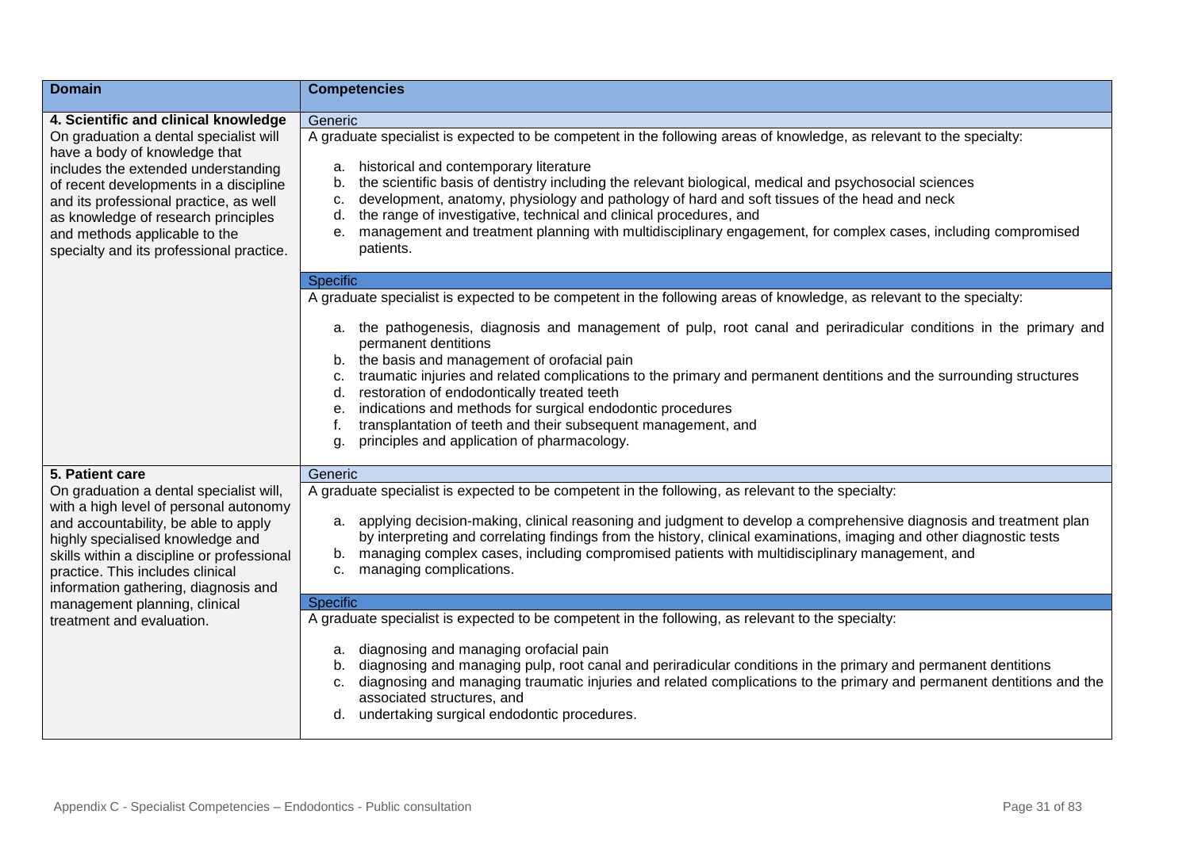| Domain | Competencies |
|---|---|
| **4. Scientific and clinical knowledge**<br>On graduation a dental specialist will have a body of knowledge that includes the extended understanding of recent developments in a discipline and its professional practice, as well as knowledge of research principles and methods applicable to the specialty and its professional practice. | Generic<br>A graduate specialist is expected to be competent in the following areas of knowledge, as relevant to the specialty:<br>a. historical and contemporary literature<br>b. the scientific basis of dentistry including the relevant biological, medical and psychosocial sciences<br>c. development, anatomy, physiology and pathology of hard and soft tissues of the head and neck<br>d. the range of investigative, technical and clinical procedures, and<br>e. management and treatment planning with multidisciplinary engagement, for complex cases, including compromised patients.<br><br>Specific<br>A graduate specialist is expected to be competent in the following areas of knowledge, as relevant to the specialty:<br>a. the pathogenesis, diagnosis and management of pulp, root canal and periradicular conditions in the primary and permanent dentitions<br>b. the basis and management of orofacial pain<br>c. traumatic injuries and related complications to the primary and permanent dentitions and the surrounding structures<br>d. restoration of endodontically treated teeth<br>e. indications and methods for surgical endodontic procedures<br>f. transplantation of teeth and their subsequent management, and<br>g. principles and application of pharmacology. |
| **5. Patient care**<br>On graduation a dental specialist will, with a high level of personal autonomy and accountability, be able to apply highly specialised knowledge and skills within a discipline or professional practice. This includes clinical information gathering, diagnosis and management planning, clinical treatment and evaluation. | Generic<br>A graduate specialist is expected to be competent in the following, as relevant to the specialty:<br>a. applying decision-making, clinical reasoning and judgment to develop a comprehensive diagnosis and treatment plan by interpreting and correlating findings from the history, clinical examinations, imaging and other diagnostic tests<br>b. managing complex cases, including compromised patients with multidisciplinary management, and<br>c. managing complications.<br><br>Specific<br>A graduate specialist is expected to be competent in the following, as relevant to the specialty:<br>a. diagnosing and managing orofacial pain<br>b. diagnosing and managing pulp, root canal and periradicular conditions in the primary and permanent dentitions<br>c. diagnosing and managing traumatic injuries and related complications to the primary and permanent dentitions and the associated structures, and<br>d. undertaking surgical endodontic procedures. |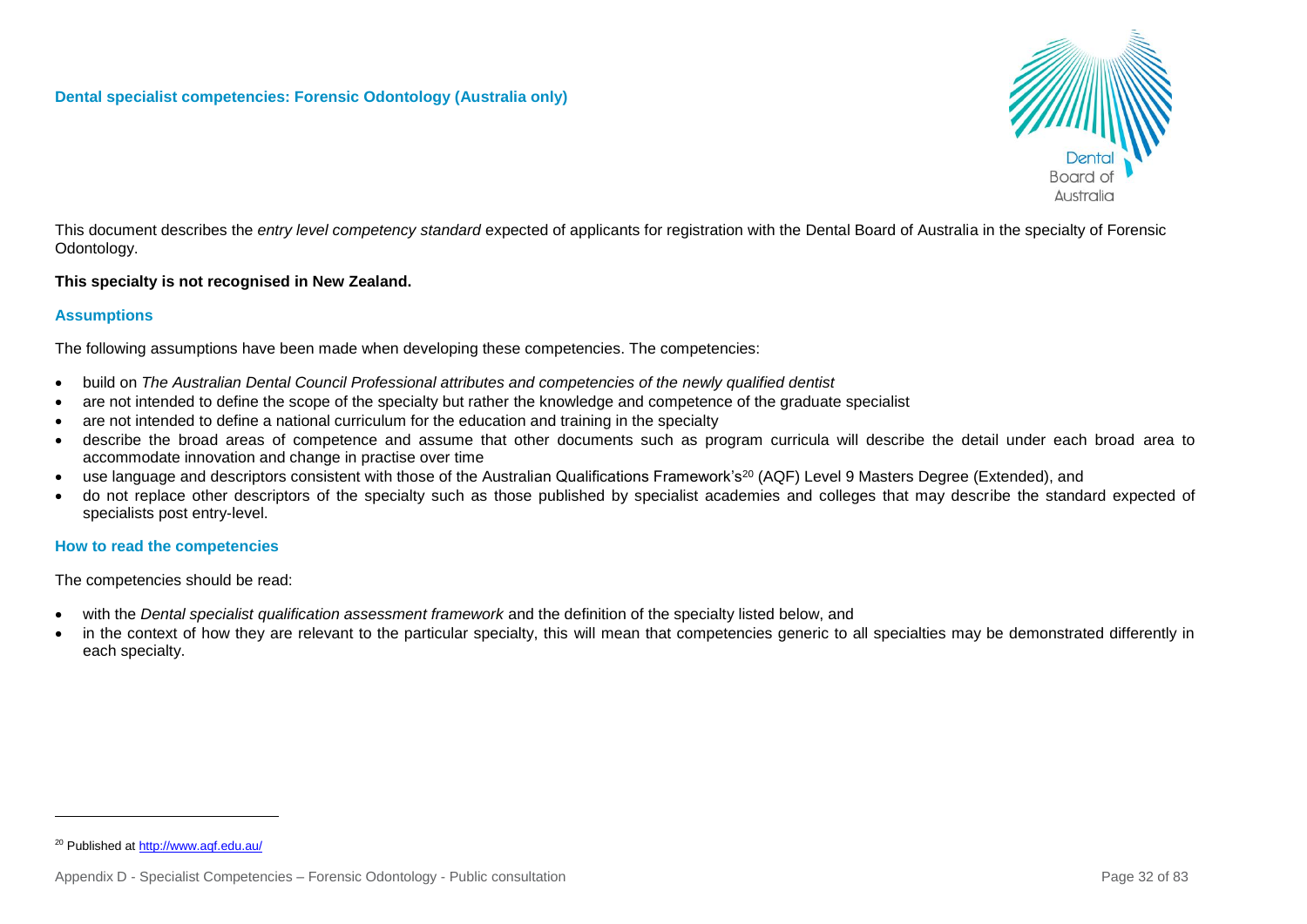## Dental specialist competencies: Forensic Odontology (Australia only)

This document describes the *entry level competency standard* expected of applicants for registration with the Dental Board of Australia in the specialty of Forensic Odontology.

**This specialty is not recognised in New Zealand.**

### Assumptions

The following assumptions have been made when developing these competencies. The competencies:

- build on *The Australian Dental Council Professional attributes and competencies of the newly qualified dentist*
- are not intended to define the scope of the specialty but rather the knowledge and competence of the graduate specialist
- are not intended to define a national curriculum for the education and training in the specialty
- describe the broad areas of competence and assume that other documents such as program curricula will describe the detail under each broad area to accommodate innovation and change in practise over time
- use language and descriptors consistent with those of the Australian Qualifications Framework's[20] (AQF) Level 9 Masters Degree (Extended), and
- do not replace other descriptors of the specialty such as those published by specialist academies and colleges that may describe the standard expected of specialists post entry-level.

### How to read the competencies

The competencies should be read:

- with the *Dental specialist qualification assessment framework* and the definition of the specialty listed below, and
- in the context of how they are relevant to the particular specialty, this will mean that competencies generic to all specialties may be demonstrated differently in each specialty.

---

[20] Published at http://www.aqf.edu.au/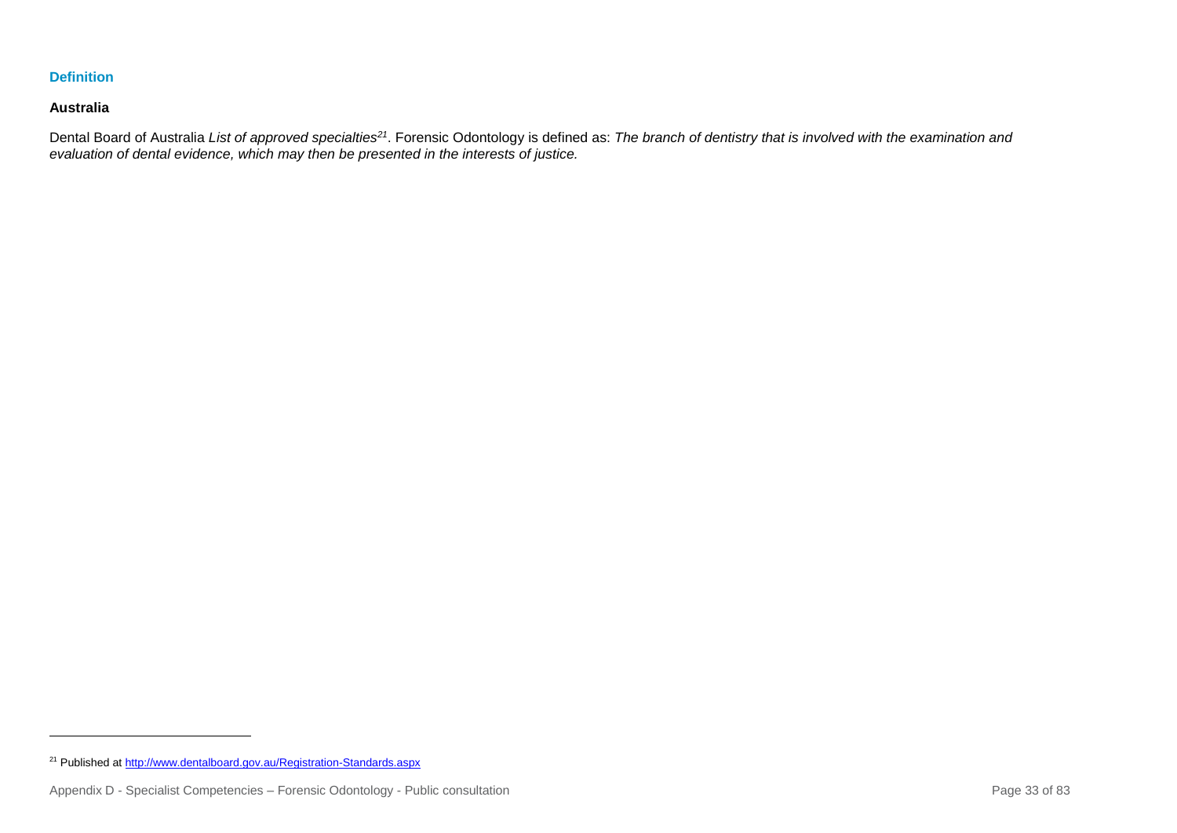## Definition

### Australia

Dental Board of Australia *List of approved specialties*[21]. Forensic Odontology is defined as: *The branch of dentistry that is involved with the examination and evaluation of dental evidence, which may then be presented in the interests of justice.*

[21] Published at http://www.dentalboard.gov.au/Registration-Standards.aspx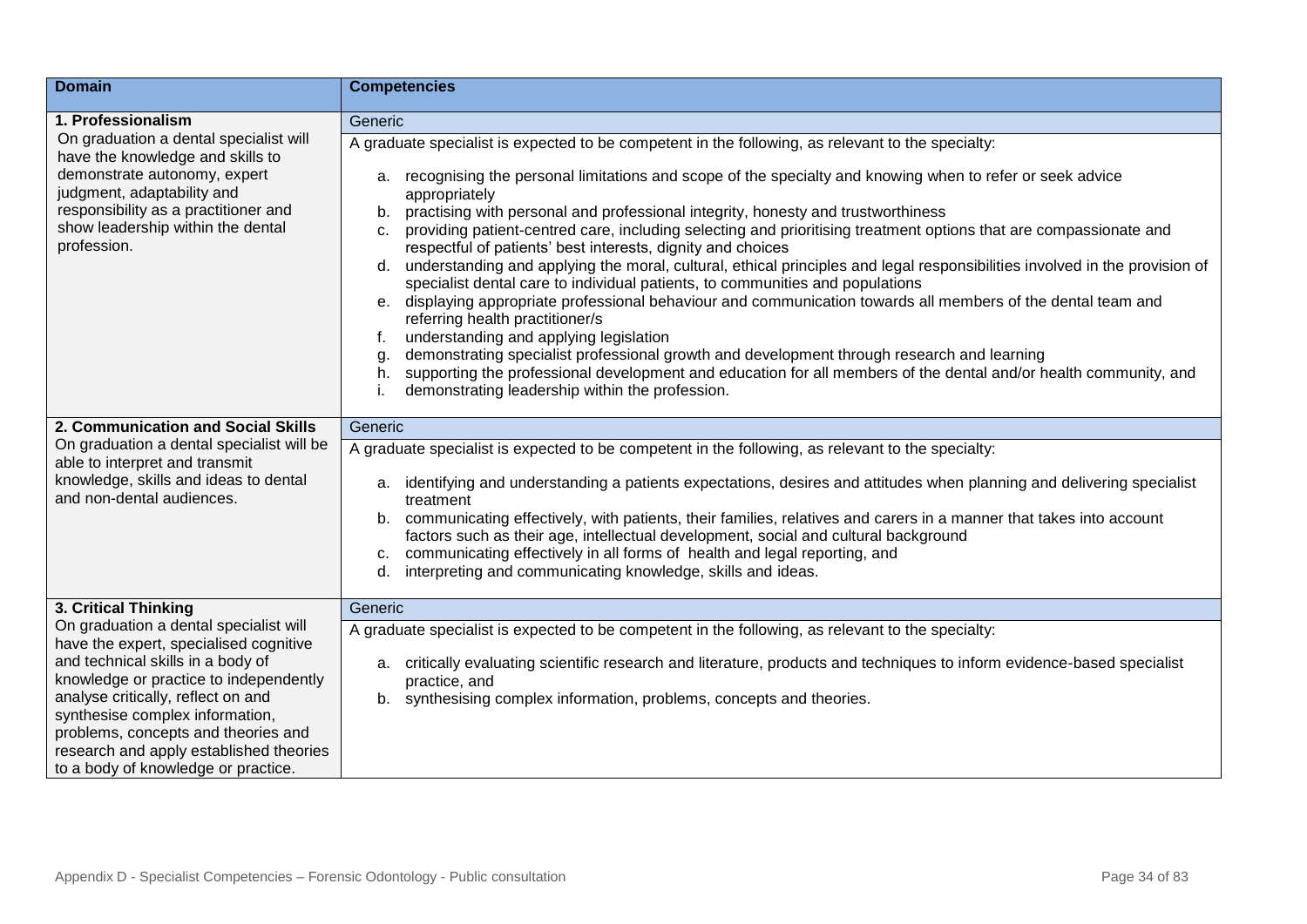| Domain | Competencies |
|---|---|
| **1. Professionalism**<br>On graduation a dental specialist will have the knowledge and skills to demonstrate autonomy, expert judgment, adaptability and responsibility as a practitioner and show leadership within the dental profession. | Generic<br>A graduate specialist is expected to be competent in the following, as relevant to the specialty:<br>a. recognising the personal limitations and scope of the specialty and knowing when to refer or seek advice appropriately<br>b. practising with personal and professional integrity, honesty and trustworthiness<br>c. providing patient-centred care, including selecting and prioritising treatment options that are compassionate and respectful of patients' best interests, dignity and choices<br>d. understanding and applying the moral, cultural, ethical principles and legal responsibilities involved in the provision of specialist dental care to individual patients, to communities and populations<br>e. displaying appropriate professional behaviour and communication towards all members of the dental team and referring health practitioner/s<br>f. understanding and applying legislation<br>g. demonstrating specialist professional growth and development through research and learning<br>h. supporting the professional development and education for all members of the dental and/or health community, and<br>i. demonstrating leadership within the profession. |
| **2. Communication and Social Skills**<br>On graduation a dental specialist will be able to interpret and transmit knowledge, skills and ideas to dental and non-dental audiences. | Generic<br>A graduate specialist is expected to be competent in the following, as relevant to the specialty:<br>a. identifying and understanding a patients expectations, desires and attitudes when planning and delivering specialist treatment<br>b. communicating effectively, with patients, their families, relatives and carers in a manner that takes into account factors such as their age, intellectual development, social and cultural background<br>c. communicating effectively in all forms of health and legal reporting, and<br>d. interpreting and communicating knowledge, skills and ideas. |
| **3. Critical Thinking**<br>On graduation a dental specialist will have the expert, specialised cognitive and technical skills in a body of knowledge or practice to independently analyse critically, reflect on and synthesise complex information, problems, concepts and theories and research and apply established theories to a body of knowledge or practice. | Generic<br>A graduate specialist is expected to be competent in the following, as relevant to the specialty:<br>a. critically evaluating scientific research and literature, products and techniques to inform evidence-based specialist practice, and<br>b. synthesising complex information, problems, concepts and theories. |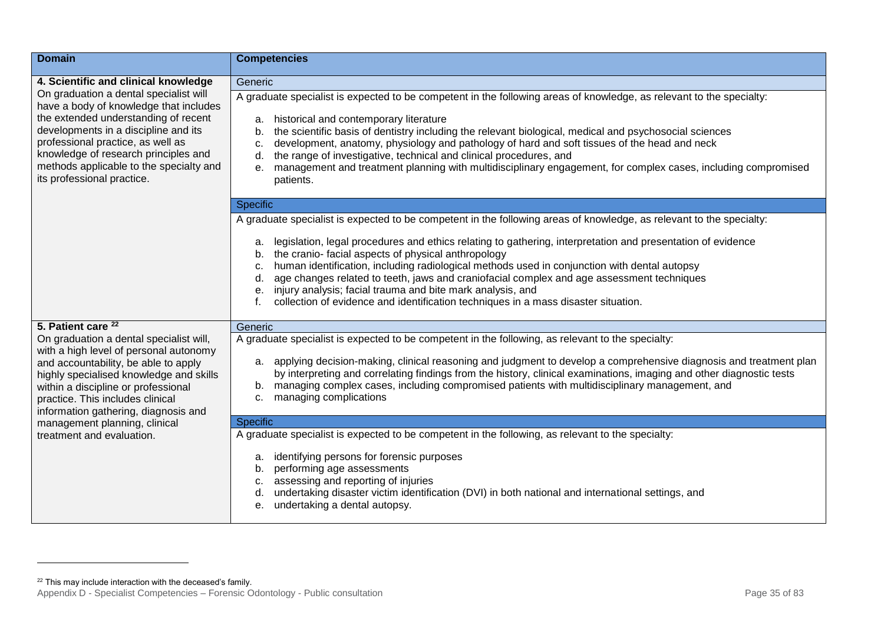| Domain | Competencies |
|---|---|
| **4. Scientific and clinical knowledge**<br>On graduation a dental specialist will have a body of knowledge that includes the extended understanding of recent developments in a discipline and its professional practice, as well as knowledge of research principles and methods applicable to the specialty and its professional practice. | Generic<br><br>A graduate specialist is expected to be competent in the following areas of knowledge, as relevant to the specialty:<br><br>a. historical and contemporary literature<br>b. the scientific basis of dentistry including the relevant biological, medical and psychosocial sciences<br>c. development, anatomy, physiology and pathology of hard and soft tissues of the head and neck<br>d. the range of investigative, technical and clinical procedures, and<br>e. management and treatment planning with multidisciplinary engagement, for complex cases, including compromised patients. |
| | Specific<br><br>A graduate specialist is expected to be competent in the following areas of knowledge, as relevant to the specialty:<br><br>a. legislation, legal procedures and ethics relating to gathering, interpretation and presentation of evidence<br>b. the cranio- facial aspects of physical anthropology<br>c. human identification, including radiological methods used in conjunction with dental autopsy<br>d. age changes related to teeth, jaws and craniofacial complex and age assessment techniques<br>e. injury analysis; facial trauma and bite mark analysis, and<br>f. collection of evidence and identification techniques in a mass disaster situation. |
| **5. Patient care** [22]<br>On graduation a dental specialist will, with a high level of personal autonomy and accountability, be able to apply highly specialised knowledge and skills within a discipline or professional practice. This includes clinical information gathering, diagnosis and management planning, clinical treatment and evaluation. | Generic<br><br>A graduate specialist is expected to be competent in the following, as relevant to the specialty:<br><br>a. applying decision-making, clinical reasoning and judgment to develop a comprehensive diagnosis and treatment plan by interpreting and correlating findings from the history, clinical examinations, imaging and other diagnostic tests<br>b. managing complex cases, including compromised patients with multidisciplinary management, and<br>c. managing complications |
| | Specific<br><br>A graduate specialist is expected to be competent in the following, as relevant to the specialty:<br><br>a. identifying persons for forensic purposes<br>b. performing age assessments<br>c. assessing and reporting of injuries<br>d. undertaking disaster victim identification (DVI) in both national and international settings, and<br>e. undertaking a dental autopsy. |

[22] This may include interaction with the deceased's family.

Appendix D - Specialist Competencies – Forensic Odontology - Public consultation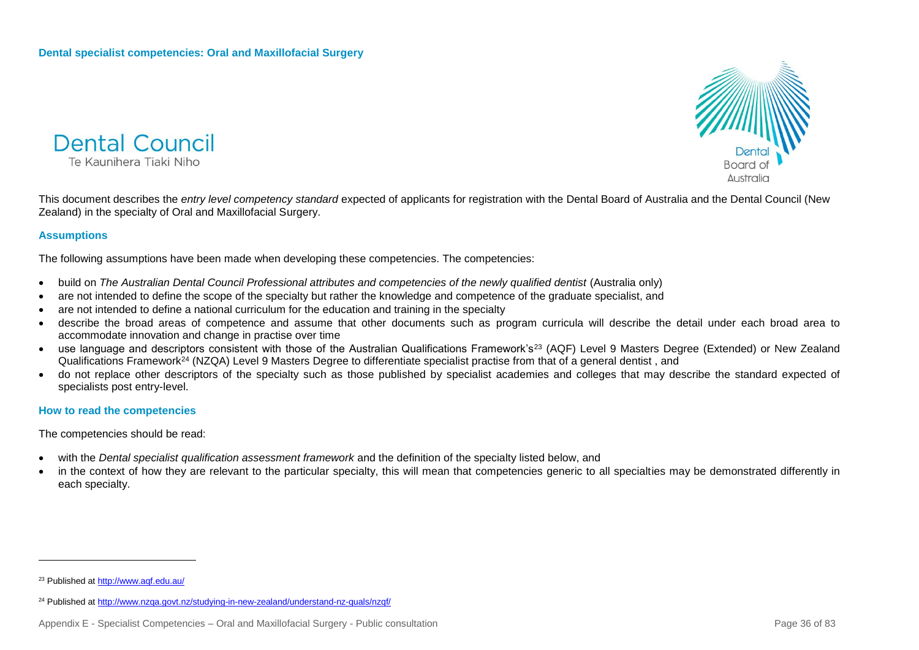**Dental specialist competencies: Oral and Maxillofacial Surgery**

Dental Council
Te Kaunihera Tiaki Niho

Dental Board of Australia

This document describes the *entry level competency standard* expected of applicants for registration with the Dental Board of Australia and the Dental Council (New Zealand) in the specialty of Oral and Maxillofacial Surgery.

## Assumptions

The following assumptions have been made when developing these competencies. The competencies:

- build on *The Australian Dental Council Professional attributes and competencies of the newly qualified dentist* (Australia only)
- are not intended to define the scope of the specialty but rather the knowledge and competence of the graduate specialist, and
- are not intended to define a national curriculum for the education and training in the specialty
- describe the broad areas of competence and assume that other documents such as program curricula will describe the detail under each broad area to accommodate innovation and change in practise over time
- use language and descriptors consistent with those of the Australian Qualifications Framework's[23] (AQF) Level 9 Masters Degree (Extended) or New Zealand Qualifications Framework[24] (NZQA) Level 9 Masters Degree to differentiate specialist practise from that of a general dentist , and
- do not replace other descriptors of the specialty such as those published by specialist academies and colleges that may describe the standard expected of specialists post entry-level.

## How to read the competencies

The competencies should be read:

- with the *Dental specialist qualification assessment framework* and the definition of the specialty listed below, and
- in the context of how they are relevant to the particular specialty, this will mean that competencies generic to all specialties may be demonstrated differently in each specialty.

---

[23] Published at http://www.aqf.edu.au/

[24] Published at http://www.nzqa.govt.nz/studying-in-new-zealand/understand-nz-quals/nzqf/

Appendix E - Specialist Competencies – Oral and Maxillofacial Surgery - Public consultation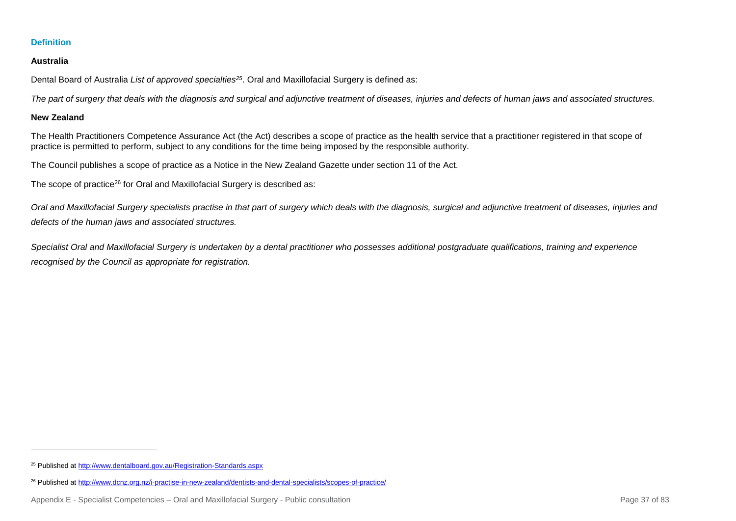### Definition

#### Australia

Dental Board of Australia *List of approved specialties*[25]. Oral and Maxillofacial Surgery is defined as:

*The part of surgery that deals with the diagnosis and surgical and adjunctive treatment of diseases, injuries and defects of human jaws and associated structures.*

#### New Zealand

The Health Practitioners Competence Assurance Act (the Act) describes a scope of practice as the health service that a practitioner registered in that scope of practice is permitted to perform, subject to any conditions for the time being imposed by the responsible authority.

The Council publishes a scope of practice as a Notice in the New Zealand Gazette under section 11 of the Act.

The scope of practice[26] for Oral and Maxillofacial Surgery is described as:

*Oral and Maxillofacial Surgery specialists practise in that part of surgery which deals with the diagnosis, surgical and adjunctive treatment of diseases, injuries and defects of the human jaws and associated structures.*

*Specialist Oral and Maxillofacial Surgery is undertaken by a dental practitioner who possesses additional postgraduate qualifications, training and experience recognised by the Council as appropriate for registration.*

---

[25] Published at http://www.dentalboard.gov.au/Registration-Standards.aspx

[26] Published at http://www.dcnz.org.nz/i-practise-in-new-zealand/dentists-and-dental-specialists/scopes-of-practice/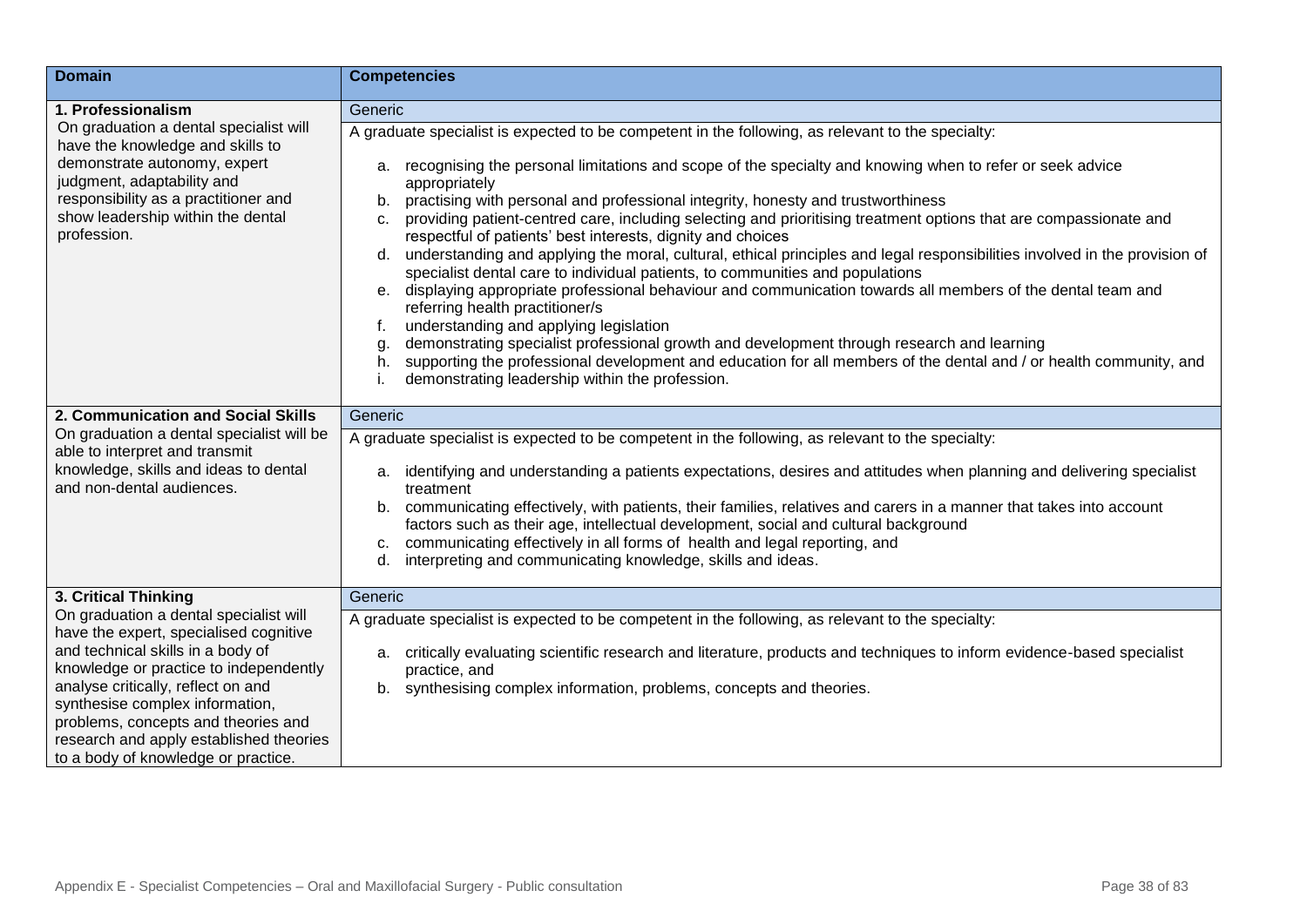| Domain | Competencies |
|---|---|
| **1. Professionalism**<br>On graduation a dental specialist will have the knowledge and skills to demonstrate autonomy, expert judgment, adaptability and responsibility as a practitioner and show leadership within the dental profession. | Generic<br><br>A graduate specialist is expected to be competent in the following, as relevant to the specialty:<br><br>a. recognising the personal limitations and scope of the specialty and knowing when to refer or seek advice appropriately<br>b. practising with personal and professional integrity, honesty and trustworthiness<br>c. providing patient-centred care, including selecting and prioritising treatment options that are compassionate and respectful of patients' best interests, dignity and choices<br>d. understanding and applying the moral, cultural, ethical principles and legal responsibilities involved in the provision of specialist dental care to individual patients, to communities and populations<br>e. displaying appropriate professional behaviour and communication towards all members of the dental team and referring health practitioner/s<br>f. understanding and applying legislation<br>g. demonstrating specialist professional growth and development through research and learning<br>h. supporting the professional development and education for all members of the dental and / or health community, and<br>i. demonstrating leadership within the profession. |
| **2. Communication and Social Skills**<br>On graduation a dental specialist will be able to interpret and transmit knowledge, skills and ideas to dental and non-dental audiences. | Generic<br><br>A graduate specialist is expected to be competent in the following, as relevant to the specialty:<br><br>a. identifying and understanding a patients expectations, desires and attitudes when planning and delivering specialist treatment<br>b. communicating effectively, with patients, their families, relatives and carers in a manner that takes into account factors such as their age, intellectual development, social and cultural background<br>c. communicating effectively in all forms of health and legal reporting, and<br>d. interpreting and communicating knowledge, skills and ideas. |
| **3. Critical Thinking**<br>On graduation a dental specialist will have the expert, specialised cognitive and technical skills in a body of knowledge or practice to independently analyse critically, reflect on and synthesise complex information, problems, concepts and theories and research and apply established theories to a body of knowledge or practice. | Generic<br><br>A graduate specialist is expected to be competent in the following, as relevant to the specialty:<br><br>a. critically evaluating scientific research and literature, products and techniques to inform evidence-based specialist practice, and<br>b. synthesising complex information, problems, concepts and theories. |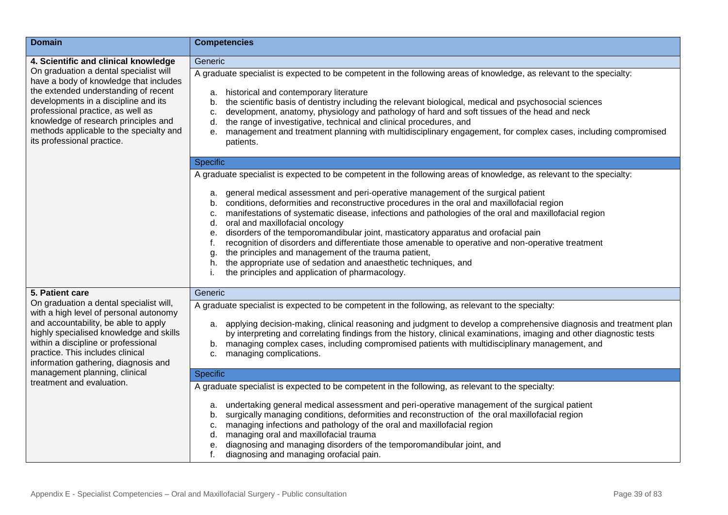| Domain | Competencies |
|---|---|
| **4. Scientific and clinical knowledge**<br>On graduation a dental specialist will have a body of knowledge that includes the extended understanding of recent developments in a discipline and its professional practice, as well as knowledge of research principles and methods applicable to the specialty and its professional practice. | Generic<br><br>A graduate specialist is expected to be competent in the following areas of knowledge, as relevant to the specialty:<br><br>a. historical and contemporary literature<br>b. the scientific basis of dentistry including the relevant biological, medical and psychosocial sciences<br>c. development, anatomy, physiology and pathology of hard and soft tissues of the head and neck<br>d. the range of investigative, technical and clinical procedures, and<br>e. management and treatment planning with multidisciplinary engagement, for complex cases, including compromised patients.<br><br>Specific<br><br>A graduate specialist is expected to be competent in the following areas of knowledge, as relevant to the specialty:<br><br>a. general medical assessment and peri-operative management of the surgical patient<br>b. conditions, deformities and reconstructive procedures in the oral and maxillofacial region<br>c. manifestations of systematic disease, infections and pathologies of the oral and maxillofacial region<br>d. oral and maxillofacial oncology<br>e. disorders of the temporomandibular joint, masticatory apparatus and orofacial pain<br>f. recognition of disorders and differentiate those amenable to operative and non-operative treatment<br>g. the principles and management of the trauma patient,<br>h. the appropriate use of sedation and anaesthetic techniques, and<br>i. the principles and application of pharmacology. |
| **5. Patient care**<br>On graduation a dental specialist will, with a high level of personal autonomy and accountability, be able to apply highly specialised knowledge and skills within a discipline or professional practice. This includes clinical information gathering, diagnosis and management planning, clinical treatment and evaluation. | Generic<br><br>A graduate specialist is expected to be competent in the following, as relevant to the specialty:<br><br>a. applying decision-making, clinical reasoning and judgment to develop a comprehensive diagnosis and treatment plan by interpreting and correlating findings from the history, clinical examinations, imaging and other diagnostic tests<br>b. managing complex cases, including compromised patients with multidisciplinary management, and<br>c. managing complications.<br><br>Specific<br><br>A graduate specialist is expected to be competent in the following, as relevant to the specialty:<br><br>a. undertaking general medical assessment and peri-operative management of the surgical patient<br>b. surgically managing conditions, deformities and reconstruction of the oral maxillofacial region<br>c. managing infections and pathology of the oral and maxillofacial region<br>d. managing oral and maxillofacial trauma<br>e. diagnosing and managing disorders of the temporomandibular joint, and<br>f. diagnosing and managing orofacial pain. |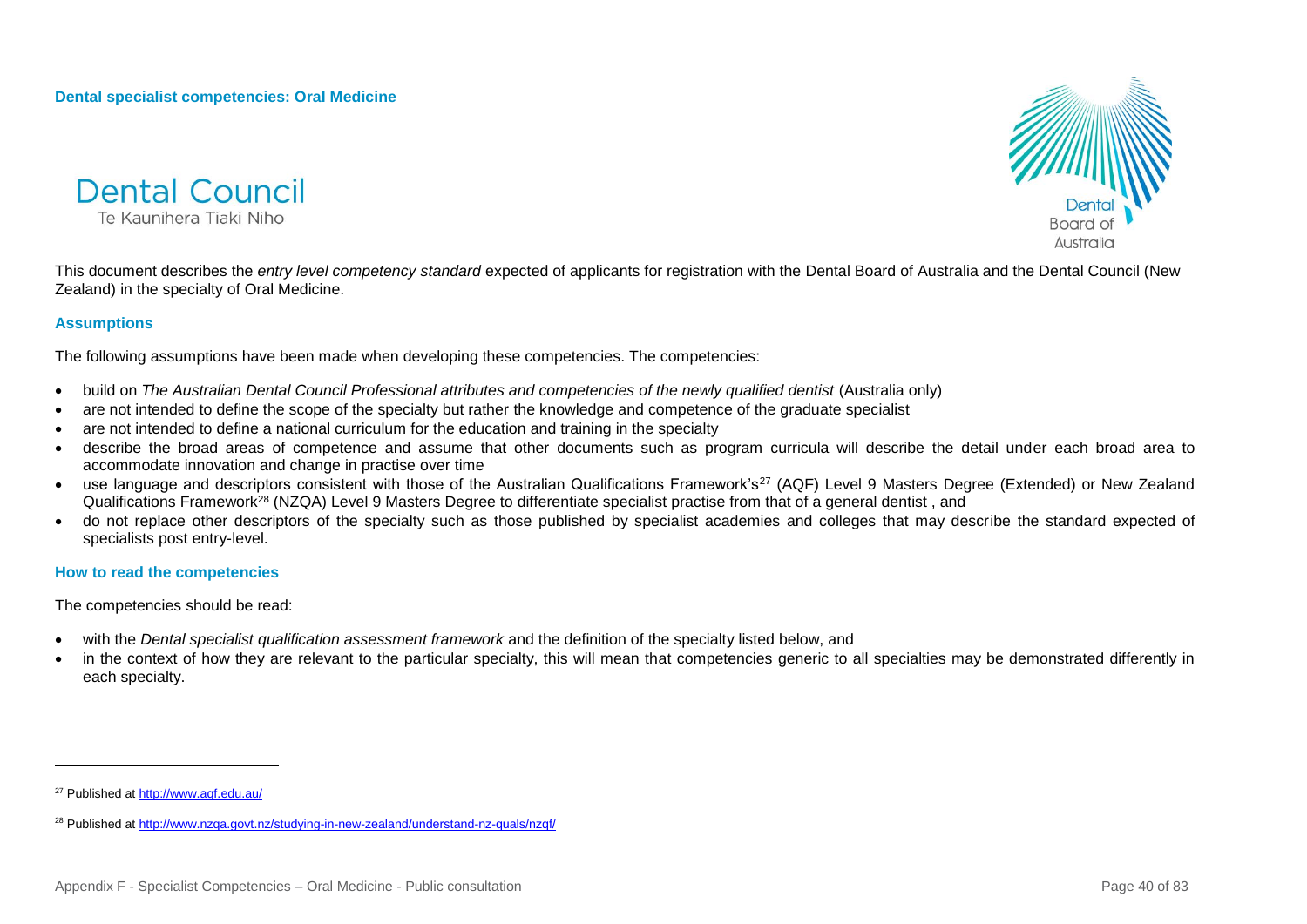**Dental specialist competencies: Oral Medicine**

Dental Council
Te Kaunihera Tiaki Niho

Dental Board of Australia

This document describes the *entry level competency standard* expected of applicants for registration with the Dental Board of Australia and the Dental Council (New Zealand) in the specialty of Oral Medicine.

### Assumptions

The following assumptions have been made when developing these competencies. The competencies:

- build on *The Australian Dental Council Professional attributes and competencies of the newly qualified dentist* (Australia only)
- are not intended to define the scope of the specialty but rather the knowledge and competence of the graduate specialist
- are not intended to define a national curriculum for the education and training in the specialty
- describe the broad areas of competence and assume that other documents such as program curricula will describe the detail under each broad area to accommodate innovation and change in practise over time
- use language and descriptors consistent with those of the Australian Qualifications Framework's[27] (AQF) Level 9 Masters Degree (Extended) or New Zealand Qualifications Framework[28] (NZQA) Level 9 Masters Degree to differentiate specialist practise from that of a general dentist , and
- do not replace other descriptors of the specialty such as those published by specialist academies and colleges that may describe the standard expected of specialists post entry-level.

### How to read the competencies

The competencies should be read:

- with the *Dental specialist qualification assessment framework* and the definition of the specialty listed below, and
- in the context of how they are relevant to the particular specialty, this will mean that competencies generic to all specialties may be demonstrated differently in each specialty.

---

[27] Published at http://www.aqf.edu.au/

[28] Published at http://www.nzqa.govt.nz/studying-in-new-zealand/understand-nz-quals/nzqf/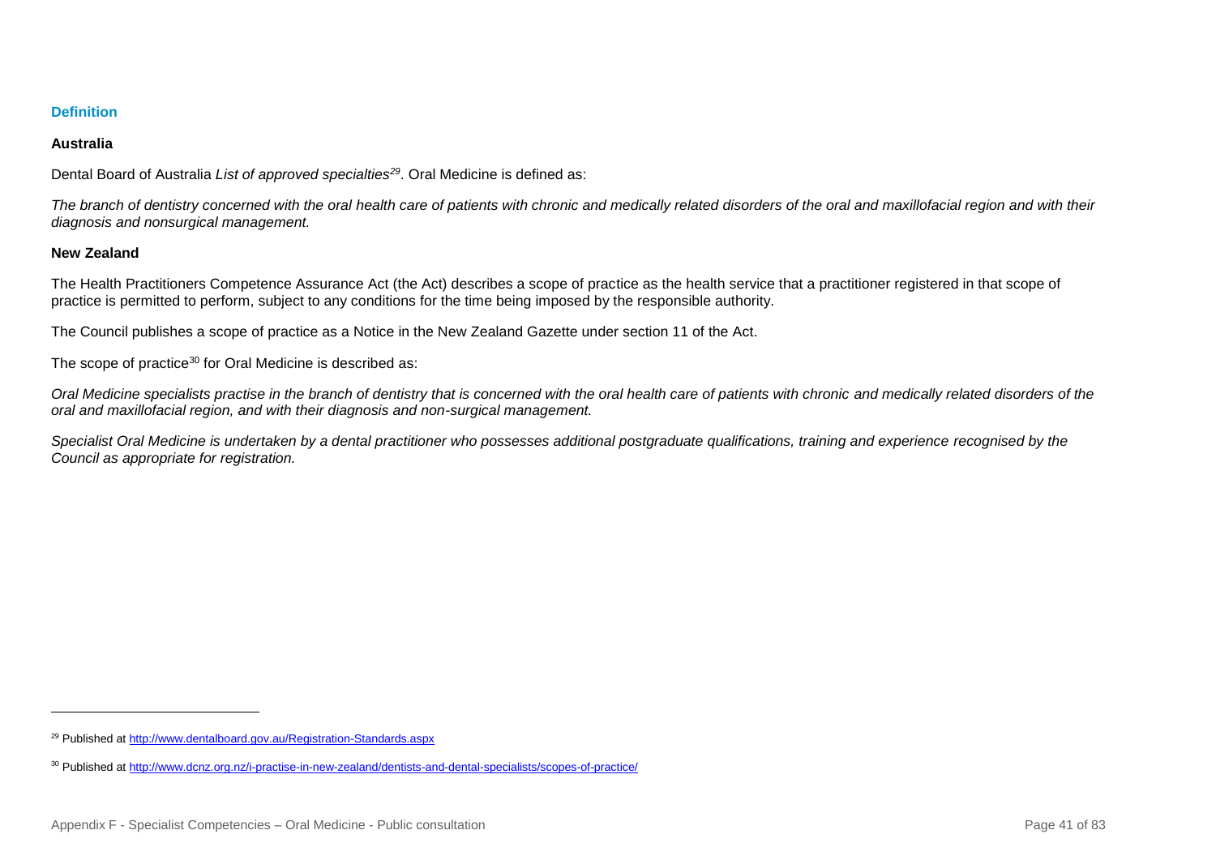### Definition

**Australia**

Dental Board of Australia *List of approved specialties*[29]. Oral Medicine is defined as:

*The branch of dentistry concerned with the oral health care of patients with chronic and medically related disorders of the oral and maxillofacial region and with their diagnosis and nonsurgical management.*

**New Zealand**

The Health Practitioners Competence Assurance Act (the Act) describes a scope of practice as the health service that a practitioner registered in that scope of practice is permitted to perform, subject to any conditions for the time being imposed by the responsible authority.

The Council publishes a scope of practice as a Notice in the New Zealand Gazette under section 11 of the Act.

The scope of practice[30] for Oral Medicine is described as:

*Oral Medicine specialists practise in the branch of dentistry that is concerned with the oral health care of patients with chronic and medically related disorders of the oral and maxillofacial region, and with their diagnosis and non-surgical management.*

*Specialist Oral Medicine is undertaken by a dental practitioner who possesses additional postgraduate qualifications, training and experience recognised by the Council as appropriate for registration.*

---

[29] Published at http://www.dentalboard.gov.au/Registration-Standards.aspx

[30] Published at http://www.dcnz.org.nz/i-practise-in-new-zealand/dentists-and-dental-specialists/scopes-of-practice/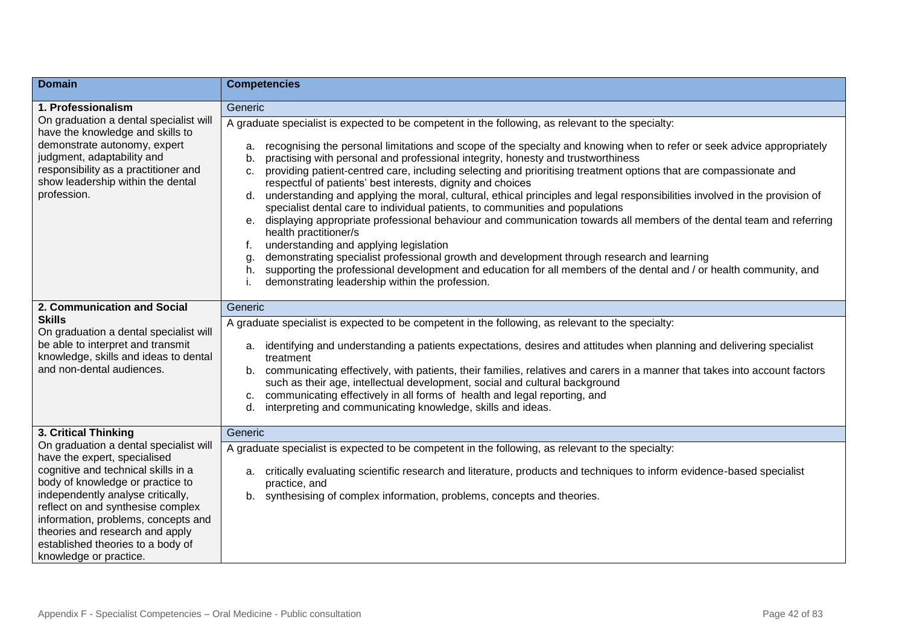| Domain | Competencies |
|---|---|
| **1. Professionalism** | Generic |
| On graduation a dental specialist will have the knowledge and skills to demonstrate autonomy, expert judgment, adaptability and responsibility as a practitioner and show leadership within the dental profession. | A graduate specialist is expected to be competent in the following, as relevant to the specialty:<br><br>a. recognising the personal limitations and scope of the specialty and knowing when to refer or seek advice appropriately<br>b. practising with personal and professional integrity, honesty and trustworthiness<br>c. providing patient-centred care, including selecting and prioritising treatment options that are compassionate and respectful of patients' best interests, dignity and choices<br>d. understanding and applying the moral, cultural, ethical principles and legal responsibilities involved in the provision of specialist dental care to individual patients, to communities and populations<br>e. displaying appropriate professional behaviour and communication towards all members of the dental team and referring health practitioner/s<br>f. understanding and applying legislation<br>g. demonstrating specialist professional growth and development through research and learning<br>h. supporting the professional development and education for all members of the dental and / or health community, and<br>i. demonstrating leadership within the profession. |
| **2. Communication and Social Skills** | Generic |
| On graduation a dental specialist will be able to interpret and transmit knowledge, skills and ideas to dental and non-dental audiences. | A graduate specialist is expected to be competent in the following, as relevant to the specialty:<br><br>a. identifying and understanding a patients expectations, desires and attitudes when planning and delivering specialist treatment<br>b. communicating effectively, with patients, their families, relatives and carers in a manner that takes into account factors such as their age, intellectual development, social and cultural background<br>c. communicating effectively in all forms of health and legal reporting, and<br>d. interpreting and communicating knowledge, skills and ideas. |
| **3. Critical Thinking** | Generic |
| On graduation a dental specialist will have the expert, specialised cognitive and technical skills in a body of knowledge or practice to independently analyse critically, reflect on and synthesise complex information, problems, concepts and theories and research and apply established theories to a body of knowledge or practice. | A graduate specialist is expected to be competent in the following, as relevant to the specialty:<br><br>a. critically evaluating scientific research and literature, products and techniques to inform evidence-based specialist practice, and<br>b. synthesising of complex information, problems, concepts and theories. |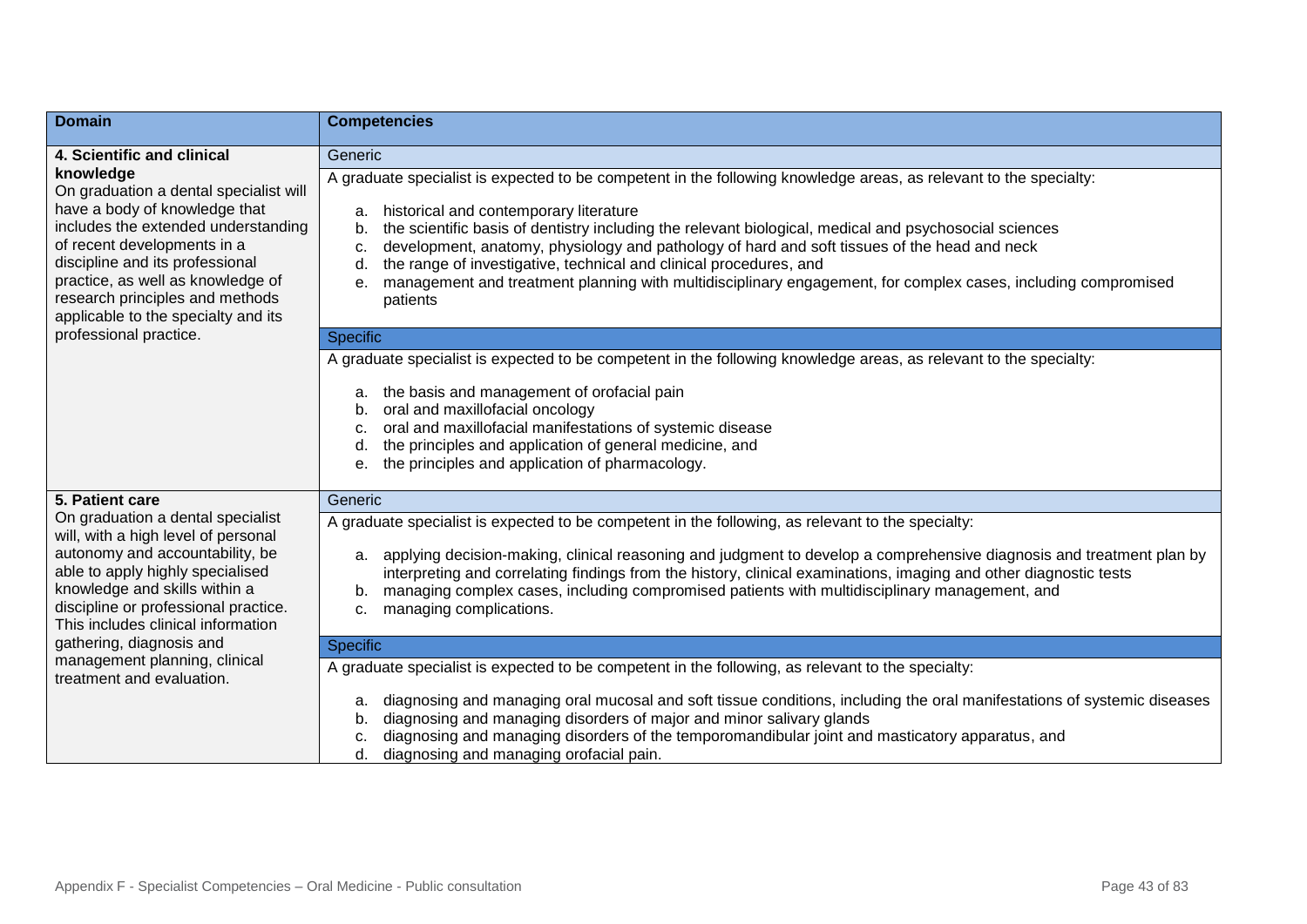| Domain | Competencies |
|---|---|
| **4. Scientific and clinical knowledge**<br>On graduation a dental specialist will have a body of knowledge that includes the extended understanding of recent developments in a discipline and its professional practice, as well as knowledge of research principles and methods applicable to the specialty and its professional practice. | **Generic**<br>A graduate specialist is expected to be competent in the following knowledge areas, as relevant to the specialty:<br>a. historical and contemporary literature<br>b. the scientific basis of dentistry including the relevant biological, medical and psychosocial sciences<br>c. development, anatomy, physiology and pathology of hard and soft tissues of the head and neck<br>d. the range of investigative, technical and clinical procedures, and<br>e. management and treatment planning with multidisciplinary engagement, for complex cases, including compromised patients<br><br>**Specific**<br>A graduate specialist is expected to be competent in the following knowledge areas, as relevant to the specialty:<br>a. the basis and management of orofacial pain<br>b. oral and maxillofacial oncology<br>c. oral and maxillofacial manifestations of systemic disease<br>d. the principles and application of general medicine, and<br>e. the principles and application of pharmacology. |
| **5. Patient care**<br>On graduation a dental specialist will, with a high level of personal autonomy and accountability, be able to apply highly specialised knowledge and skills within a discipline or professional practice. This includes clinical information gathering, diagnosis and management planning, clinical treatment and evaluation. | **Generic**<br>A graduate specialist is expected to be competent in the following, as relevant to the specialty:<br>a. applying decision-making, clinical reasoning and judgment to develop a comprehensive diagnosis and treatment plan by interpreting and correlating findings from the history, clinical examinations, imaging and other diagnostic tests<br>b. managing complex cases, including compromised patients with multidisciplinary management, and<br>c. managing complications.<br><br>**Specific**<br>A graduate specialist is expected to be competent in the following, as relevant to the specialty:<br>a. diagnosing and managing oral mucosal and soft tissue conditions, including the oral manifestations of systemic diseases<br>b. diagnosing and managing disorders of major and minor salivary glands<br>c. diagnosing and managing disorders of the temporomandibular joint and masticatory apparatus, and<br>d. diagnosing and managing orofacial pain. |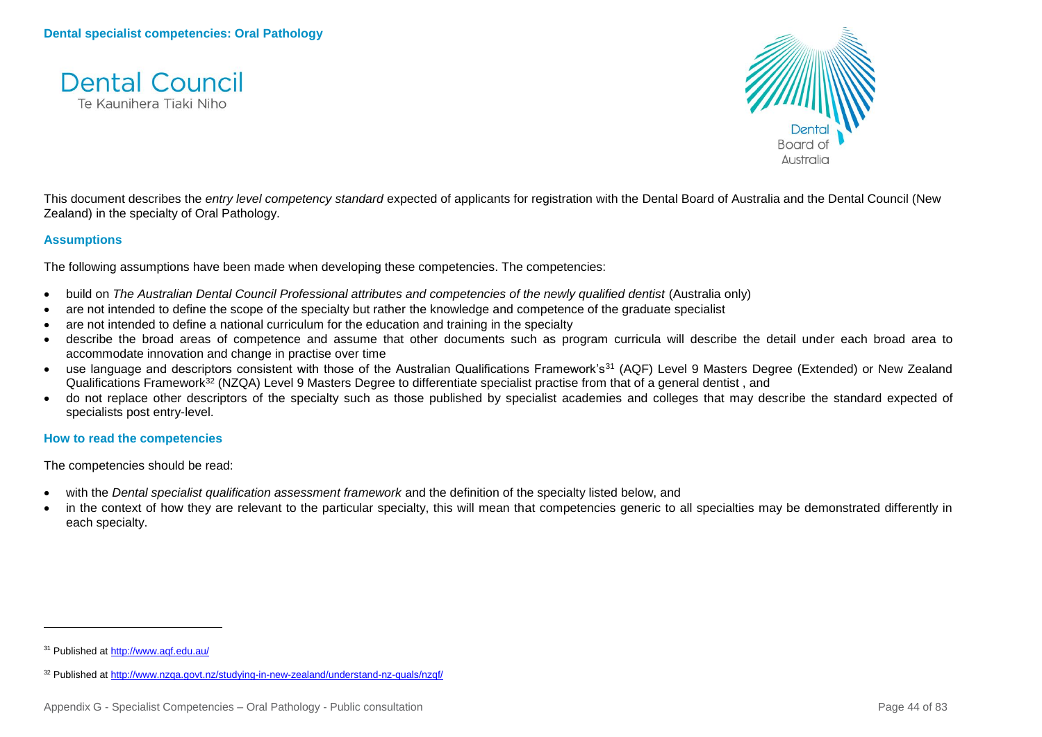# Dental specialist competencies: Oral Pathology

Dental Council
Te Kaunihera Tiaki Niho

Dental Board of Australia

This document describes the *entry level competency standard* expected of applicants for registration with the Dental Board of Australia and the Dental Council (New Zealand) in the specialty of Oral Pathology.

### Assumptions

The following assumptions have been made when developing these competencies. The competencies:

- build on *The Australian Dental Council Professional attributes and competencies of the newly qualified dentist* (Australia only)
- are not intended to define the scope of the specialty but rather the knowledge and competence of the graduate specialist
- are not intended to define a national curriculum for the education and training in the specialty
- describe the broad areas of competence and assume that other documents such as program curricula will describe the detail under each broad area to accommodate innovation and change in practise over time
- use language and descriptors consistent with those of the Australian Qualifications Framework's[31] (AQF) Level 9 Masters Degree (Extended) or New Zealand Qualifications Framework[32] (NZQA) Level 9 Masters Degree to differentiate specialist practise from that of a general dentist , and
- do not replace other descriptors of the specialty such as those published by specialist academies and colleges that may describe the standard expected of specialists post entry-level.

### How to read the competencies

The competencies should be read:

- with the *Dental specialist qualification assessment framework* and the definition of the specialty listed below, and
- in the context of how they are relevant to the particular specialty, this will mean that competencies generic to all specialties may be demonstrated differently in each specialty.

---

[31] Published at http://www.aqf.edu.au/

[32] Published at http://www.nzqa.govt.nz/studying-in-new-zealand/understand-nz-quals/nzqf/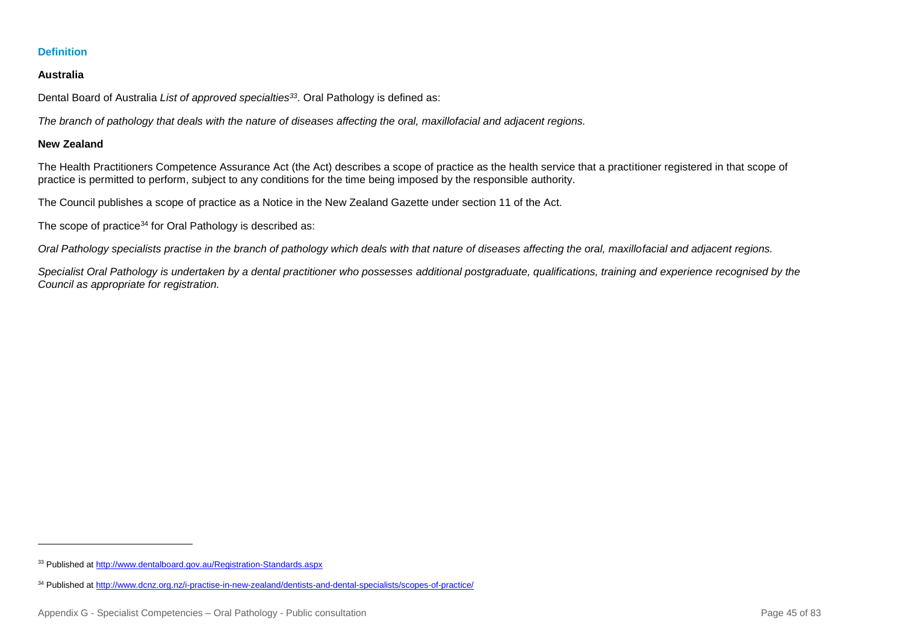### Definition

#### Australia

Dental Board of Australia *List of approved specialties*[33]. Oral Pathology is defined as:

*The branch of pathology that deals with the nature of diseases affecting the oral, maxillofacial and adjacent regions.*

#### New Zealand

The Health Practitioners Competence Assurance Act (the Act) describes a scope of practice as the health service that a practitioner registered in that scope of practice is permitted to perform, subject to any conditions for the time being imposed by the responsible authority.

The Council publishes a scope of practice as a Notice in the New Zealand Gazette under section 11 of the Act.

The scope of practice[34] for Oral Pathology is described as:

*Oral Pathology specialists practise in the branch of pathology which deals with that nature of diseases affecting the oral, maxillofacial and adjacent regions.*

*Specialist Oral Pathology is undertaken by a dental practitioner who possesses additional postgraduate, qualifications, training and experience recognised by the Council as appropriate for registration.*

---

[33] Published at http://www.dentalboard.gov.au/Registration-Standards.aspx

[34] Published at http://www.dcnz.org.nz/i-practise-in-new-zealand/dentists-and-dental-specialists/scopes-of-practice/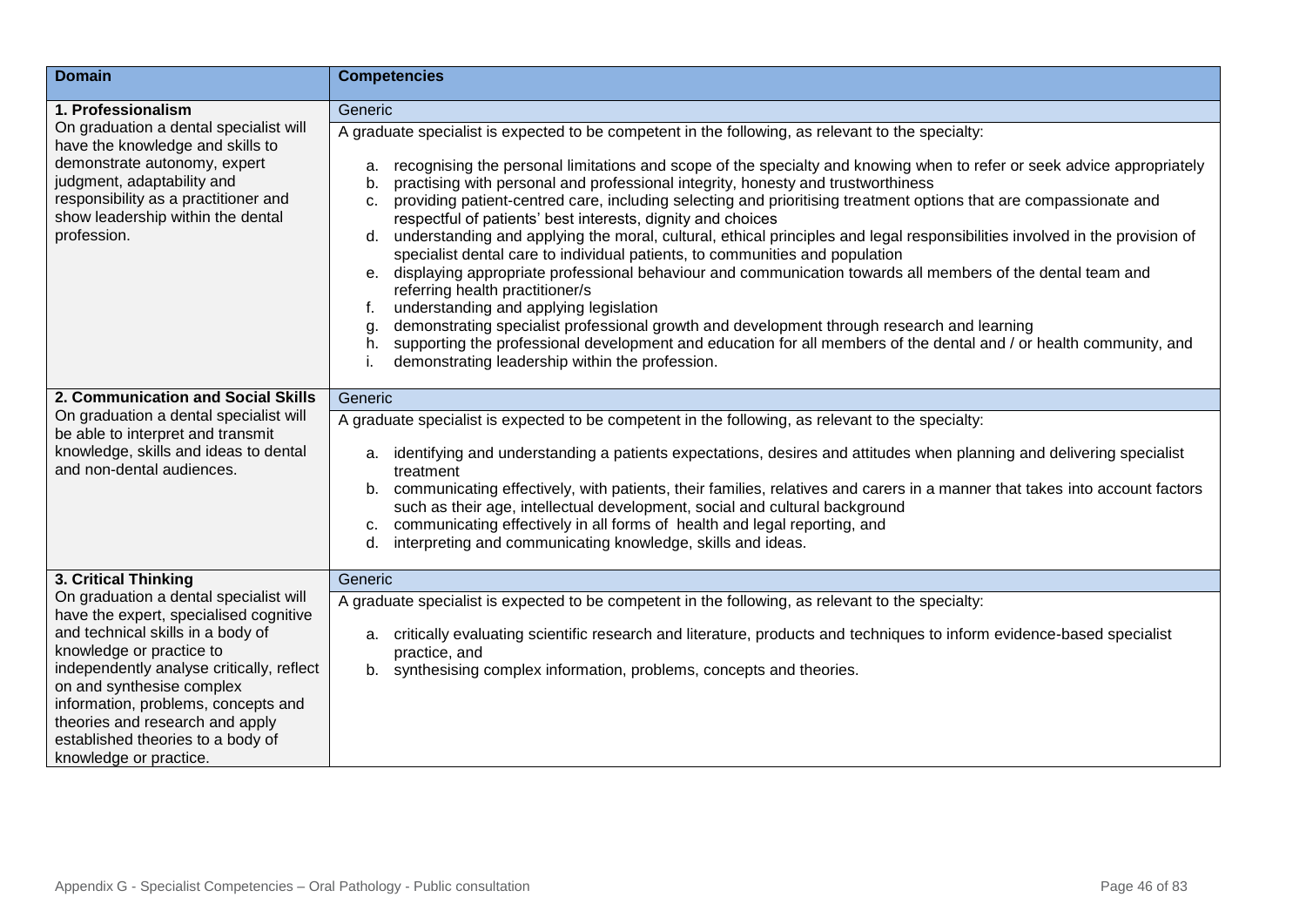| Domain | Competencies |
|---|---|
| **1. Professionalism**<br>On graduation a dental specialist will have the knowledge and skills to demonstrate autonomy, expert judgment, adaptability and responsibility as a practitioner and show leadership within the dental profession. | Generic<br>A graduate specialist is expected to be competent in the following, as relevant to the specialty:<br>a. recognising the personal limitations and scope of the specialty and knowing when to refer or seek advice appropriately<br>b. practising with personal and professional integrity, honesty and trustworthiness<br>c. providing patient-centred care, including selecting and prioritising treatment options that are compassionate and respectful of patients' best interests, dignity and choices<br>d. understanding and applying the moral, cultural, ethical principles and legal responsibilities involved in the provision of specialist dental care to individual patients, to communities and population<br>e. displaying appropriate professional behaviour and communication towards all members of the dental team and referring health practitioner/s<br>f. understanding and applying legislation<br>g. demonstrating specialist professional growth and development through research and learning<br>h. supporting the professional development and education for all members of the dental and / or health community, and<br>i. demonstrating leadership within the profession. |
| **2. Communication and Social Skills**<br>On graduation a dental specialist will be able to interpret and transmit knowledge, skills and ideas to dental and non-dental audiences. | Generic<br>A graduate specialist is expected to be competent in the following, as relevant to the specialty:<br>a. identifying and understanding a patients expectations, desires and attitudes when planning and delivering specialist treatment<br>b. communicating effectively, with patients, their families, relatives and carers in a manner that takes into account factors such as their age, intellectual development, social and cultural background<br>c. communicating effectively in all forms of health and legal reporting, and<br>d. interpreting and communicating knowledge, skills and ideas. |
| **3. Critical Thinking**<br>On graduation a dental specialist will have the expert, specialised cognitive and technical skills in a body of knowledge or practice to independently analyse critically, reflect on and synthesise complex information, problems, concepts and theories and research and apply established theories to a body of knowledge or practice. | Generic<br>A graduate specialist is expected to be competent in the following, as relevant to the specialty:<br>a. critically evaluating scientific research and literature, products and techniques to inform evidence-based specialist practice, and<br>b. synthesising complex information, problems, concepts and theories. |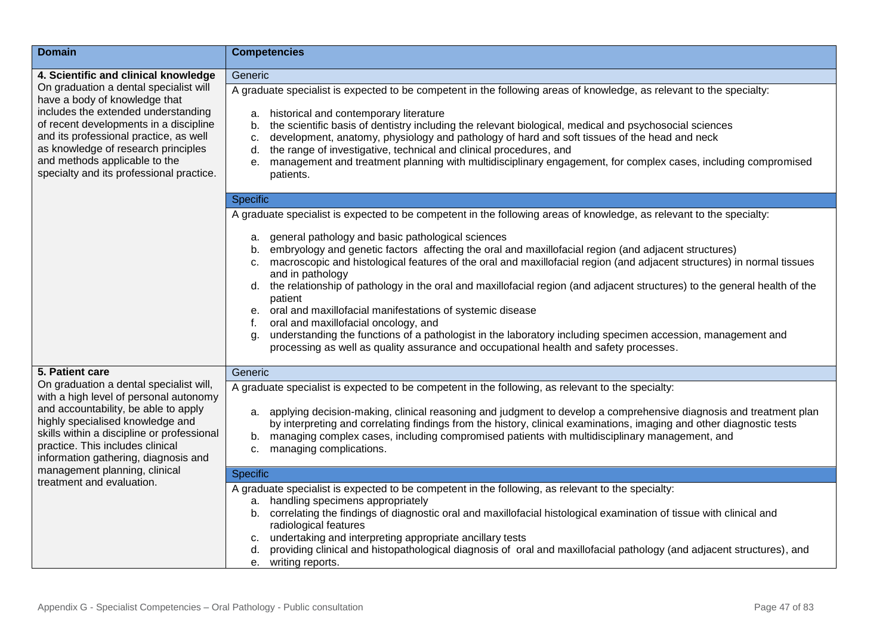| Domain | Competencies |
|---|---|
| **4. Scientific and clinical knowledge**<br>On graduation a dental specialist will have a body of knowledge that includes the extended understanding of recent developments in a discipline and its professional practice, as well as knowledge of research principles and methods applicable to the specialty and its professional practice. | Generic<br><br>A graduate specialist is expected to be competent in the following areas of knowledge, as relevant to the specialty:<br><br>a. historical and contemporary literature<br>b. the scientific basis of dentistry including the relevant biological, medical and psychosocial sciences<br>c. development, anatomy, physiology and pathology of hard and soft tissues of the head and neck<br>d. the range of investigative, technical and clinical procedures, and<br>e. management and treatment planning with multidisciplinary engagement, for complex cases, including compromised patients.<br><br>Specific<br><br>A graduate specialist is expected to be competent in the following areas of knowledge, as relevant to the specialty:<br><br>a. general pathology and basic pathological sciences<br>b. embryology and genetic factors affecting the oral and maxillofacial region (and adjacent structures)<br>c. macroscopic and histological features of the oral and maxillofacial region (and adjacent structures) in normal tissues and in pathology<br>d. the relationship of pathology in the oral and maxillofacial region (and adjacent structures) to the general health of the patient<br>e. oral and maxillofacial manifestations of systemic disease<br>f. oral and maxillofacial oncology, and<br>g. understanding the functions of a pathologist in the laboratory including specimen accession, management and processing as well as quality assurance and occupational health and safety processes. |
| **5. Patient care**<br>On graduation a dental specialist will, with a high level of personal autonomy and accountability, be able to apply highly specialised knowledge and skills within a discipline or professional practice. This includes clinical information gathering, diagnosis and management planning, clinical treatment and evaluation. | Generic<br><br>A graduate specialist is expected to be competent in the following, as relevant to the specialty:<br><br>a. applying decision-making, clinical reasoning and judgment to develop a comprehensive diagnosis and treatment plan by interpreting and correlating findings from the history, clinical examinations, imaging and other diagnostic tests<br>b. managing complex cases, including compromised patients with multidisciplinary management, and<br>c. managing complications.<br><br>Specific<br><br>A graduate specialist is expected to be competent in the following, as relevant to the specialty:<br>a. handling specimens appropriately<br>b. correlating the findings of diagnostic oral and maxillofacial histological examination of tissue with clinical and radiological features<br>c. undertaking and interpreting appropriate ancillary tests<br>d. providing clinical and histopathological diagnosis of oral and maxillofacial pathology (and adjacent structures), and<br>e. writing reports. |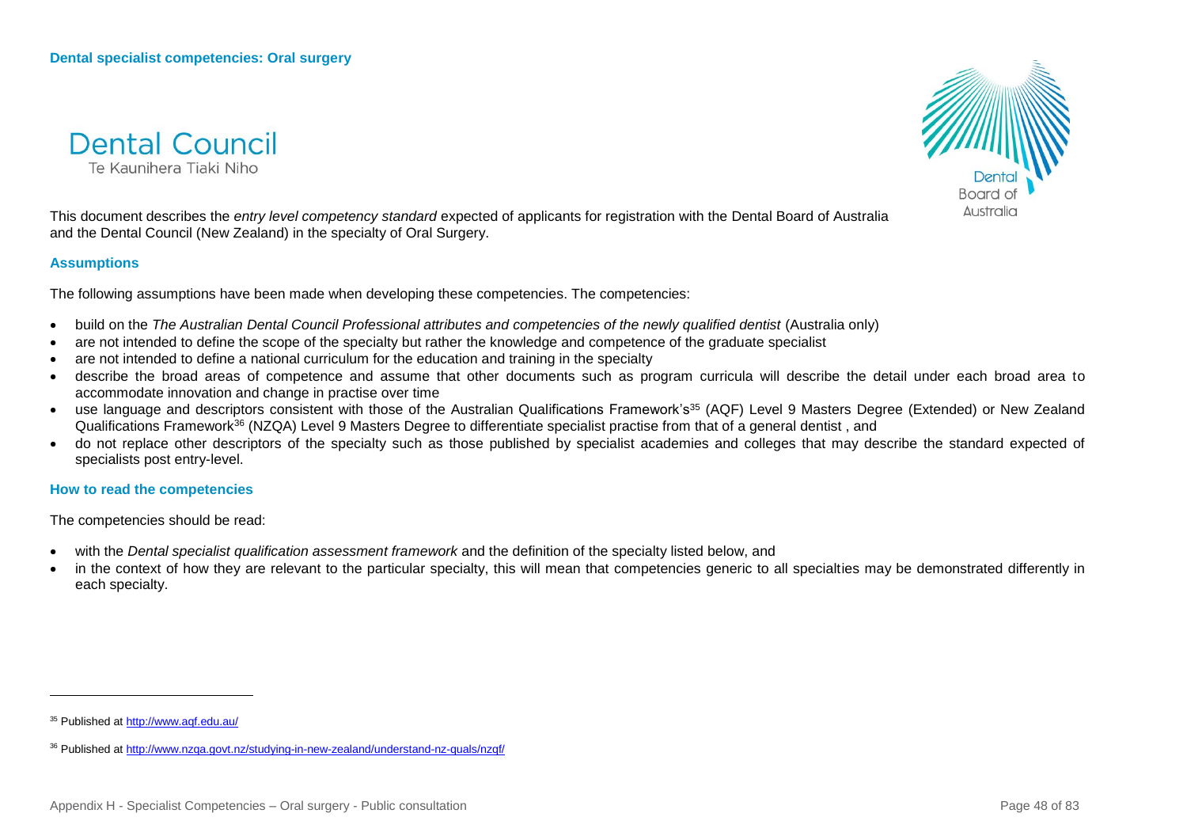**Dental specialist competencies: Oral surgery**

Dental Council
Te Kaunihera Tiaki Niho

Dental Board of Australia

This document describes the *entry level competency standard* expected of applicants for registration with the Dental Board of Australia and the Dental Council (New Zealand) in the specialty of Oral Surgery.

### Assumptions

The following assumptions have been made when developing these competencies. The competencies:

- build on the *The Australian Dental Council Professional attributes and competencies of the newly qualified dentist* (Australia only)
- are not intended to define the scope of the specialty but rather the knowledge and competence of the graduate specialist
- are not intended to define a national curriculum for the education and training in the specialty
- describe the broad areas of competence and assume that other documents such as program curricula will describe the detail under each broad area to accommodate innovation and change in practise over time
- use language and descriptors consistent with those of the Australian Qualifications Framework's[35] (AQF) Level 9 Masters Degree (Extended) or New Zealand Qualifications Framework[36] (NZQA) Level 9 Masters Degree to differentiate specialist practise from that of a general dentist , and
- do not replace other descriptors of the specialty such as those published by specialist academies and colleges that may describe the standard expected of specialists post entry-level.

### How to read the competencies

The competencies should be read:

- with the *Dental specialist qualification assessment framework* and the definition of the specialty listed below, and
- in the context of how they are relevant to the particular specialty, this will mean that competencies generic to all specialties may be demonstrated differently in each specialty.

---

[35] Published at http://www.aqf.edu.au/

[36] Published at http://www.nzqa.govt.nz/studying-in-new-zealand/understand-nz-quals/nzqf/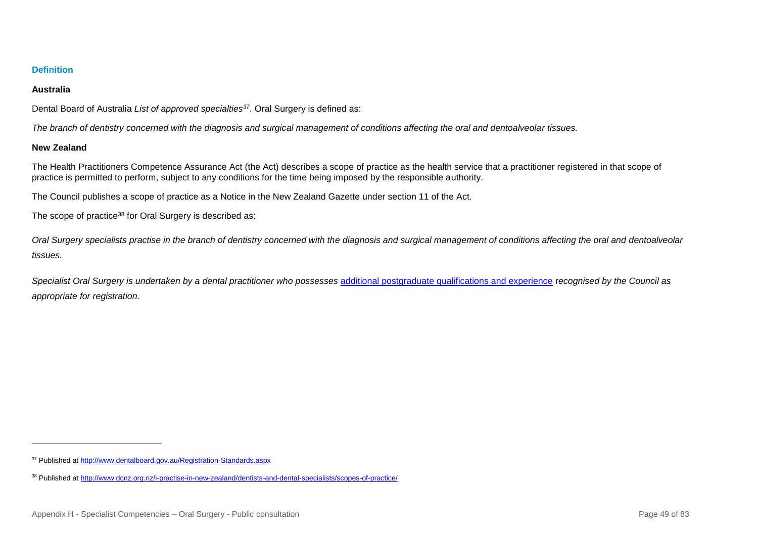### Definition

#### Australia

Dental Board of Australia *List of approved specialties*[37]. Oral Surgery is defined as:

*The branch of dentistry concerned with the diagnosis and surgical management of conditions affecting the oral and dentoalveolar tissues.*

#### New Zealand

The Health Practitioners Competence Assurance Act (the Act) describes a scope of practice as the health service that a practitioner registered in that scope of practice is permitted to perform, subject to any conditions for the time being imposed by the responsible authority.

The Council publishes a scope of practice as a Notice in the New Zealand Gazette under section 11 of the Act.

The scope of practice[38] for Oral Surgery is described as:

*Oral Surgery specialists practise in the branch of dentistry concerned with the diagnosis and surgical management of conditions affecting the oral and dentoalveolar tissues.*

*Specialist Oral Surgery is undertaken by a dental practitioner who possesses* [additional postgraduate qualifications and experience](#) *recognised by the Council as appropriate for registration.*

---

[37] Published at http://www.dentalboard.gov.au/Registration-Standards.aspx

[38] Published at http://www.dcnz.org.nz/i-practise-in-new-zealand/dentists-and-dental-specialists/scopes-of-practice/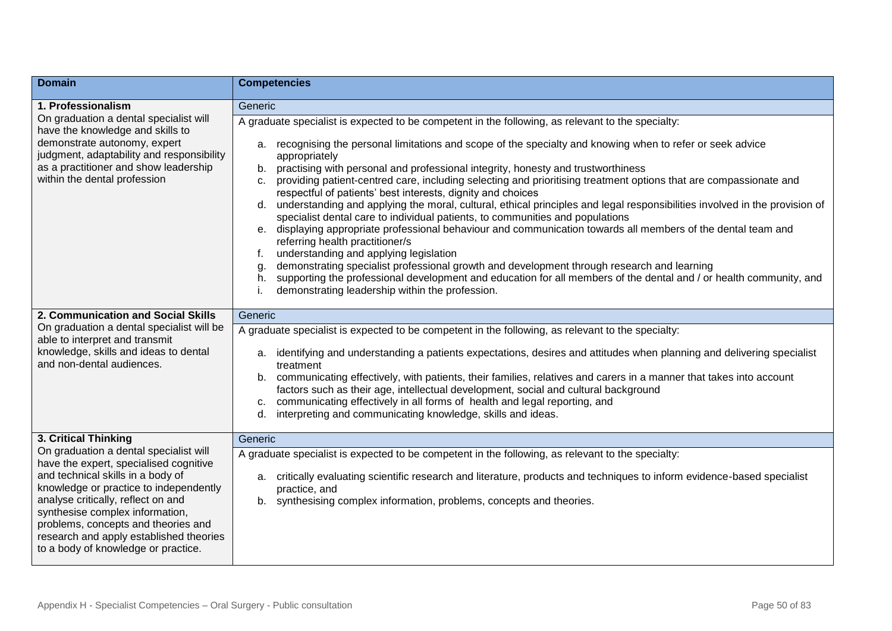| Domain | Competencies |
| --- | --- |
| **1. Professionalism**<br>On graduation a dental specialist will have the knowledge and skills to demonstrate autonomy, expert judgment, adaptability and responsibility as a practitioner and show leadership within the dental profession | Generic<br><br>A graduate specialist is expected to be competent in the following, as relevant to the specialty:<br><br>a. recognising the personal limitations and scope of the specialty and knowing when to refer or seek advice appropriately<br>b. practising with personal and professional integrity, honesty and trustworthiness<br>c. providing patient-centred care, including selecting and prioritising treatment options that are compassionate and respectful of patients' best interests, dignity and choices<br>d. understanding and applying the moral, cultural, ethical principles and legal responsibilities involved in the provision of specialist dental care to individual patients, to communities and populations<br>e. displaying appropriate professional behaviour and communication towards all members of the dental team and referring health practitioner/s<br>f. understanding and applying legislation<br>g. demonstrating specialist professional growth and development through research and learning<br>h. supporting the professional development and education for all members of the dental and / or health community, and<br>i. demonstrating leadership within the profession. |
| **2. Communication and Social Skills**<br>On graduation a dental specialist will be able to interpret and transmit knowledge, skills and ideas to dental and non-dental audiences. | Generic<br><br>A graduate specialist is expected to be competent in the following, as relevant to the specialty:<br><br>a. identifying and understanding a patients expectations, desires and attitudes when planning and delivering specialist treatment<br>b. communicating effectively, with patients, their families, relatives and carers in a manner that takes into account factors such as their age, intellectual development, social and cultural background<br>c. communicating effectively in all forms of health and legal reporting, and<br>d. interpreting and communicating knowledge, skills and ideas. |
| **3. Critical Thinking**<br>On graduation a dental specialist will have the expert, specialised cognitive and technical skills in a body of knowledge or practice to independently analyse critically, reflect on and synthesise complex information, problems, concepts and theories and research and apply established theories to a body of knowledge or practice. | Generic<br><br>A graduate specialist is expected to be competent in the following, as relevant to the specialty:<br><br>a. critically evaluating scientific research and literature, products and techniques to inform evidence-based specialist practice, and<br>b. synthesising complex information, problems, concepts and theories. |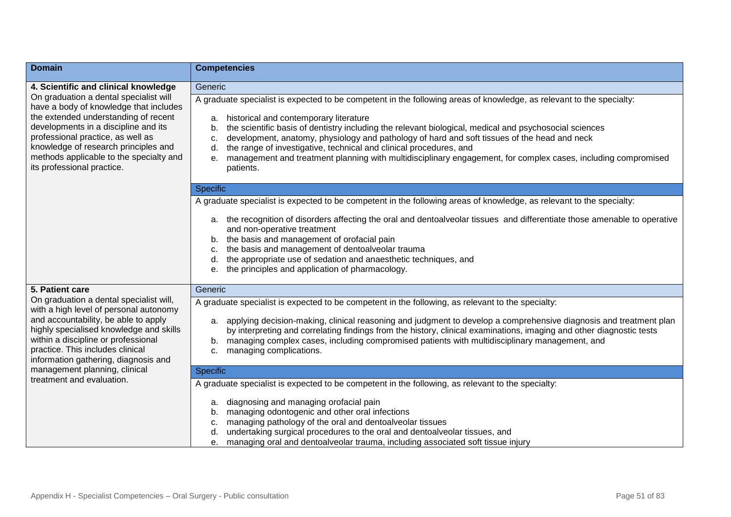| Domain | Competencies |
|---|---|
| **4. Scientific and clinical knowledge**<br>On graduation a dental specialist will have a body of knowledge that includes the extended understanding of recent developments in a discipline and its professional practice, as well as knowledge of research principles and methods applicable to the specialty and its professional practice. | Generic<br><br>A graduate specialist is expected to be competent in the following areas of knowledge, as relevant to the specialty:<br><br>a. historical and contemporary literature<br>b. the scientific basis of dentistry including the relevant biological, medical and psychosocial sciences<br>c. development, anatomy, physiology and pathology of hard and soft tissues of the head and neck<br>d. the range of investigative, technical and clinical procedures, and<br>e. management and treatment planning with multidisciplinary engagement, for complex cases, including compromised patients. |
| | Specific<br><br>A graduate specialist is expected to be competent in the following areas of knowledge, as relevant to the specialty:<br><br>a. the recognition of disorders affecting the oral and dentoalveolar tissues and differentiate those amenable to operative and non-operative treatment<br>b. the basis and management of orofacial pain<br>c. the basis and management of dentoalveolar trauma<br>d. the appropriate use of sedation and anaesthetic techniques, and<br>e. the principles and application of pharmacology. |
| **5. Patient care**<br>On graduation a dental specialist will, with a high level of personal autonomy and accountability, be able to apply highly specialised knowledge and skills within a discipline or professional practice. This includes clinical information gathering, diagnosis and management planning, clinical treatment and evaluation. | Generic<br><br>A graduate specialist is expected to be competent in the following, as relevant to the specialty:<br><br>a. applying decision-making, clinical reasoning and judgment to develop a comprehensive diagnosis and treatment plan by interpreting and correlating findings from the history, clinical examinations, imaging and other diagnostic tests<br>b. managing complex cases, including compromised patients with multidisciplinary management, and<br>c. managing complications. |
| | Specific<br><br>A graduate specialist is expected to be competent in the following, as relevant to the specialty:<br><br>a. diagnosing and managing orofacial pain<br>b. managing odontogenic and other oral infections<br>c. managing pathology of the oral and dentoalveolar tissues<br>d. undertaking surgical procedures to the oral and dentoalveolar tissues, and<br>e. managing oral and dentoalveolar trauma, including associated soft tissue injury |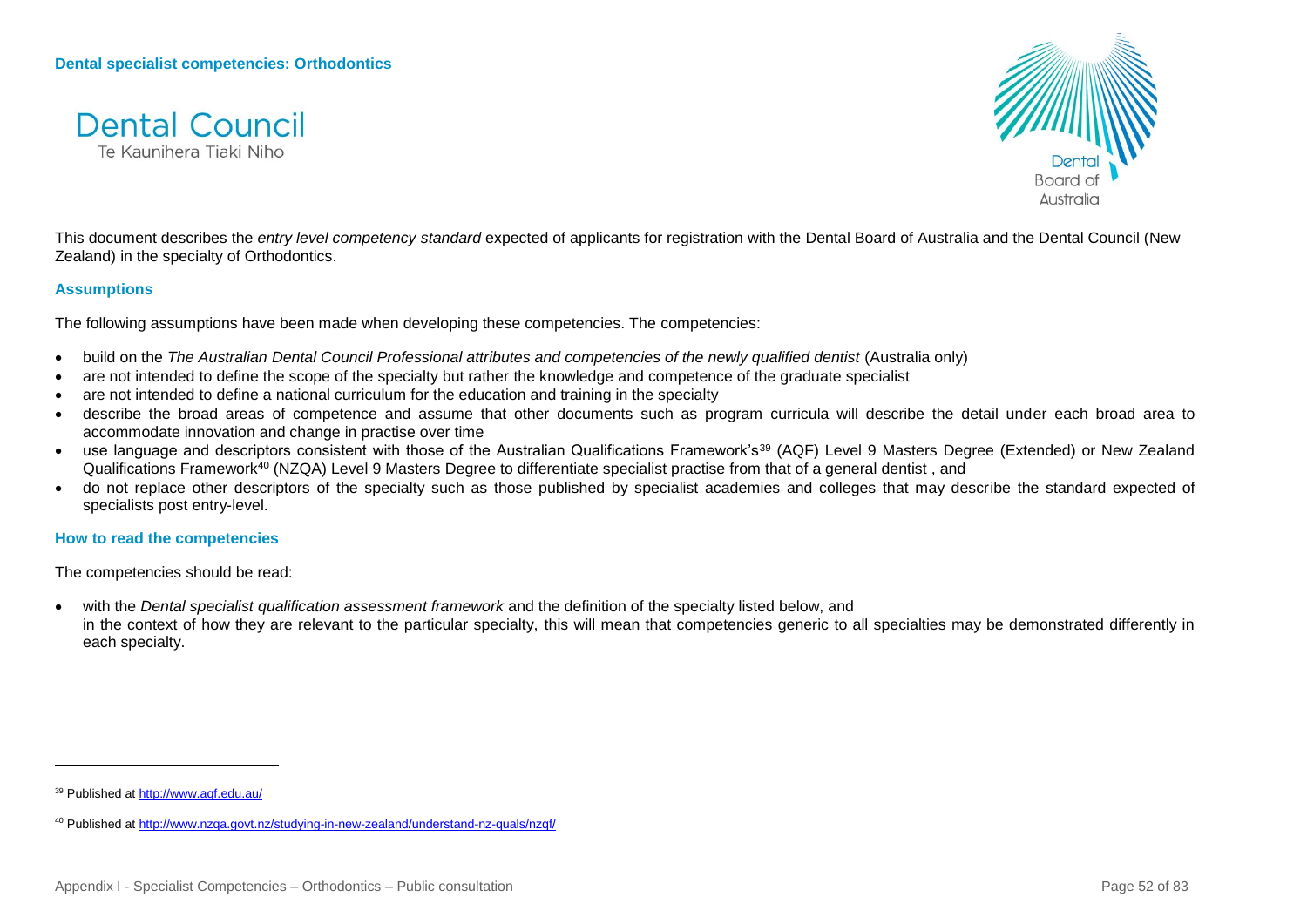**Dental specialist competencies: Orthodontics**

Dental Council
Te Kaunihera Tiaki Niho

Dental Board of Australia

This document describes the *entry level competency standard* expected of applicants for registration with the Dental Board of Australia and the Dental Council (New Zealand) in the specialty of Orthodontics.

### Assumptions

The following assumptions have been made when developing these competencies. The competencies:

- build on the *The Australian Dental Council Professional attributes and competencies of the newly qualified dentist* (Australia only)
- are not intended to define the scope of the specialty but rather the knowledge and competence of the graduate specialist
- are not intended to define a national curriculum for the education and training in the specialty
- describe the broad areas of competence and assume that other documents such as program curricula will describe the detail under each broad area to accommodate innovation and change in practise over time
- use language and descriptors consistent with those of the Australian Qualifications Framework's[39] (AQF) Level 9 Masters Degree (Extended) or New Zealand Qualifications Framework[40] (NZQA) Level 9 Masters Degree to differentiate specialist practise from that of a general dentist , and
- do not replace other descriptors of the specialty such as those published by specialist academies and colleges that may describe the standard expected of specialists post entry-level.

### How to read the competencies

The competencies should be read:

- with the *Dental specialist qualification assessment framework* and the definition of the specialty listed below, and
  in the context of how they are relevant to the particular specialty, this will mean that competencies generic to all specialties may be demonstrated differently in each specialty.

---

[39] Published at http://www.aqf.edu.au/

[40] Published at http://www.nzqa.govt.nz/studying-in-new-zealand/understand-nz-quals/nzqf/

Appendix I - Specialist Competencies – Orthodontics – Public consultation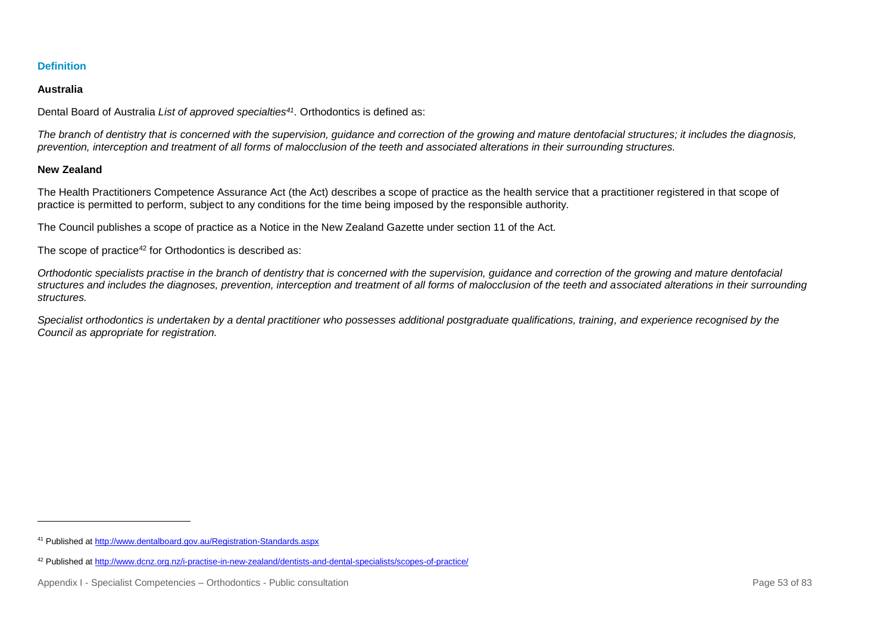### Definition

#### Australia

Dental Board of Australia *List of approved specialties*[41]. Orthodontics is defined as:

*The branch of dentistry that is concerned with the supervision, guidance and correction of the growing and mature dentofacial structures; it includes the diagnosis, prevention, interception and treatment of all forms of malocclusion of the teeth and associated alterations in their surrounding structures.*

#### New Zealand

The Health Practitioners Competence Assurance Act (the Act) describes a scope of practice as the health service that a practitioner registered in that scope of practice is permitted to perform, subject to any conditions for the time being imposed by the responsible authority.

The Council publishes a scope of practice as a Notice in the New Zealand Gazette under section 11 of the Act.

The scope of practice[42] for Orthodontics is described as:

*Orthodontic specialists practise in the branch of dentistry that is concerned with the supervision, guidance and correction of the growing and mature dentofacial structures and includes the diagnoses, prevention, interception and treatment of all forms of malocclusion of the teeth and associated alterations in their surrounding structures.*

*Specialist orthodontics is undertaken by a dental practitioner who possesses additional postgraduate qualifications, training, and experience recognised by the Council as appropriate for registration.*

---

[41] Published at http://www.dentalboard.gov.au/Registration-Standards.aspx

[42] Published at http://www.dcnz.org.nz/i-practise-in-new-zealand/dentists-and-dental-specialists/scopes-of-practice/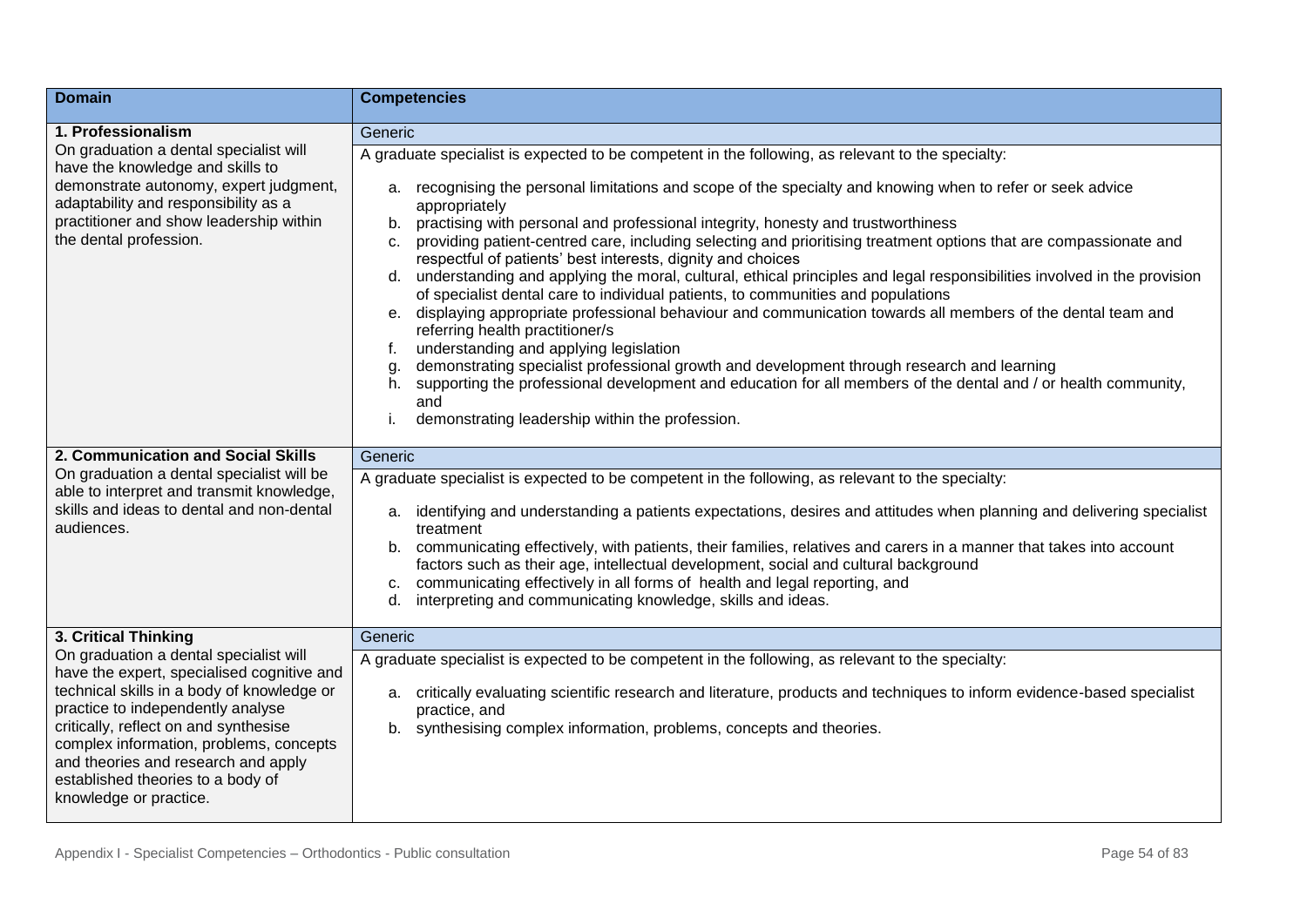| Domain | Competencies |
|---|---|
| **1. Professionalism**<br>On graduation a dental specialist will have the knowledge and skills to demonstrate autonomy, expert judgment, adaptability and responsibility as a practitioner and show leadership within the dental profession. | Generic<br><br>A graduate specialist is expected to be competent in the following, as relevant to the specialty:<br><br>a. recognising the personal limitations and scope of the specialty and knowing when to refer or seek advice appropriately<br>b. practising with personal and professional integrity, honesty and trustworthiness<br>c. providing patient-centred care, including selecting and prioritising treatment options that are compassionate and respectful of patients' best interests, dignity and choices<br>d. understanding and applying the moral, cultural, ethical principles and legal responsibilities involved in the provision of specialist dental care to individual patients, to communities and populations<br>e. displaying appropriate professional behaviour and communication towards all members of the dental team and referring health practitioner/s<br>f. understanding and applying legislation<br>g. demonstrating specialist professional growth and development through research and learning<br>h. supporting the professional development and education for all members of the dental and / or health community, and<br>i. demonstrating leadership within the profession. |
| **2. Communication and Social Skills**<br>On graduation a dental specialist will be able to interpret and transmit knowledge, skills and ideas to dental and non-dental audiences. | Generic<br><br>A graduate specialist is expected to be competent in the following, as relevant to the specialty:<br><br>a. identifying and understanding a patients expectations, desires and attitudes when planning and delivering specialist treatment<br>b. communicating effectively, with patients, their families, relatives and carers in a manner that takes into account factors such as their age, intellectual development, social and cultural background<br>c. communicating effectively in all forms of health and legal reporting, and<br>d. interpreting and communicating knowledge, skills and ideas. |
| **3. Critical Thinking**<br>On graduation a dental specialist will have the expert, specialised cognitive and technical skills in a body of knowledge or practice to independently analyse critically, reflect on and synthesise complex information, problems, concepts and theories and research and apply established theories to a body of knowledge or practice. | Generic<br><br>A graduate specialist is expected to be competent in the following, as relevant to the specialty:<br><br>a. critically evaluating scientific research and literature, products and techniques to inform evidence-based specialist practice, and<br>b. synthesising complex information, problems, concepts and theories. |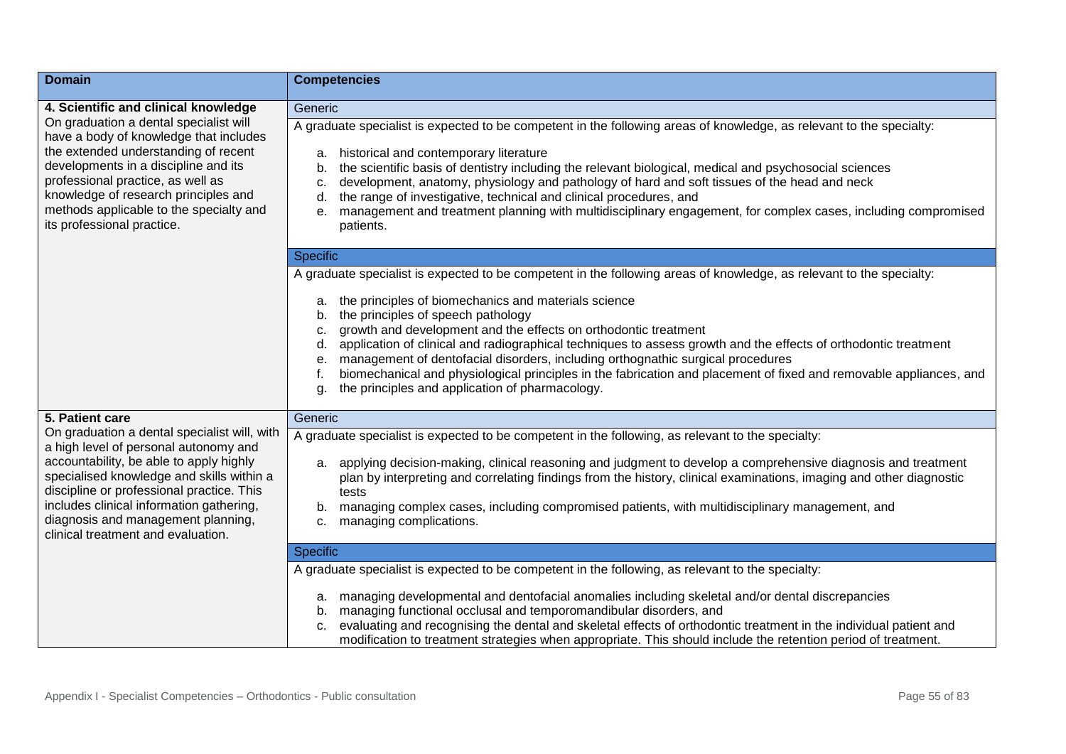| Domain | Competencies |
|---|---|
| **4. Scientific and clinical knowledge**<br>On graduation a dental specialist will have a body of knowledge that includes the extended understanding of recent developments in a discipline and its professional practice, as well as knowledge of research principles and methods applicable to the specialty and its professional practice. | Generic<br>A graduate specialist is expected to be competent in the following areas of knowledge, as relevant to the specialty:<br>a. historical and contemporary literature<br>b. the scientific basis of dentistry including the relevant biological, medical and psychosocial sciences<br>c. development, anatomy, physiology and pathology of hard and soft tissues of the head and neck<br>d. the range of investigative, technical and clinical procedures, and<br>e. management and treatment planning with multidisciplinary engagement, for complex cases, including compromised patients. |
| | Specific<br>A graduate specialist is expected to be competent in the following areas of knowledge, as relevant to the specialty:<br>a. the principles of biomechanics and materials science<br>b. the principles of speech pathology<br>c. growth and development and the effects on orthodontic treatment<br>d. application of clinical and radiographical techniques to assess growth and the effects of orthodontic treatment<br>e. management of dentofacial disorders, including orthognathic surgical procedures<br>f. biomechanical and physiological principles in the fabrication and placement of fixed and removable appliances, and<br>g. the principles and application of pharmacology. |
| **5. Patient care**<br>On graduation a dental specialist will, with a high level of personal autonomy and accountability, be able to apply highly specialised knowledge and skills within a discipline or professional practice. This includes clinical information gathering, diagnosis and management planning, clinical treatment and evaluation. | Generic<br>A graduate specialist is expected to be competent in the following, as relevant to the specialty:<br>a. applying decision-making, clinical reasoning and judgment to develop a comprehensive diagnosis and treatment plan by interpreting and correlating findings from the history, clinical examinations, imaging and other diagnostic tests<br>b. managing complex cases, including compromised patients, with multidisciplinary management, and<br>c. managing complications. |
| | Specific<br>A graduate specialist is expected to be competent in the following, as relevant to the specialty:<br>a. managing developmental and dentofacial anomalies including skeletal and/or dental discrepancies<br>b. managing functional occlusal and temporomandibular disorders, and<br>c. evaluating and recognising the dental and skeletal effects of orthodontic treatment in the individual patient and modification to treatment strategies when appropriate. This should include the retention period of treatment. |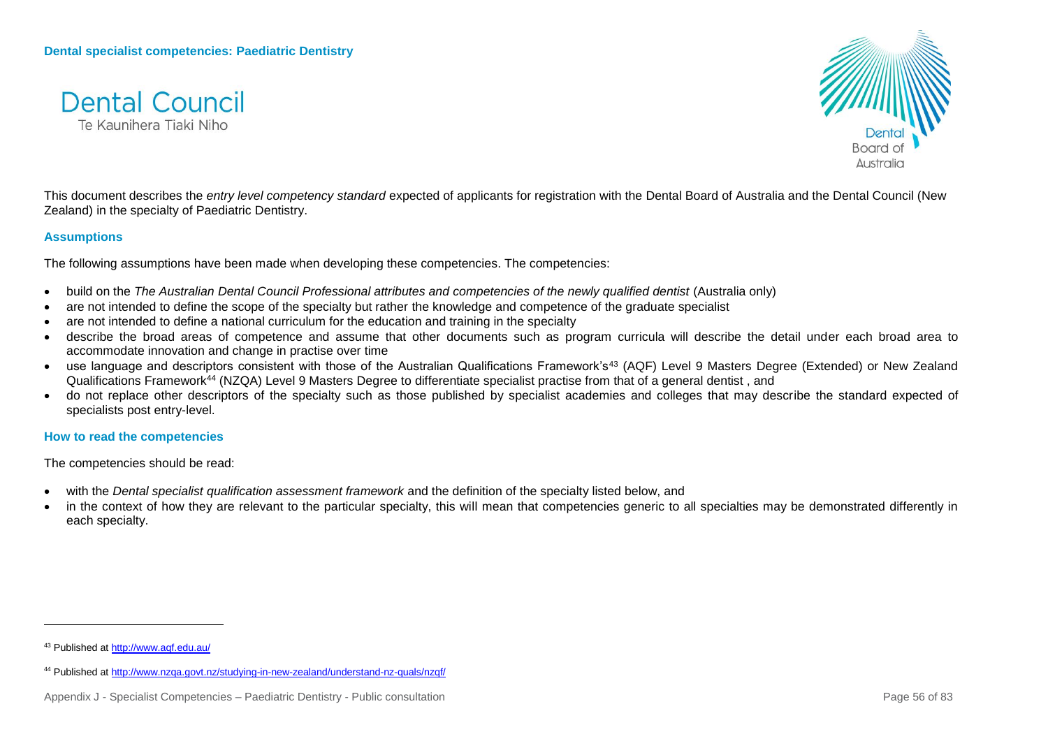**Dental specialist competencies: Paediatric Dentistry**

Dental Council
Te Kaunihera Tiaki Niho

Dental Board of Australia

This document describes the *entry level competency standard* expected of applicants for registration with the Dental Board of Australia and the Dental Council (New Zealand) in the specialty of Paediatric Dentistry.

### Assumptions

The following assumptions have been made when developing these competencies. The competencies:

- build on the *The Australian Dental Council Professional attributes and competencies of the newly qualified dentist* (Australia only)
- are not intended to define the scope of the specialty but rather the knowledge and competence of the graduate specialist
- are not intended to define a national curriculum for the education and training in the specialty
- describe the broad areas of competence and assume that other documents such as program curricula will describe the detail under each broad area to accommodate innovation and change in practise over time
- use language and descriptors consistent with those of the Australian Qualifications Framework's[43] (AQF) Level 9 Masters Degree (Extended) or New Zealand Qualifications Framework[44] (NZQA) Level 9 Masters Degree to differentiate specialist practise from that of a general dentist , and
- do not replace other descriptors of the specialty such as those published by specialist academies and colleges that may describe the standard expected of specialists post entry-level.

### How to read the competencies

The competencies should be read:

- with the *Dental specialist qualification assessment framework* and the definition of the specialty listed below, and
- in the context of how they are relevant to the particular specialty, this will mean that competencies generic to all specialties may be demonstrated differently in each specialty.

---

[43] Published at http://www.aqf.edu.au/

[44] Published at http://www.nzqa.govt.nz/studying-in-new-zealand/understand-nz-quals/nzqf/

Appendix J - Specialist Competencies – Paediatric Dentistry - Public consultation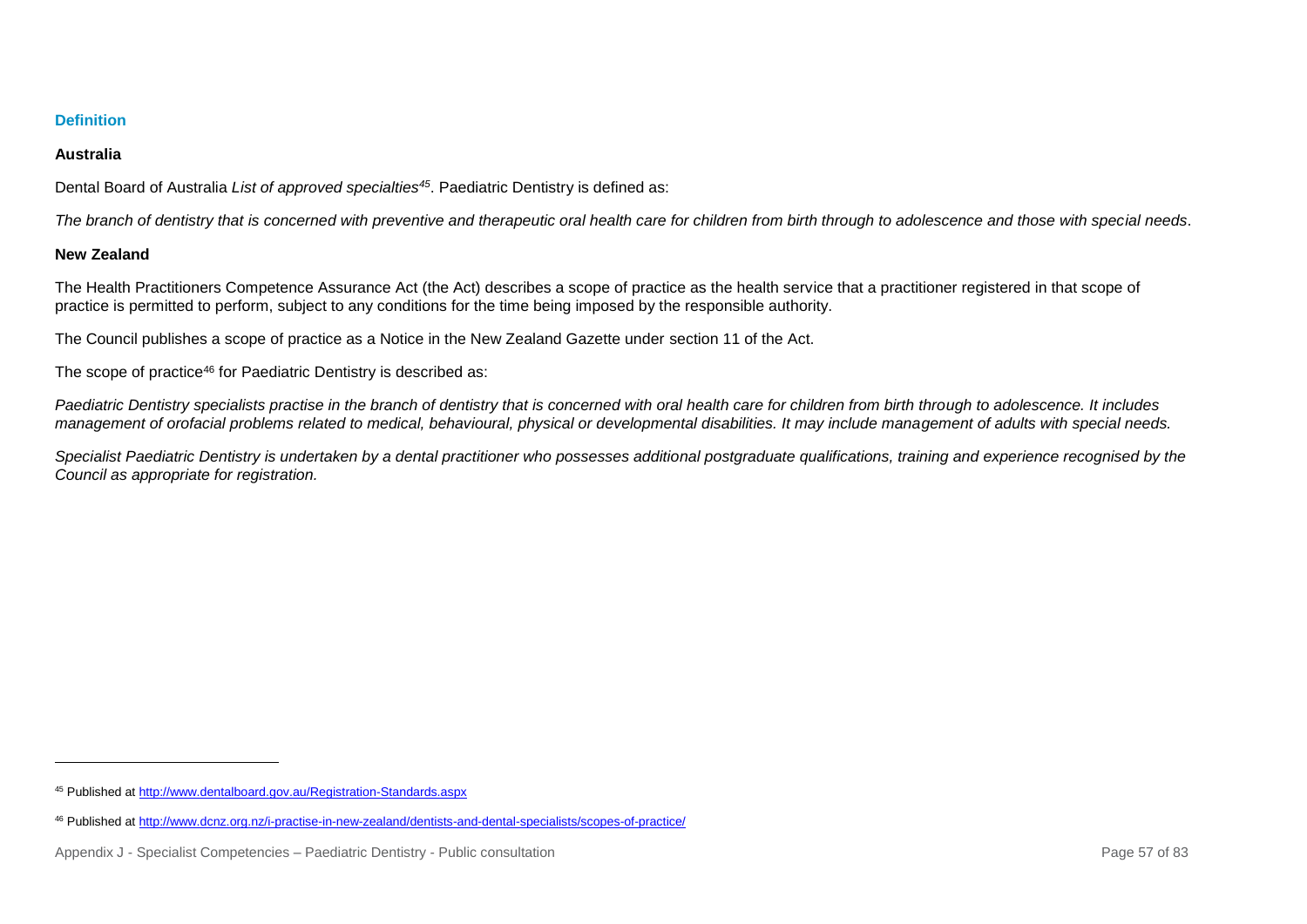## Definition

### Australia

Dental Board of Australia *List of approved specialties*[45]. Paediatric Dentistry is defined as:

*The branch of dentistry that is concerned with preventive and therapeutic oral health care for children from birth through to adolescence and those with special needs*.

### New Zealand

The Health Practitioners Competence Assurance Act (the Act) describes a scope of practice as the health service that a practitioner registered in that scope of practice is permitted to perform, subject to any conditions for the time being imposed by the responsible authority.

The Council publishes a scope of practice as a Notice in the New Zealand Gazette under section 11 of the Act.

The scope of practice[46] for Paediatric Dentistry is described as:

*Paediatric Dentistry specialists practise in the branch of dentistry that is concerned with oral health care for children from birth through to adolescence. It includes management of orofacial problems related to medical, behavioural, physical or developmental disabilities. It may include management of adults with special needs.*

*Specialist Paediatric Dentistry is undertaken by a dental practitioner who possesses additional postgraduate qualifications, training and experience recognised by the Council as appropriate for registration.*

---

[45] Published at http://www.dentalboard.gov.au/Registration-Standards.aspx

[46] Published at http://www.dcnz.org.nz/i-practise-in-new-zealand/dentists-and-dental-specialists/scopes-of-practice/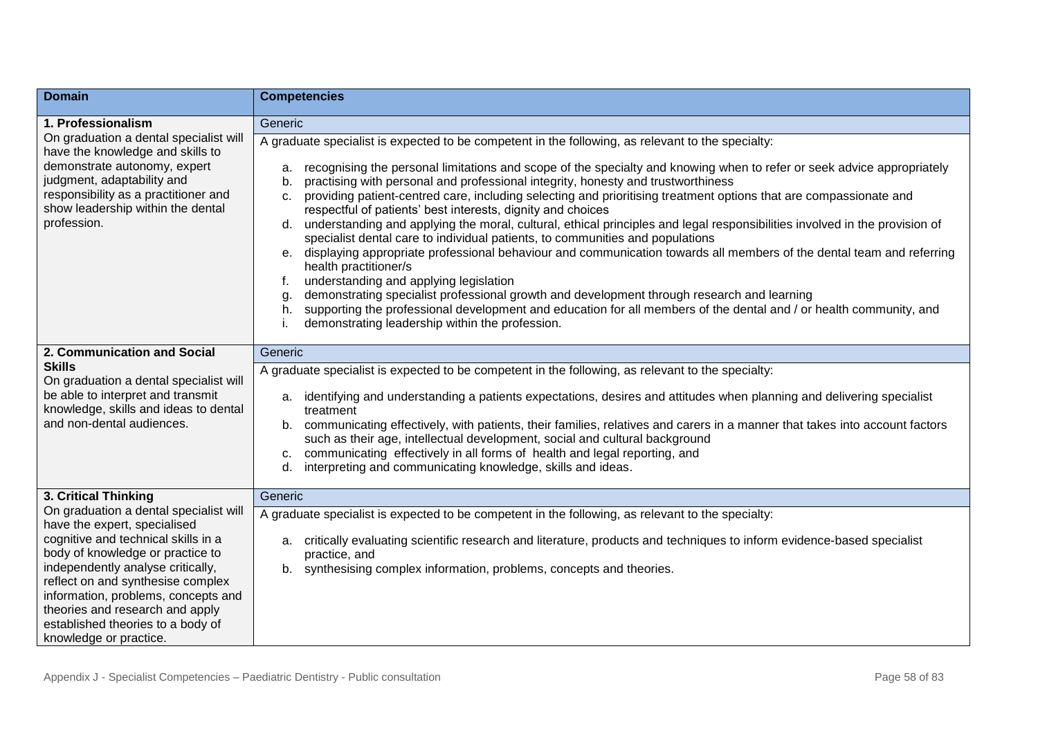| Domain | Competencies |
|---|---|
| **1. Professionalism**<br>On graduation a dental specialist will have the knowledge and skills to demonstrate autonomy, expert judgment, adaptability and responsibility as a practitioner and show leadership within the dental profession. | Generic<br>A graduate specialist is expected to be competent in the following, as relevant to the specialty:<br>a. recognising the personal limitations and scope of the specialty and knowing when to refer or seek advice appropriately<br>b. practising with personal and professional integrity, honesty and trustworthiness<br>c. providing patient-centred care, including selecting and prioritising treatment options that are compassionate and respectful of patients' best interests, dignity and choices<br>d. understanding and applying the moral, cultural, ethical principles and legal responsibilities involved in the provision of specialist dental care to individual patients, to communities and populations<br>e. displaying appropriate professional behaviour and communication towards all members of the dental team and referring health practitioner/s<br>f. understanding and applying legislation<br>g. demonstrating specialist professional growth and development through research and learning<br>h. supporting the professional development and education for all members of the dental and / or health community, and<br>i. demonstrating leadership within the profession. |
| **2. Communication and Social Skills**<br>On graduation a dental specialist will be able to interpret and transmit knowledge, skills and ideas to dental and non-dental audiences. | Generic<br>A graduate specialist is expected to be competent in the following, as relevant to the specialty:<br>a. identifying and understanding a patients expectations, desires and attitudes when planning and delivering specialist treatment<br>b. communicating effectively, with patients, their families, relatives and carers in a manner that takes into account factors such as their age, intellectual development, social and cultural background<br>c. communicating effectively in all forms of health and legal reporting, and<br>d. interpreting and communicating knowledge, skills and ideas. |
| **3. Critical Thinking**<br>On graduation a dental specialist will have the expert, specialised cognitive and technical skills in a body of knowledge or practice to independently analyse critically, reflect on and synthesise complex information, problems, concepts and theories and research and apply established theories to a body of knowledge or practice. | Generic<br>A graduate specialist is expected to be competent in the following, as relevant to the specialty:<br>a. critically evaluating scientific research and literature, products and techniques to inform evidence-based specialist practice, and<br>b. synthesising complex information, problems, concepts and theories. |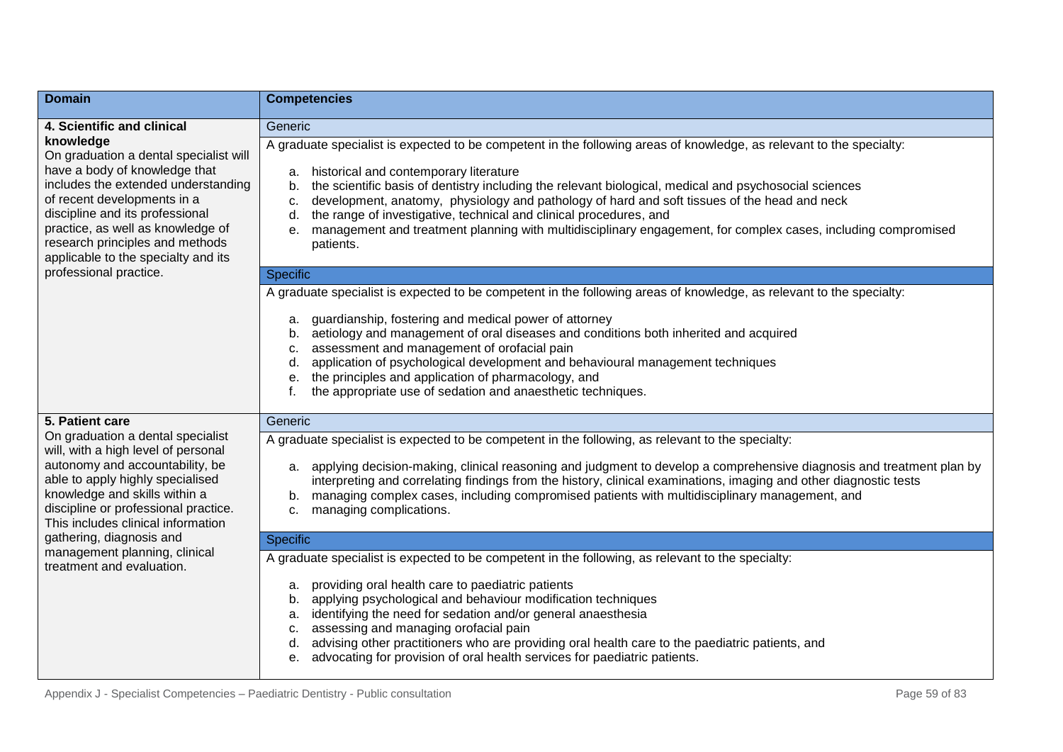| Domain | Competencies |
|---|---|
| **4. Scientific and clinical knowledge**<br>On graduation a dental specialist will have a body of knowledge that includes the extended understanding of recent developments in a discipline and its professional practice, as well as knowledge of research principles and methods applicable to the specialty and its professional practice. | Generic<br><br>A graduate specialist is expected to be competent in the following areas of knowledge, as relevant to the specialty:<br><br>a. historical and contemporary literature<br>b. the scientific basis of dentistry including the relevant biological, medical and psychosocial sciences<br>c. development, anatomy, physiology and pathology of hard and soft tissues of the head and neck<br>d. the range of investigative, technical and clinical procedures, and<br>e. management and treatment planning with multidisciplinary engagement, for complex cases, including compromised patients.<br><br>Specific<br><br>A graduate specialist is expected to be competent in the following areas of knowledge, as relevant to the specialty:<br><br>a. guardianship, fostering and medical power of attorney<br>b. aetiology and management of oral diseases and conditions both inherited and acquired<br>c. assessment and management of orofacial pain<br>d. application of psychological development and behavioural management techniques<br>e. the principles and application of pharmacology, and<br>f. the appropriate use of sedation and anaesthetic techniques. |
| **5. Patient care**<br>On graduation a dental specialist will, with a high level of personal autonomy and accountability, be able to apply highly specialised knowledge and skills within a discipline or professional practice. This includes clinical information gathering, diagnosis and management planning, clinical treatment and evaluation. | Generic<br><br>A graduate specialist is expected to be competent in the following, as relevant to the specialty:<br><br>a. applying decision-making, clinical reasoning and judgment to develop a comprehensive diagnosis and treatment plan by interpreting and correlating findings from the history, clinical examinations, imaging and other diagnostic tests<br>b. managing complex cases, including compromised patients with multidisciplinary management, and<br>c. managing complications.<br><br>Specific<br><br>A graduate specialist is expected to be competent in the following, as relevant to the specialty:<br><br>a. providing oral health care to paediatric patients<br>b. applying psychological and behaviour modification techniques<br>a. identifying the need for sedation and/or general anaesthesia<br>c. assessing and managing orofacial pain<br>d. advising other practitioners who are providing oral health care to the paediatric patients, and<br>e. advocating for provision of oral health services for paediatric patients. |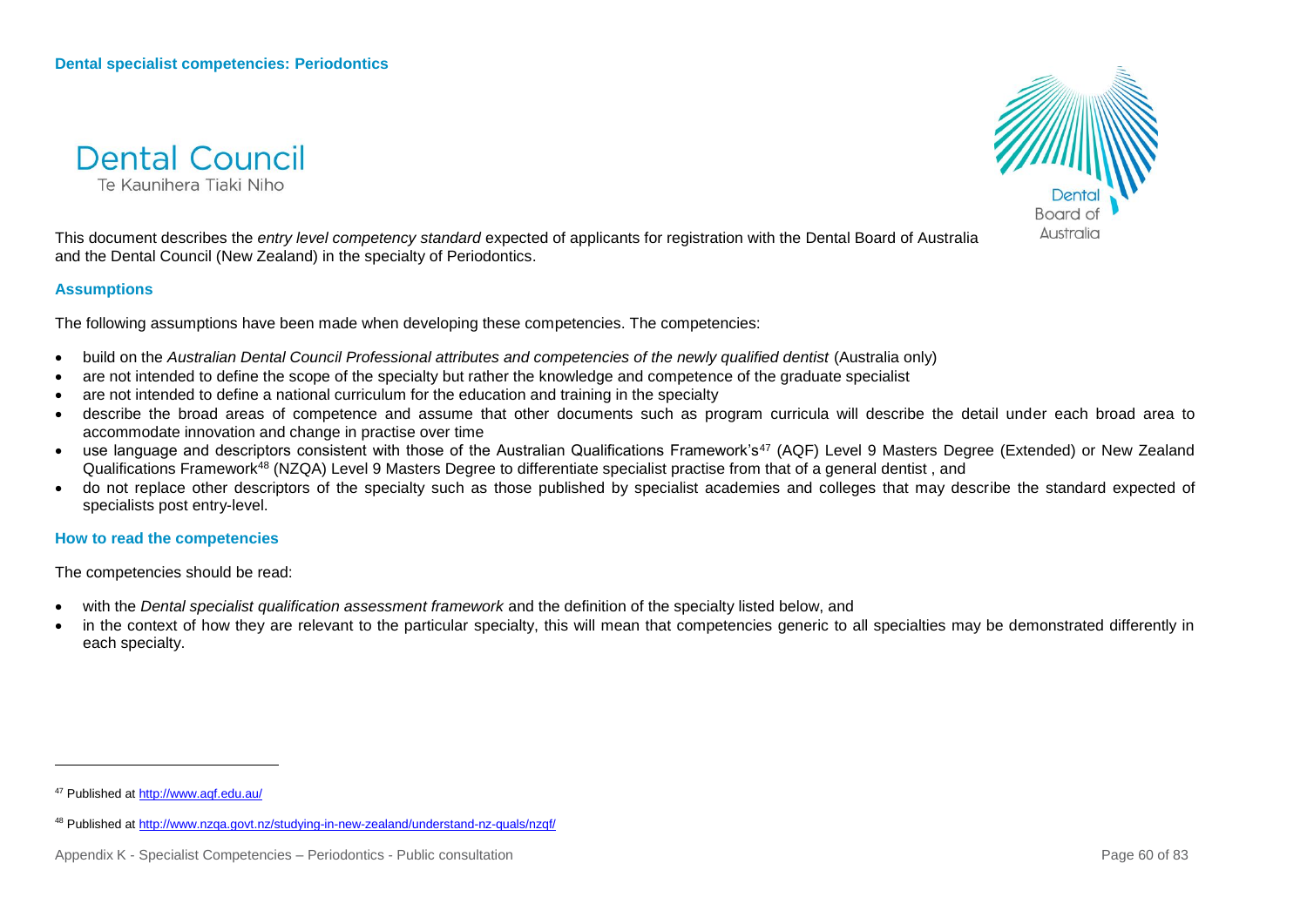Dental Council

Te Kaunihera Tiaki Niho

This document describes the *entry level competency standard* expected of applicants for registration with the Dental Board of Australia and the Dental Council (New Zealand) in the specialty of Periodontics.

### Assumptions

The following assumptions have been made when developing these competencies. The competencies:

- build on the *Australian Dental Council Professional attributes and competencies of the newly qualified dentist* (Australia only)
- are not intended to define the scope of the specialty but rather the knowledge and competence of the graduate specialist
- are not intended to define a national curriculum for the education and training in the specialty
- describe the broad areas of competence and assume that other documents such as program curricula will describe the detail under each broad area to accommodate innovation and change in practise over time
- use language and descriptors consistent with those of the Australian Qualifications Framework's[47] (AQF) Level 9 Masters Degree (Extended) or New Zealand Qualifications Framework[48] (NZQA) Level 9 Masters Degree to differentiate specialist practise from that of a general dentist , and
- do not replace other descriptors of the specialty such as those published by specialist academies and colleges that may describe the standard expected of specialists post entry-level.

### How to read the competencies

The competencies should be read:

- with the *Dental specialist qualification assessment framework* and the definition of the specialty listed below, and
- in the context of how they are relevant to the particular specialty, this will mean that competencies generic to all specialties may be demonstrated differently in each specialty.

---

[47] Published at http://www.aqf.edu.au/

[48] Published at http://www.nzqa.govt.nz/studying-in-new-zealand/understand-nz-quals/nzqf/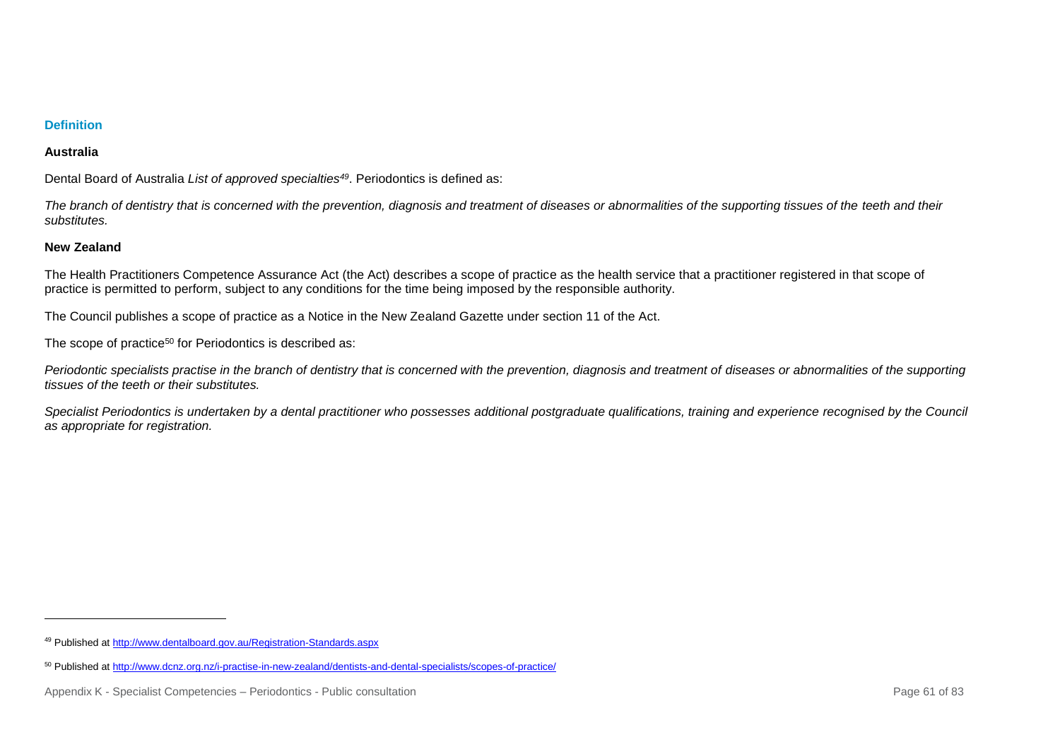### Definition

#### Australia

Dental Board of Australia *List of approved specialties*[49]. Periodontics is defined as:

*The branch of dentistry that is concerned with the prevention, diagnosis and treatment of diseases or abnormalities of the supporting tissues of the teeth and their substitutes.*

#### New Zealand

The Health Practitioners Competence Assurance Act (the Act) describes a scope of practice as the health service that a practitioner registered in that scope of practice is permitted to perform, subject to any conditions for the time being imposed by the responsible authority.

The Council publishes a scope of practice as a Notice in the New Zealand Gazette under section 11 of the Act.

The scope of practice[50] for Periodontics is described as:

*Periodontic specialists practise in the branch of dentistry that is concerned with the prevention, diagnosis and treatment of diseases or abnormalities of the supporting tissues of the teeth or their substitutes.*

*Specialist Periodontics is undertaken by a dental practitioner who possesses additional postgraduate qualifications, training and experience recognised by the Council as appropriate for registration.*

---

[49] Published at http://www.dentalboard.gov.au/Registration-Standards.aspx

[50] Published at http://www.dcnz.org.nz/i-practise-in-new-zealand/dentists-and-dental-specialists/scopes-of-practice/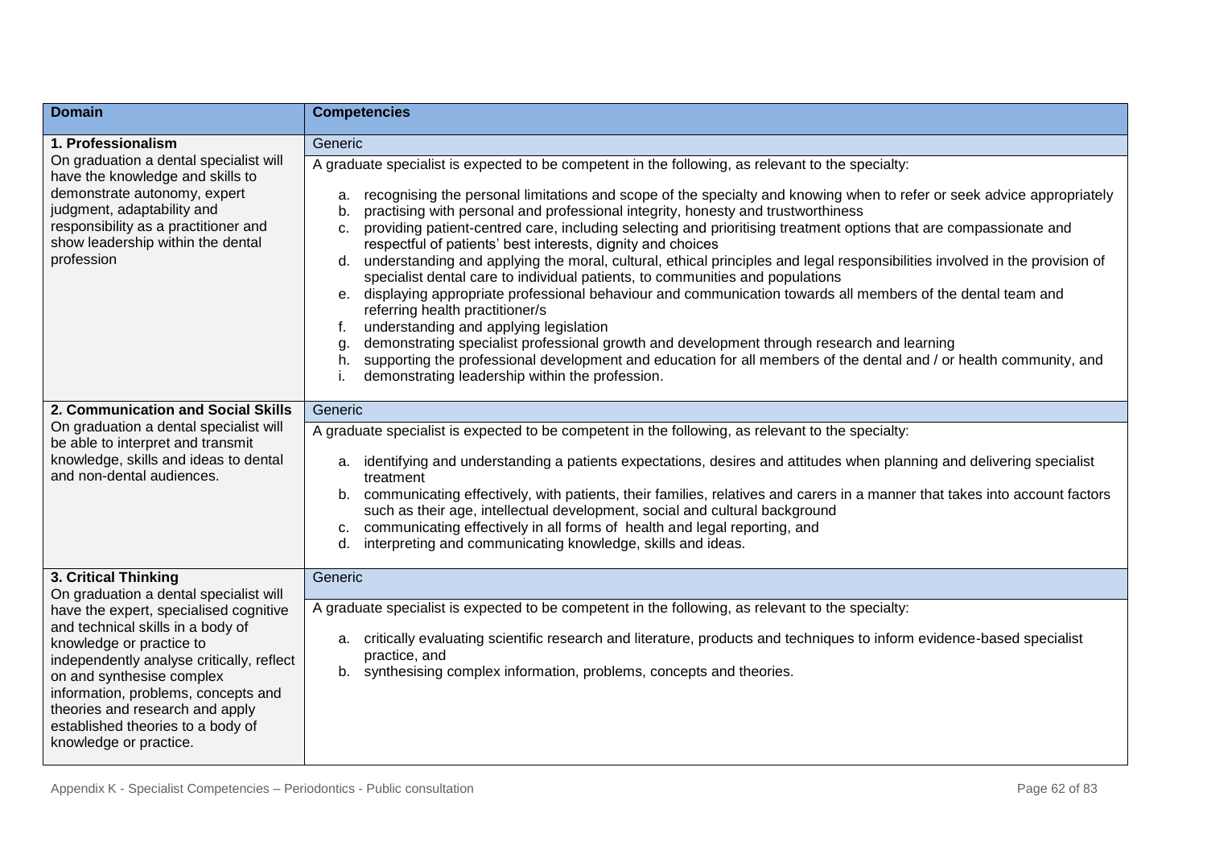| Domain | Competencies |
| --- | --- |
| **1. Professionalism** | Generic |
| On graduation a dental specialist will have the knowledge and skills to demonstrate autonomy, expert judgment, adaptability and responsibility as a practitioner and show leadership within the dental profession | A graduate specialist is expected to be competent in the following, as relevant to the specialty:<br><br>a. recognising the personal limitations and scope of the specialty and knowing when to refer or seek advice appropriately<br>b. practising with personal and professional integrity, honesty and trustworthiness<br>c. providing patient-centred care, including selecting and prioritising treatment options that are compassionate and respectful of patients' best interests, dignity and choices<br>d. understanding and applying the moral, cultural, ethical principles and legal responsibilities involved in the provision of specialist dental care to individual patients, to communities and populations<br>e. displaying appropriate professional behaviour and communication towards all members of the dental team and referring health practitioner/s<br>f. understanding and applying legislation<br>g. demonstrating specialist professional growth and development through research and learning<br>h. supporting the professional development and education for all members of the dental and / or health community, and<br>i. demonstrating leadership within the profession. |
| **2. Communication and Social Skills** | Generic |
| On graduation a dental specialist will be able to interpret and transmit knowledge, skills and ideas to dental and non-dental audiences. | A graduate specialist is expected to be competent in the following, as relevant to the specialty:<br><br>a. identifying and understanding a patients expectations, desires and attitudes when planning and delivering specialist treatment<br>b. communicating effectively, with patients, their families, relatives and carers in a manner that takes into account factors such as their age, intellectual development, social and cultural background<br>c. communicating effectively in all forms of health and legal reporting, and<br>d. interpreting and communicating knowledge, skills and ideas. |
| **3. Critical Thinking** | Generic |
| On graduation a dental specialist will have the expert, specialised cognitive and technical skills in a body of knowledge or practice to independently analyse critically, reflect on and synthesise complex information, problems, concepts and theories and research and apply established theories to a body of knowledge or practice. | A graduate specialist is expected to be competent in the following, as relevant to the specialty:<br><br>a. critically evaluating scientific research and literature, products and techniques to inform evidence-based specialist practice, and<br>b. synthesising complex information, problems, concepts and theories. |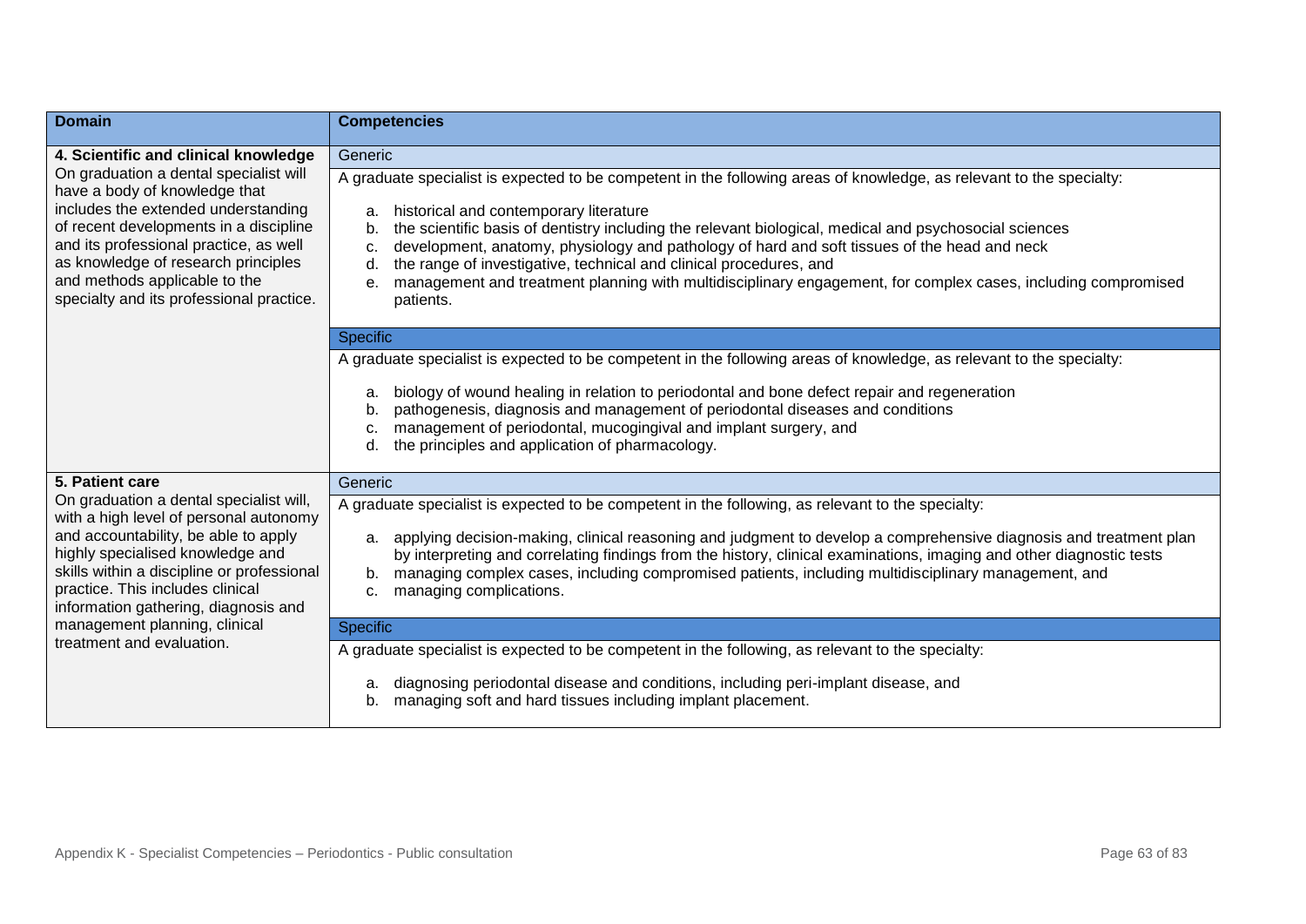| Domain | Competencies |
| --- | --- |
| **4. Scientific and clinical knowledge**<br>On graduation a dental specialist will have a body of knowledge that includes the extended understanding of recent developments in a discipline and its professional practice, as well as knowledge of research principles and methods applicable to the specialty and its professional practice. | Generic<br>A graduate specialist is expected to be competent in the following areas of knowledge, as relevant to the specialty:<br>a. historical and contemporary literature<br>b. the scientific basis of dentistry including the relevant biological, medical and psychosocial sciences<br>c. development, anatomy, physiology and pathology of hard and soft tissues of the head and neck<br>d. the range of investigative, technical and clinical procedures, and<br>e. management and treatment planning with multidisciplinary engagement, for complex cases, including compromised patients. |
| | Specific<br>A graduate specialist is expected to be competent in the following areas of knowledge, as relevant to the specialty:<br>a. biology of wound healing in relation to periodontal and bone defect repair and regeneration<br>b. pathogenesis, diagnosis and management of periodontal diseases and conditions<br>c. management of periodontal, mucogingival and implant surgery, and<br>d. the principles and application of pharmacology. |
| **5. Patient care**<br>On graduation a dental specialist will, with a high level of personal autonomy and accountability, be able to apply highly specialised knowledge and skills within a discipline or professional practice. This includes clinical information gathering, diagnosis and management planning, clinical treatment and evaluation. | Generic<br>A graduate specialist is expected to be competent in the following, as relevant to the specialty:<br>a. applying decision-making, clinical reasoning and judgment to develop a comprehensive diagnosis and treatment plan by interpreting and correlating findings from the history, clinical examinations, imaging and other diagnostic tests<br>b. managing complex cases, including compromised patients, including multidisciplinary management, and<br>c. managing complications. |
| | Specific<br>A graduate specialist is expected to be competent in the following, as relevant to the specialty:<br>a. diagnosing periodontal disease and conditions, including peri-implant disease, and<br>b. managing soft and hard tissues including implant placement. |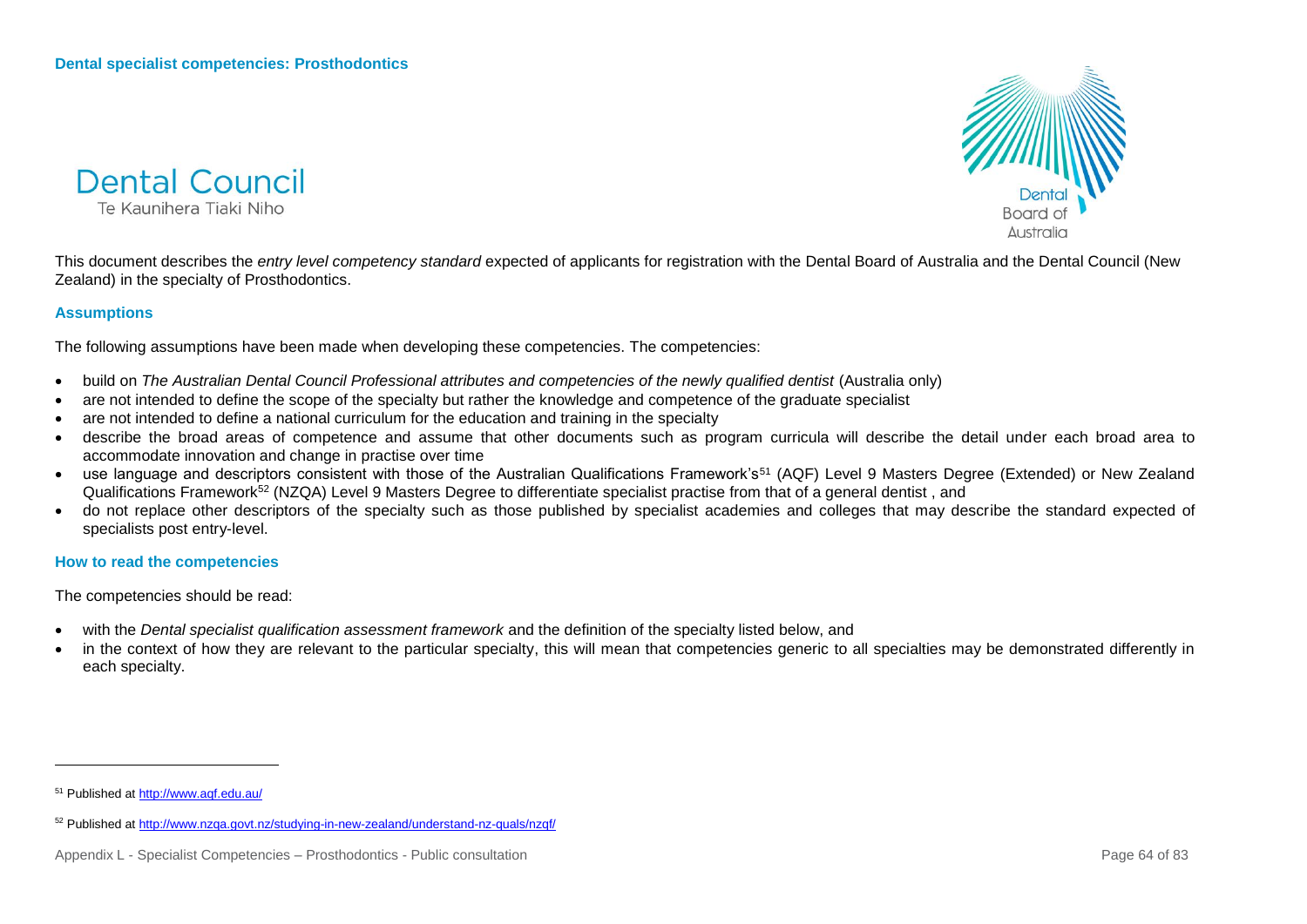**Dental specialist competencies: Prosthodontics**

Dental Council
Te Kaunihera Tiaki Niho

Dental Board of Australia

This document describes the *entry level competency standard* expected of applicants for registration with the Dental Board of Australia and the Dental Council (New Zealand) in the specialty of Prosthodontics.

## Assumptions

The following assumptions have been made when developing these competencies. The competencies:

- build on *The Australian Dental Council Professional attributes and competencies of the newly qualified dentist* (Australia only)
- are not intended to define the scope of the specialty but rather the knowledge and competence of the graduate specialist
- are not intended to define a national curriculum for the education and training in the specialty
- describe the broad areas of competence and assume that other documents such as program curricula will describe the detail under each broad area to accommodate innovation and change in practise over time
- use language and descriptors consistent with those of the Australian Qualifications Framework's[51] (AQF) Level 9 Masters Degree (Extended) or New Zealand Qualifications Framework[52] (NZQA) Level 9 Masters Degree to differentiate specialist practise from that of a general dentist , and
- do not replace other descriptors of the specialty such as those published by specialist academies and colleges that may describe the standard expected of specialists post entry-level.

## How to read the competencies

The competencies should be read:

- with the *Dental specialist qualification assessment framework* and the definition of the specialty listed below, and
- in the context of how they are relevant to the particular specialty, this will mean that competencies generic to all specialties may be demonstrated differently in each specialty.

---

[51] Published at http://www.aqf.edu.au/

[52] Published at http://www.nzqa.govt.nz/studying-in-new-zealand/understand-nz-quals/nzqf/

Appendix L - Specialist Competencies – Prosthodontics - Public consultation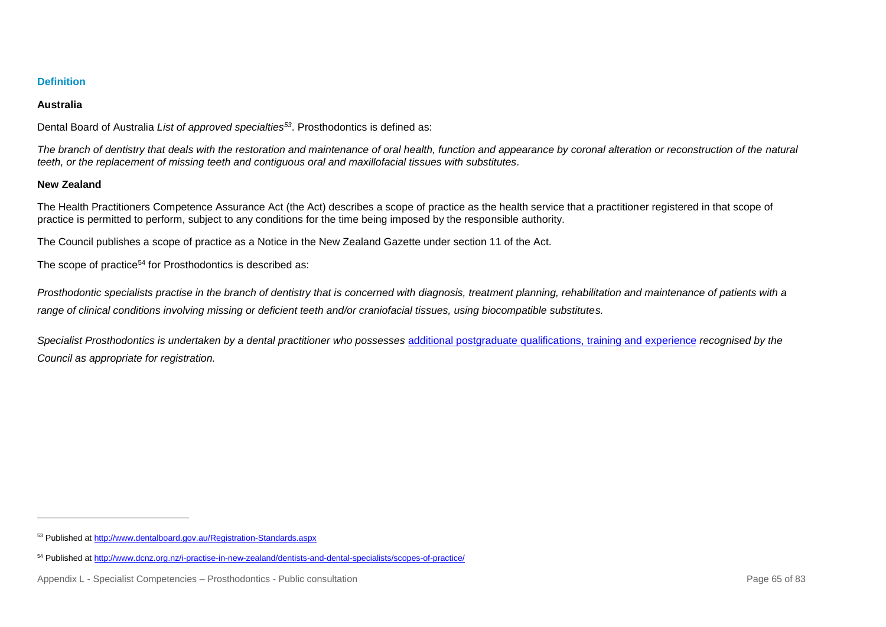### Definition

**Australia**

Dental Board of Australia *List of approved specialties*[53]. Prosthodontics is defined as:

*The branch of dentistry that deals with the restoration and maintenance of oral health, function and appearance by coronal alteration or reconstruction of the natural teeth, or the replacement of missing teeth and contiguous oral and maxillofacial tissues with substitutes.*

**New Zealand**

The Health Practitioners Competence Assurance Act (the Act) describes a scope of practice as the health service that a practitioner registered in that scope of practice is permitted to perform, subject to any conditions for the time being imposed by the responsible authority.

The Council publishes a scope of practice as a Notice in the New Zealand Gazette under section 11 of the Act.

The scope of practice[54] for Prosthodontics is described as:

*Prosthodontic specialists practise in the branch of dentistry that is concerned with diagnosis, treatment planning, rehabilitation and maintenance of patients with a range of clinical conditions involving missing or deficient teeth and/or craniofacial tissues, using biocompatible substitutes.*

*Specialist Prosthodontics is undertaken by a dental practitioner who possesses* additional postgraduate qualifications, training and experience *recognised by the Council as appropriate for registration.*

---

[53] Published at http://www.dentalboard.gov.au/Registration-Standards.aspx

[54] Published at http://www.dcnz.org.nz/i-practise-in-new-zealand/dentists-and-dental-specialists/scopes-of-practice/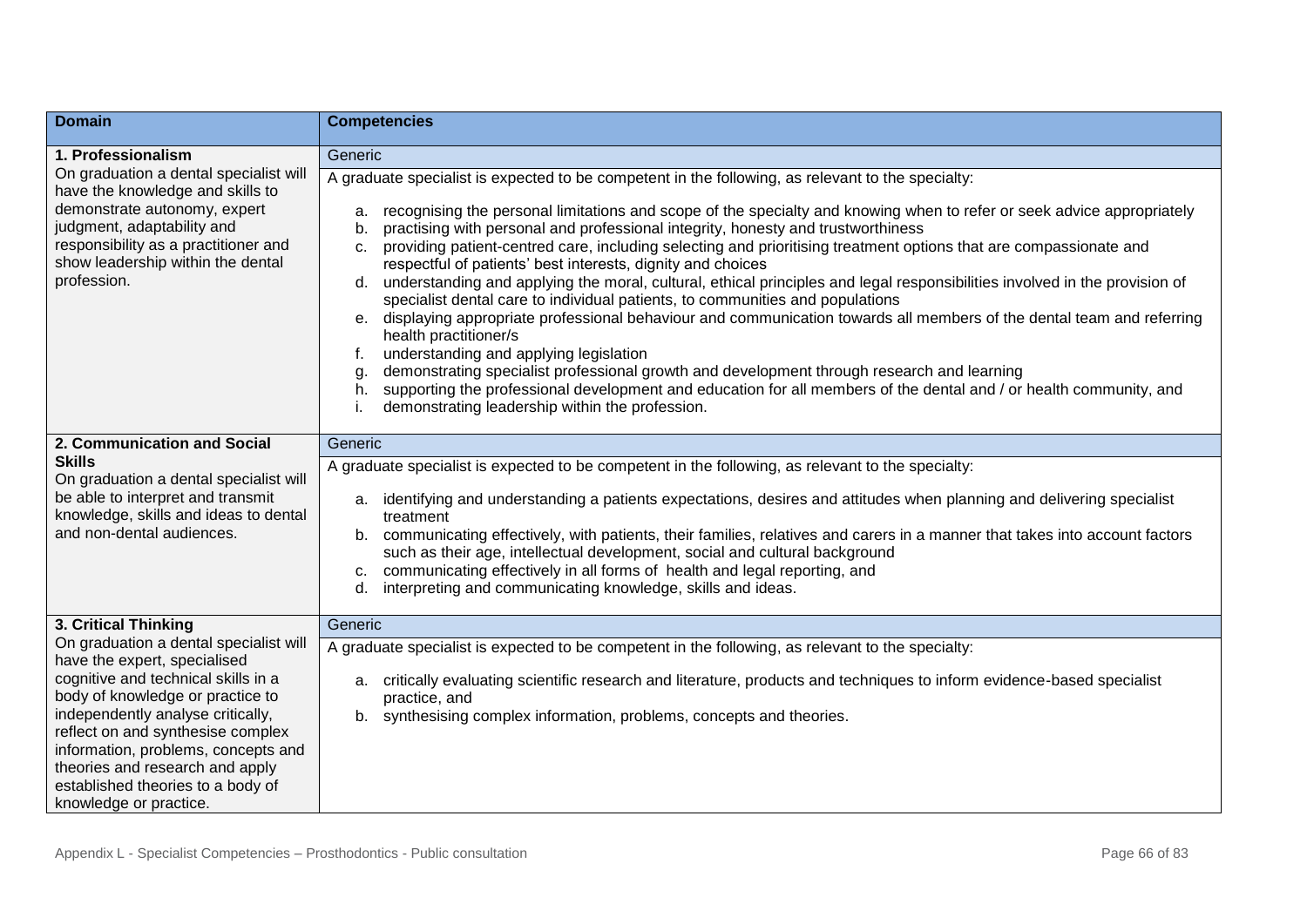| Domain | Competencies |
|---|---|
| **1. Professionalism**<br>On graduation a dental specialist will have the knowledge and skills to demonstrate autonomy, expert judgment, adaptability and responsibility as a practitioner and show leadership within the dental profession. | Generic<br><br>A graduate specialist is expected to be competent in the following, as relevant to the specialty:<br><br>a. recognising the personal limitations and scope of the specialty and knowing when to refer or seek advice appropriately<br>b. practising with personal and professional integrity, honesty and trustworthiness<br>c. providing patient-centred care, including selecting and prioritising treatment options that are compassionate and respectful of patients' best interests, dignity and choices<br>d. understanding and applying the moral, cultural, ethical principles and legal responsibilities involved in the provision of specialist dental care to individual patients, to communities and populations<br>e. displaying appropriate professional behaviour and communication towards all members of the dental team and referring health practitioner/s<br>f. understanding and applying legislation<br>g. demonstrating specialist professional growth and development through research and learning<br>h. supporting the professional development and education for all members of the dental and / or health community, and<br>i. demonstrating leadership within the profession. |
| **2. Communication and Social Skills**<br>On graduation a dental specialist will be able to interpret and transmit knowledge, skills and ideas to dental and non-dental audiences. | Generic<br><br>A graduate specialist is expected to be competent in the following, as relevant to the specialty:<br><br>a. identifying and understanding a patients expectations, desires and attitudes when planning and delivering specialist treatment<br>b. communicating effectively, with patients, their families, relatives and carers in a manner that takes into account factors such as their age, intellectual development, social and cultural background<br>c. communicating effectively in all forms of health and legal reporting, and<br>d. interpreting and communicating knowledge, skills and ideas. |
| **3. Critical Thinking**<br>On graduation a dental specialist will have the expert, specialised cognitive and technical skills in a body of knowledge or practice to independently analyse critically, reflect on and synthesise complex information, problems, concepts and theories and research and apply established theories to a body of knowledge or practice. | Generic<br><br>A graduate specialist is expected to be competent in the following, as relevant to the specialty:<br><br>a. critically evaluating scientific research and literature, products and techniques to inform evidence-based specialist practice, and<br>b. synthesising complex information, problems, concepts and theories. |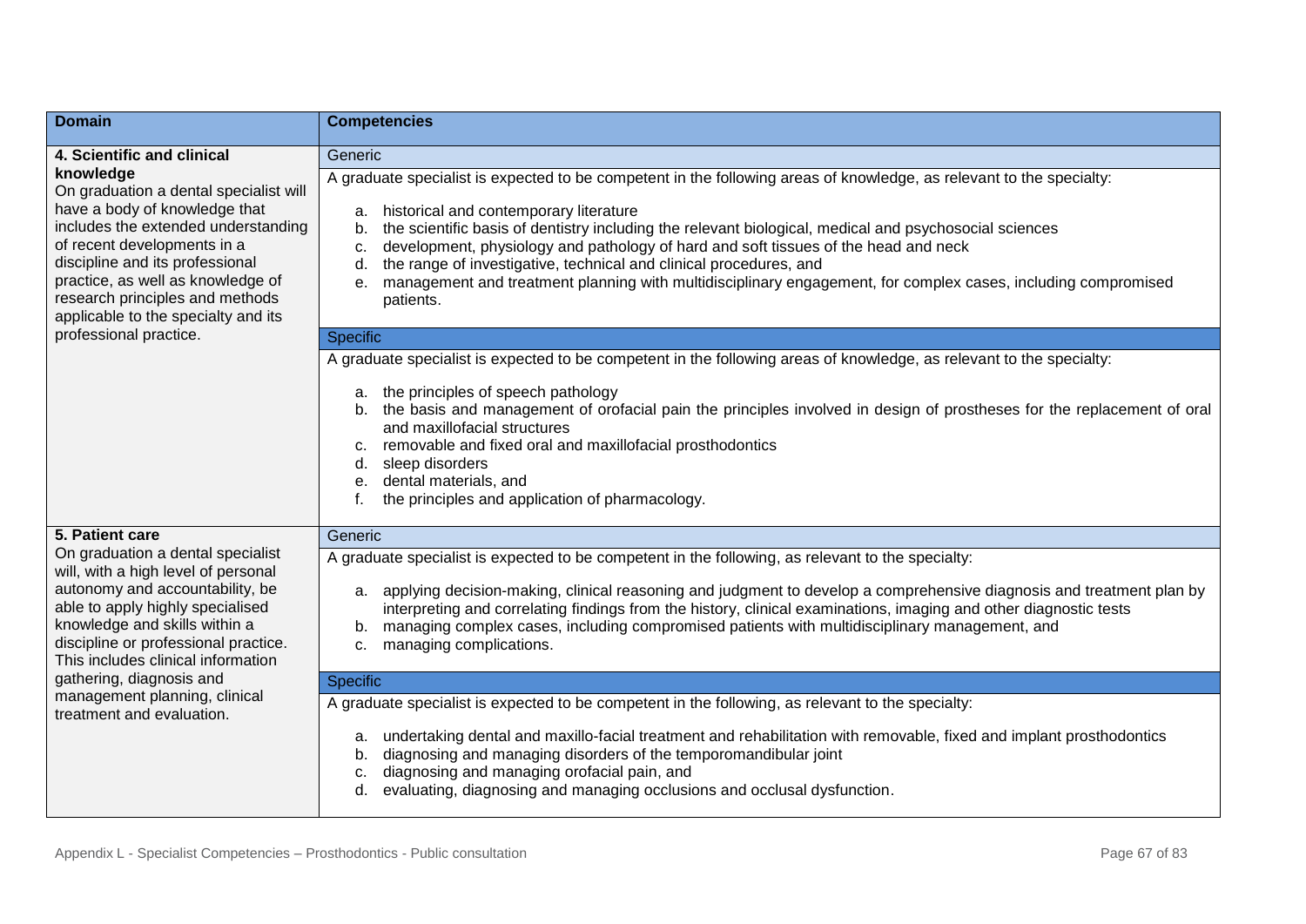| Domain | Competencies |
| --- | --- |
| **4. Scientific and clinical knowledge**<br>On graduation a dental specialist will have a body of knowledge that includes the extended understanding of recent developments in a discipline and its professional practice, as well as knowledge of research principles and methods applicable to the specialty and its professional practice. | Generic<br>A graduate specialist is expected to be competent in the following areas of knowledge, as relevant to the specialty:<br>a. historical and contemporary literature<br>b. the scientific basis of dentistry including the relevant biological, medical and psychosocial sciences<br>c. development, physiology and pathology of hard and soft tissues of the head and neck<br>d. the range of investigative, technical and clinical procedures, and<br>e. management and treatment planning with multidisciplinary engagement, for complex cases, including compromised patients.<br><br>Specific<br>A graduate specialist is expected to be competent in the following areas of knowledge, as relevant to the specialty:<br>a. the principles of speech pathology<br>b. the basis and management of orofacial pain the principles involved in design of prostheses for the replacement of oral and maxillofacial structures<br>c. removable and fixed oral and maxillofacial prosthodontics<br>d. sleep disorders<br>e. dental materials, and<br>f. the principles and application of pharmacology. |
| **5. Patient care**<br>On graduation a dental specialist will, with a high level of personal autonomy and accountability, be able to apply highly specialised knowledge and skills within a discipline or professional practice. This includes clinical information gathering, diagnosis and management planning, clinical treatment and evaluation. | Generic<br>A graduate specialist is expected to be competent in the following, as relevant to the specialty:<br>a. applying decision-making, clinical reasoning and judgment to develop a comprehensive diagnosis and treatment plan by interpreting and correlating findings from the history, clinical examinations, imaging and other diagnostic tests<br>b. managing complex cases, including compromised patients with multidisciplinary management, and<br>c. managing complications.<br><br>Specific<br>A graduate specialist is expected to be competent in the following, as relevant to the specialty:<br>a. undertaking dental and maxillo-facial treatment and rehabilitation with removable, fixed and implant prosthodontics<br>b. diagnosing and managing disorders of the temporomandibular joint<br>c. diagnosing and managing orofacial pain, and<br>d. evaluating, diagnosing and managing occlusions and occlusal dysfunction. |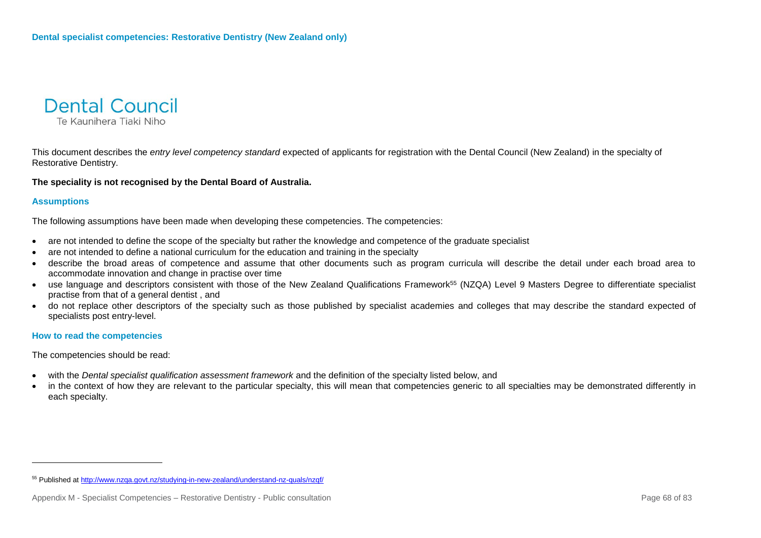# Dental specialist competencies: Restorative Dentistry (New Zealand only)

Dental Council
Te Kaunihera Tiaki Niho

This document describes the *entry level competency standard* expected of applicants for registration with the Dental Council (New Zealand) in the specialty of Restorative Dentistry.

**The speciality is not recognised by the Dental Board of Australia.**

## Assumptions

The following assumptions have been made when developing these competencies. The competencies:

- are not intended to define the scope of the specialty but rather the knowledge and competence of the graduate specialist
- are not intended to define a national curriculum for the education and training in the specialty
- describe the broad areas of competence and assume that other documents such as program curricula will describe the detail under each broad area to accommodate innovation and change in practise over time
- use language and descriptors consistent with those of the New Zealand Qualifications Framework[55] (NZQA) Level 9 Masters Degree to differentiate specialist practise from that of a general dentist , and
- do not replace other descriptors of the specialty such as those published by specialist academies and colleges that may describe the standard expected of specialists post entry-level.

## How to read the competencies

The competencies should be read:

- with the *Dental specialist qualification assessment framework* and the definition of the specialty listed below, and
- in the context of how they are relevant to the particular specialty, this will mean that competencies generic to all specialties may be demonstrated differently in each specialty.

---

[55] Published at http://www.nzqa.govt.nz/studying-in-new-zealand/understand-nz-quals/nzqf/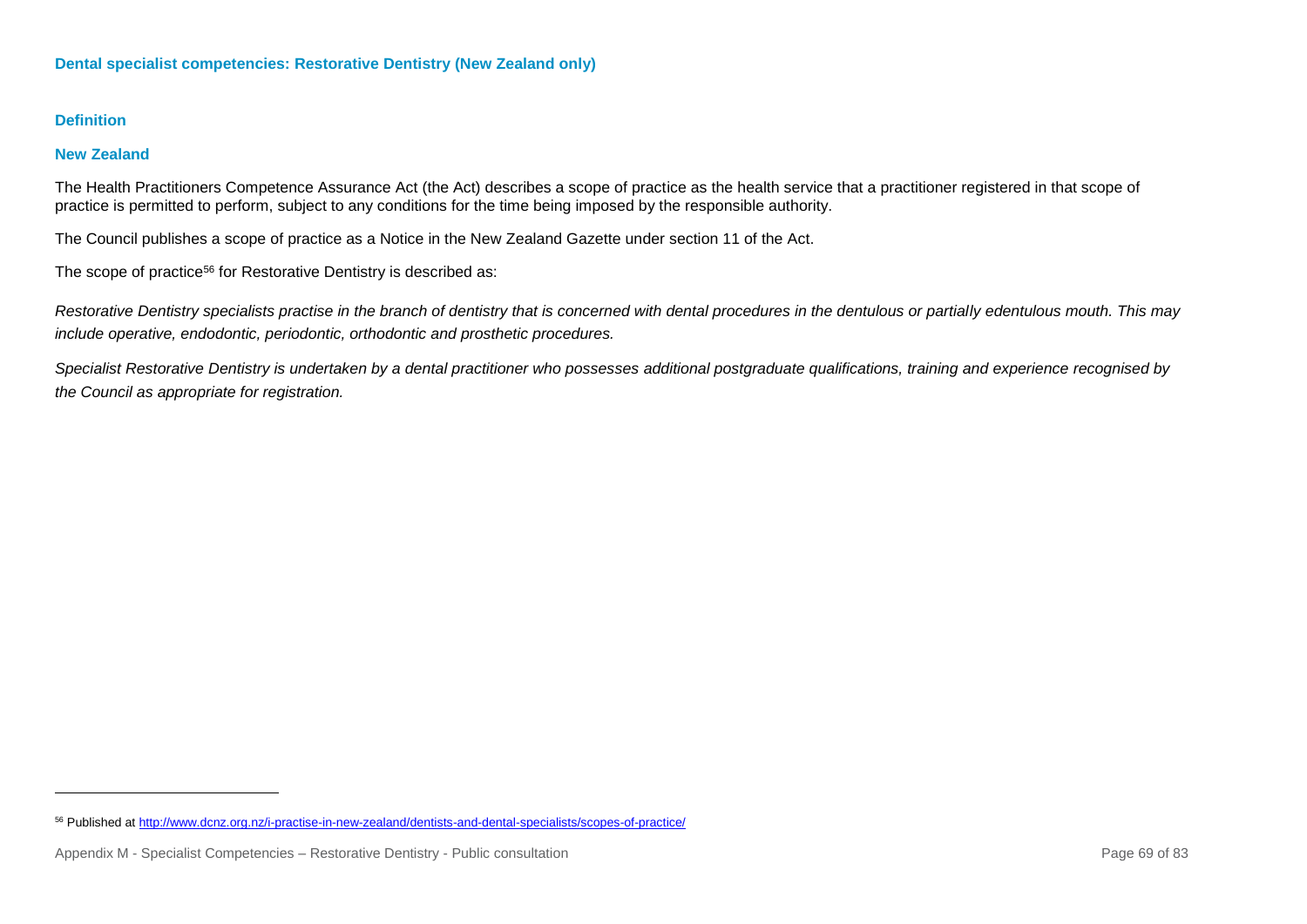## Dental specialist competencies: Restorative Dentistry (New Zealand only)

### Definition

### New Zealand

The Health Practitioners Competence Assurance Act (the Act) describes a scope of practice as the health service that a practitioner registered in that scope of practice is permitted to perform, subject to any conditions for the time being imposed by the responsible authority.

The Council publishes a scope of practice as a Notice in the New Zealand Gazette under section 11 of the Act.

The scope of practice[56] for Restorative Dentistry is described as:

*Restorative Dentistry specialists practise in the branch of dentistry that is concerned with dental procedures in the dentulous or partially edentulous mouth. This may include operative, endodontic, periodontic, orthodontic and prosthetic procedures.*

*Specialist Restorative Dentistry is undertaken by a dental practitioner who possesses additional postgraduate qualifications, training and experience recognised by the Council as appropriate for registration.*

[56] Published at http://www.dcnz.org.nz/i-practise-in-new-zealand/dentists-and-dental-specialists/scopes-of-practice/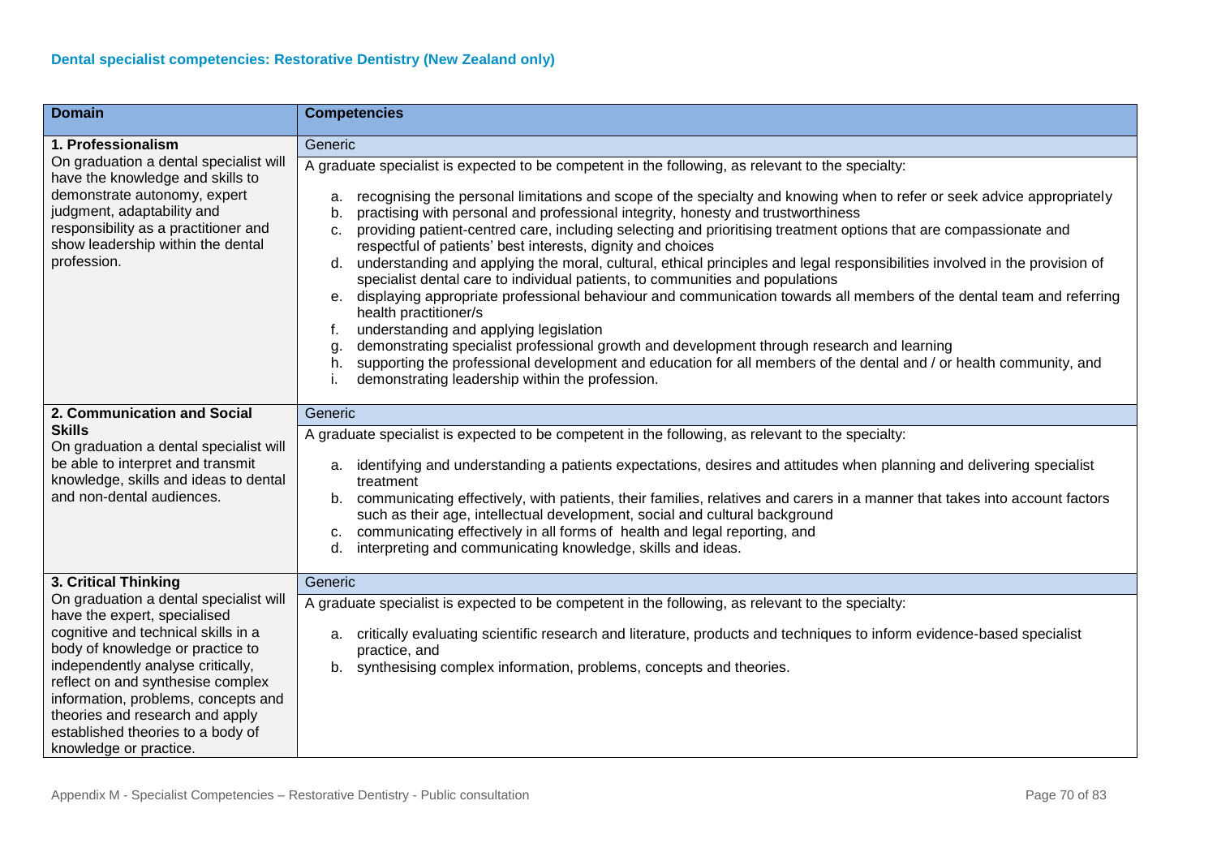### Dental specialist competencies: Restorative Dentistry (New Zealand only)

| Domain | Competencies |
|---|---|
| **1. Professionalism**<br>On graduation a dental specialist will have the knowledge and skills to demonstrate autonomy, expert judgment, adaptability and responsibility as a practitioner and show leadership within the dental profession. | Generic<br>A graduate specialist is expected to be competent in the following, as relevant to the specialty:<br>a. recognising the personal limitations and scope of the specialty and knowing when to refer or seek advice appropriately<br>b. practising with personal and professional integrity, honesty and trustworthiness<br>c. providing patient-centred care, including selecting and prioritising treatment options that are compassionate and respectful of patients' best interests, dignity and choices<br>d. understanding and applying the moral, cultural, ethical principles and legal responsibilities involved in the provision of specialist dental care to individual patients, to communities and populations<br>e. displaying appropriate professional behaviour and communication towards all members of the dental team and referring health practitioner/s<br>f. understanding and applying legislation<br>g. demonstrating specialist professional growth and development through research and learning<br>h. supporting the professional development and education for all members of the dental and / or health community, and<br>i. demonstrating leadership within the profession. |
| **2. Communication and Social Skills**<br>On graduation a dental specialist will be able to interpret and transmit knowledge, skills and ideas to dental and non-dental audiences. | Generic<br>A graduate specialist is expected to be competent in the following, as relevant to the specialty:<br>a. identifying and understanding a patients expectations, desires and attitudes when planning and delivering specialist treatment<br>b. communicating effectively, with patients, their families, relatives and carers in a manner that takes into account factors such as their age, intellectual development, social and cultural background<br>c. communicating effectively in all forms of health and legal reporting, and<br>d. interpreting and communicating knowledge, skills and ideas. |
| **3. Critical Thinking**<br>On graduation a dental specialist will have the expert, specialised cognitive and technical skills in a body of knowledge or practice to independently analyse critically, reflect on and synthesise complex information, problems, concepts and theories and research and apply established theories to a body of knowledge or practice. | Generic<br>A graduate specialist is expected to be competent in the following, as relevant to the specialty:<br>a. critically evaluating scientific research and literature, products and techniques to inform evidence-based specialist practice, and<br>b. synthesising complex information, problems, concepts and theories. |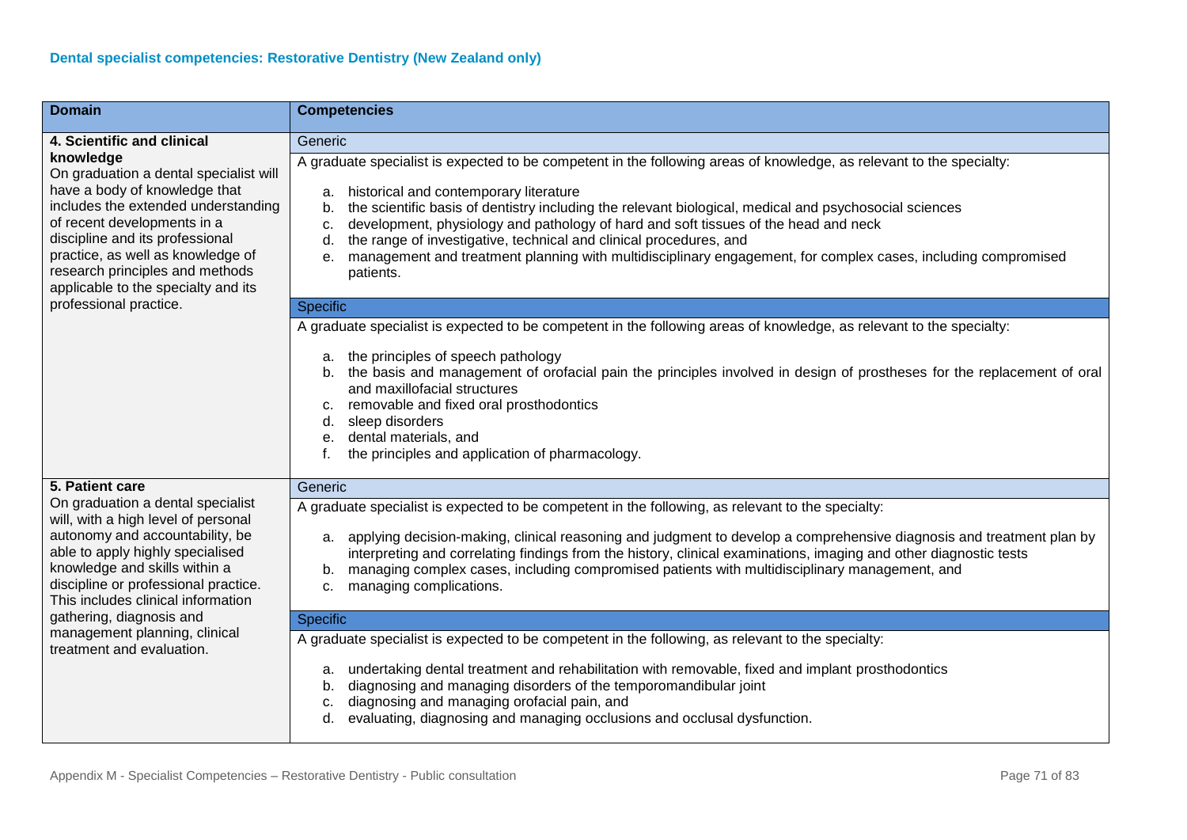**Dental specialist competencies: Restorative Dentistry (New Zealand only)**

| Domain | Competencies |
| --- | --- |
| **4. Scientific and clinical knowledge**<br>On graduation a dental specialist will have a body of knowledge that includes the extended understanding of recent developments in a discipline and its professional practice, as well as knowledge of research principles and methods applicable to the specialty and its professional practice. | Generic<br>A graduate specialist is expected to be competent in the following areas of knowledge, as relevant to the specialty:<br>a. historical and contemporary literature<br>b. the scientific basis of dentistry including the relevant biological, medical and psychosocial sciences<br>c. development, physiology and pathology of hard and soft tissues of the head and neck<br>d. the range of investigative, technical and clinical procedures, and<br>e. management and treatment planning with multidisciplinary engagement, for complex cases, including compromised patients.<br><br>Specific<br>A graduate specialist is expected to be competent in the following areas of knowledge, as relevant to the specialty:<br>a. the principles of speech pathology<br>b. the basis and management of orofacial pain the principles involved in design of prostheses for the replacement of oral and maxillofacial structures<br>c. removable and fixed oral prosthodontics<br>d. sleep disorders<br>e. dental materials, and<br>f. the principles and application of pharmacology. |
| **5. Patient care**<br>On graduation a dental specialist will, with a high level of personal autonomy and accountability, be able to apply highly specialised knowledge and skills within a discipline or professional practice. This includes clinical information gathering, diagnosis and management planning, clinical treatment and evaluation. | Generic<br>A graduate specialist is expected to be competent in the following, as relevant to the specialty:<br>a. applying decision-making, clinical reasoning and judgment to develop a comprehensive diagnosis and treatment plan by interpreting and correlating findings from the history, clinical examinations, imaging and other diagnostic tests<br>b. managing complex cases, including compromised patients with multidisciplinary management, and<br>c. managing complications.<br><br>Specific<br>A graduate specialist is expected to be competent in the following, as relevant to the specialty:<br>a. undertaking dental treatment and rehabilitation with removable, fixed and implant prosthodontics<br>b. diagnosing and managing disorders of the temporomandibular joint<br>c. diagnosing and managing orofacial pain, and<br>d. evaluating, diagnosing and managing occlusions and occlusal dysfunction. |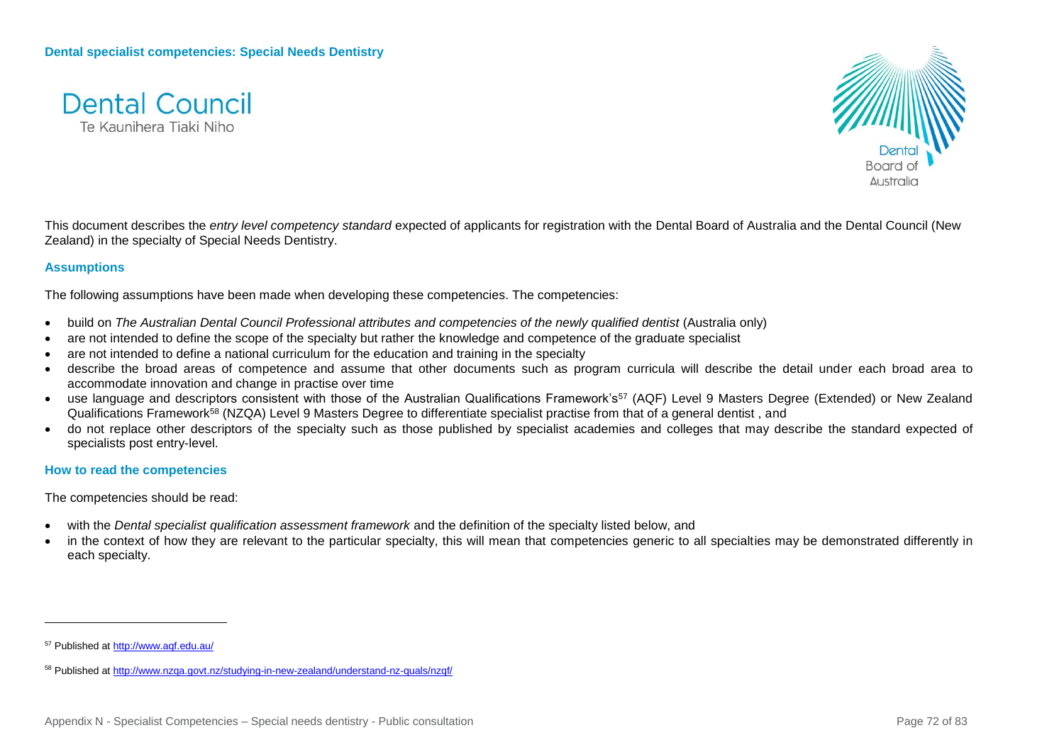# Dental specialist competencies: Special Needs Dentistry

Dental Council
Te Kaunihera Tiaki Niho

Dental Board of Australia

This document describes the *entry level competency standard* expected of applicants for registration with the Dental Board of Australia and the Dental Council (New Zealand) in the specialty of Special Needs Dentistry.

## Assumptions

The following assumptions have been made when developing these competencies. The competencies:

- build on *The Australian Dental Council Professional attributes and competencies of the newly qualified dentist* (Australia only)
- are not intended to define the scope of the specialty but rather the knowledge and competence of the graduate specialist
- are not intended to define a national curriculum for the education and training in the specialty
- describe the broad areas of competence and assume that other documents such as program curricula will describe the detail under each broad area to accommodate innovation and change in practise over time
- use language and descriptors consistent with those of the Australian Qualifications Framework's[57] (AQF) Level 9 Masters Degree (Extended) or New Zealand Qualifications Framework[58] (NZQA) Level 9 Masters Degree to differentiate specialist practise from that of a general dentist , and
- do not replace other descriptors of the specialty such as those published by specialist academies and colleges that may describe the standard expected of specialists post entry-level.

## How to read the competencies

The competencies should be read:

- with the *Dental specialist qualification assessment framework* and the definition of the specialty listed below, and
- in the context of how they are relevant to the particular specialty, this will mean that competencies generic to all specialties may be demonstrated differently in each specialty.

---

[57] Published at http://www.aqf.edu.au/

[58] Published at http://www.nzqa.govt.nz/studying-in-new-zealand/understand-nz-quals/nzqf/

Appendix N - Specialist Competencies – Special needs dentistry - Public consultation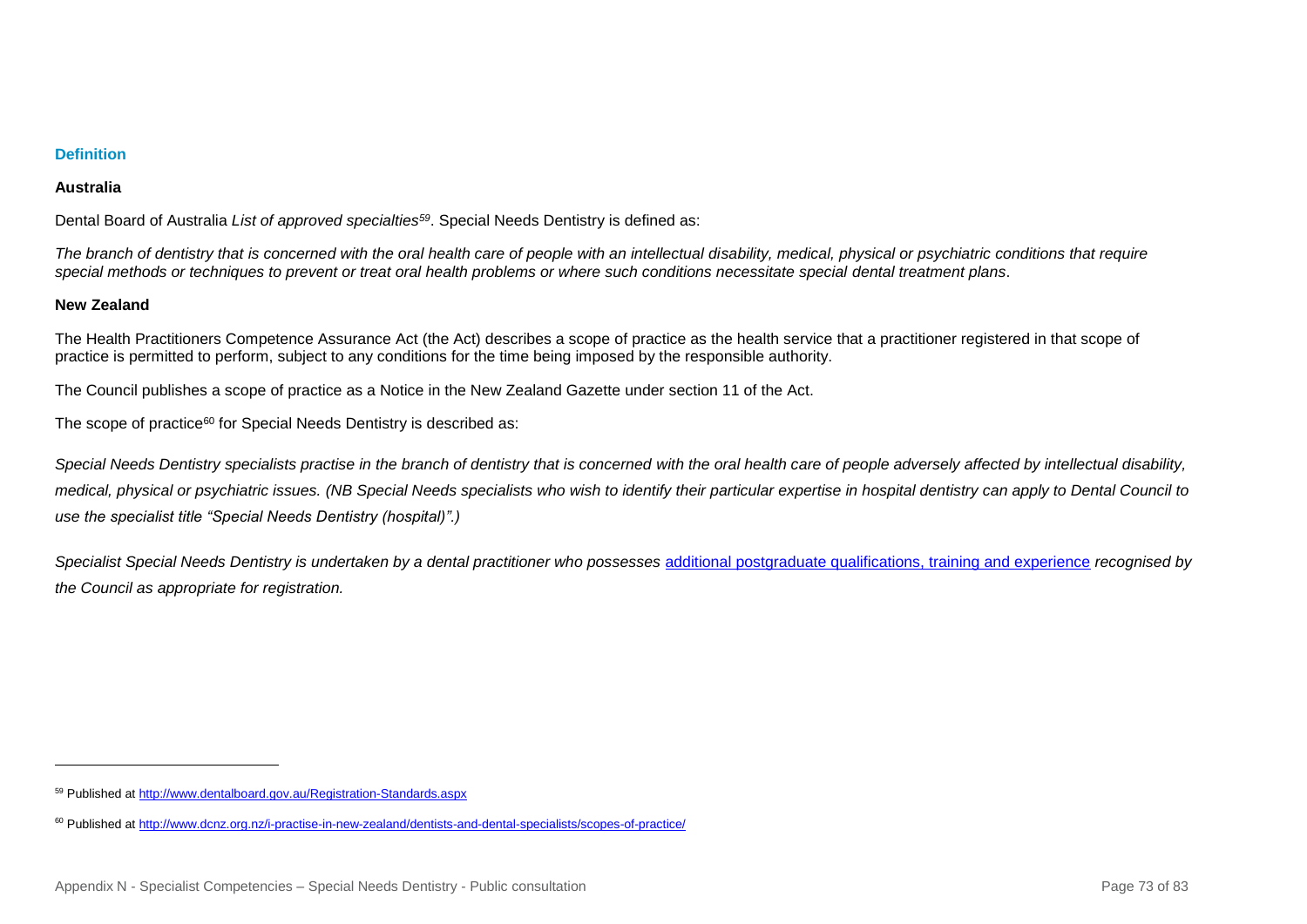### Definition

#### Australia

Dental Board of Australia *List of approved specialties*[59]. Special Needs Dentistry is defined as:

*The branch of dentistry that is concerned with the oral health care of people with an intellectual disability, medical, physical or psychiatric conditions that require special methods or techniques to prevent or treat oral health problems or where such conditions necessitate special dental treatment plans*.

#### New Zealand

The Health Practitioners Competence Assurance Act (the Act) describes a scope of practice as the health service that a practitioner registered in that scope of practice is permitted to perform, subject to any conditions for the time being imposed by the responsible authority.

The Council publishes a scope of practice as a Notice in the New Zealand Gazette under section 11 of the Act.

The scope of practice[60] for Special Needs Dentistry is described as:

*Special Needs Dentistry specialists practise in the branch of dentistry that is concerned with the oral health care of people adversely affected by intellectual disability, medical, physical or psychiatric issues. (NB Special Needs specialists who wish to identify their particular expertise in hospital dentistry can apply to Dental Council to use the specialist title "Special Needs Dentistry (hospital)".)*

*Specialist Special Needs Dentistry is undertaken by a dental practitioner who possesses* [additional postgraduate qualifications, training and experience] *recognised by the Council as appropriate for registration.*

---

[59] Published at http://www.dentalboard.gov.au/Registration-Standards.aspx

[60] Published at http://www.dcnz.org.nz/i-practise-in-new-zealand/dentists-and-dental-specialists/scopes-of-practice/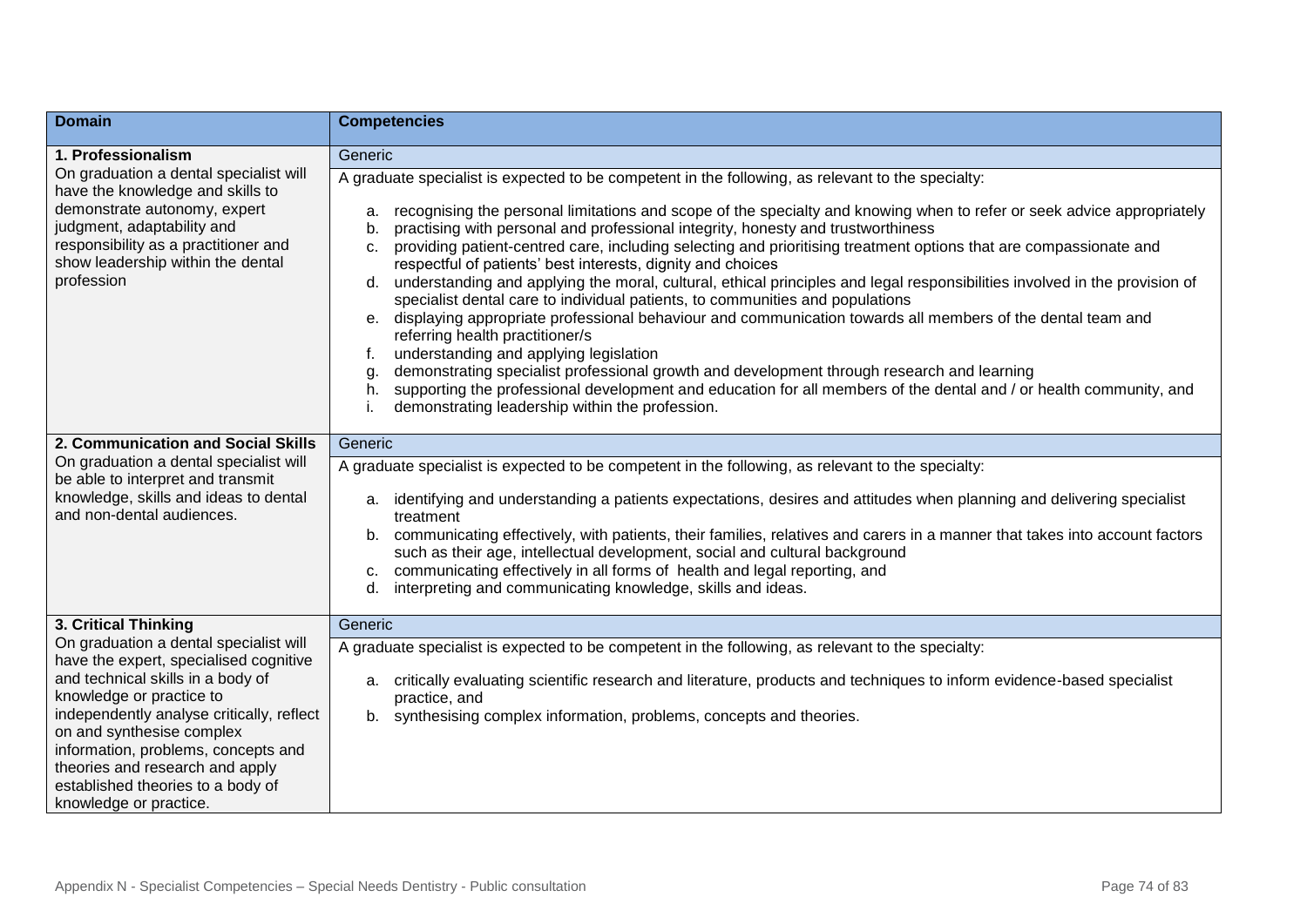| Domain | Competencies |
|---|---|
| **1. Professionalism**<br>On graduation a dental specialist will have the knowledge and skills to demonstrate autonomy, expert judgment, adaptability and responsibility as a practitioner and show leadership within the dental profession | Generic<br>A graduate specialist is expected to be competent in the following, as relevant to the specialty:<br>a. recognising the personal limitations and scope of the specialty and knowing when to refer or seek advice appropriately<br>b. practising with personal and professional integrity, honesty and trustworthiness<br>c. providing patient-centred care, including selecting and prioritising treatment options that are compassionate and respectful of patients' best interests, dignity and choices<br>d. understanding and applying the moral, cultural, ethical principles and legal responsibilities involved in the provision of specialist dental care to individual patients, to communities and populations<br>e. displaying appropriate professional behaviour and communication towards all members of the dental team and referring health practitioner/s<br>f. understanding and applying legislation<br>g. demonstrating specialist professional growth and development through research and learning<br>h. supporting the professional development and education for all members of the dental and / or health community, and<br>i. demonstrating leadership within the profession. |
| **2. Communication and Social Skills**<br>On graduation a dental specialist will be able to interpret and transmit knowledge, skills and ideas to dental and non-dental audiences. | Generic<br>A graduate specialist is expected to be competent in the following, as relevant to the specialty:<br>a. identifying and understanding a patients expectations, desires and attitudes when planning and delivering specialist treatment<br>b. communicating effectively, with patients, their families, relatives and carers in a manner that takes into account factors such as their age, intellectual development, social and cultural background<br>c. communicating effectively in all forms of health and legal reporting, and<br>d. interpreting and communicating knowledge, skills and ideas. |
| **3. Critical Thinking**<br>On graduation a dental specialist will have the expert, specialised cognitive and technical skills in a body of knowledge or practice to independently analyse critically, reflect on and synthesise complex information, problems, concepts and theories and research and apply established theories to a body of knowledge or practice. | Generic<br>A graduate specialist is expected to be competent in the following, as relevant to the specialty:<br>a. critically evaluating scientific research and literature, products and techniques to inform evidence-based specialist practice, and<br>b. synthesising complex information, problems, concepts and theories. |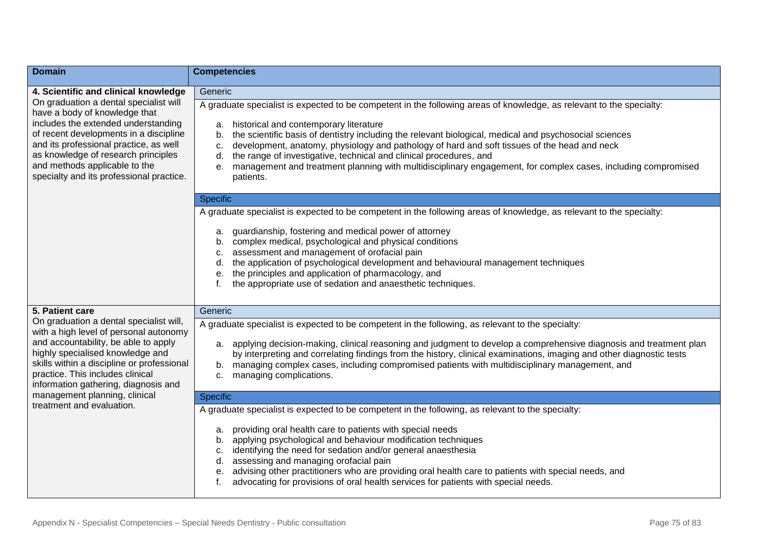| Domain | Competencies |
|---|---|
| **4. Scientific and clinical knowledge**<br>On graduation a dental specialist will have a body of knowledge that includes the extended understanding of recent developments in a discipline and its professional practice, as well as knowledge of research principles and methods applicable to the specialty and its professional practice. | Generic<br><br>A graduate specialist is expected to be competent in the following areas of knowledge, as relevant to the specialty:<br><br>a. historical and contemporary literature<br>b. the scientific basis of dentistry including the relevant biological, medical and psychosocial sciences<br>c. development, anatomy, physiology and pathology of hard and soft tissues of the head and neck<br>d. the range of investigative, technical and clinical procedures, and<br>e. management and treatment planning with multidisciplinary engagement, for complex cases, including compromised patients.<br><br>Specific<br><br>A graduate specialist is expected to be competent in the following areas of knowledge, as relevant to the specialty:<br><br>a. guardianship, fostering and medical power of attorney<br>b. complex medical, psychological and physical conditions<br>c. assessment and management of orofacial pain<br>d. the application of psychological development and behavioural management techniques<br>e. the principles and application of pharmacology, and<br>f. the appropriate use of sedation and anaesthetic techniques. |
| **5. Patient care**<br>On graduation a dental specialist will, with a high level of personal autonomy and accountability, be able to apply highly specialised knowledge and skills within a discipline or professional practice. This includes clinical information gathering, diagnosis and management planning, clinical treatment and evaluation. | Generic<br><br>A graduate specialist is expected to be competent in the following, as relevant to the specialty:<br><br>a. applying decision-making, clinical reasoning and judgment to develop a comprehensive diagnosis and treatment plan by interpreting and correlating findings from the history, clinical examinations, imaging and other diagnostic tests<br>b. managing complex cases, including compromised patients with multidisciplinary management, and<br>c. managing complications.<br><br>Specific<br><br>A graduate specialist is expected to be competent in the following, as relevant to the specialty:<br><br>a. providing oral health care to patients with special needs<br>b. applying psychological and behaviour modification techniques<br>c. identifying the need for sedation and/or general anaesthesia<br>d. assessing and managing orofacial pain<br>e. advising other practitioners who are providing oral health care to patients with special needs, and<br>f. advocating for provisions of oral health services for patients with special needs. |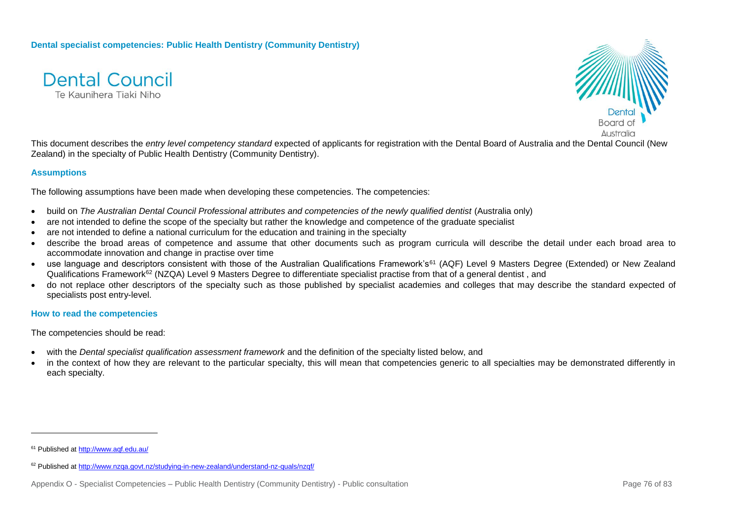**Dental specialist competencies: Public Health Dentistry (Community Dentistry)**

Dental Council
Te Kaunihera Tiaki Niho

Dental Board of Australia

This document describes the *entry level competency standard* expected of applicants for registration with the Dental Board of Australia and the Dental Council (New Zealand) in the specialty of Public Health Dentistry (Community Dentistry).

### Assumptions

The following assumptions have been made when developing these competencies. The competencies:

- build on *The Australian Dental Council Professional attributes and competencies of the newly qualified dentist* (Australia only)
- are not intended to define the scope of the specialty but rather the knowledge and competence of the graduate specialist
- are not intended to define a national curriculum for the education and training in the specialty
- describe the broad areas of competence and assume that other documents such as program curricula will describe the detail under each broad area to accommodate innovation and change in practise over time
- use language and descriptors consistent with those of the Australian Qualifications Framework's[61] (AQF) Level 9 Masters Degree (Extended) or New Zealand Qualifications Framework[62] (NZQA) Level 9 Masters Degree to differentiate specialist practise from that of a general dentist , and
- do not replace other descriptors of the specialty such as those published by specialist academies and colleges that may describe the standard expected of specialists post entry-level.

### How to read the competencies

The competencies should be read:

- with the *Dental specialist qualification assessment framework* and the definition of the specialty listed below, and
- in the context of how they are relevant to the particular specialty, this will mean that competencies generic to all specialties may be demonstrated differently in each specialty.

---

[61] Published at http://www.aqf.edu.au/

[62] Published at http://www.nzqa.govt.nz/studying-in-new-zealand/understand-nz-quals/nzqf/

Appendix O - Specialist Competencies – Public Health Dentistry (Community Dentistry) - Public consultation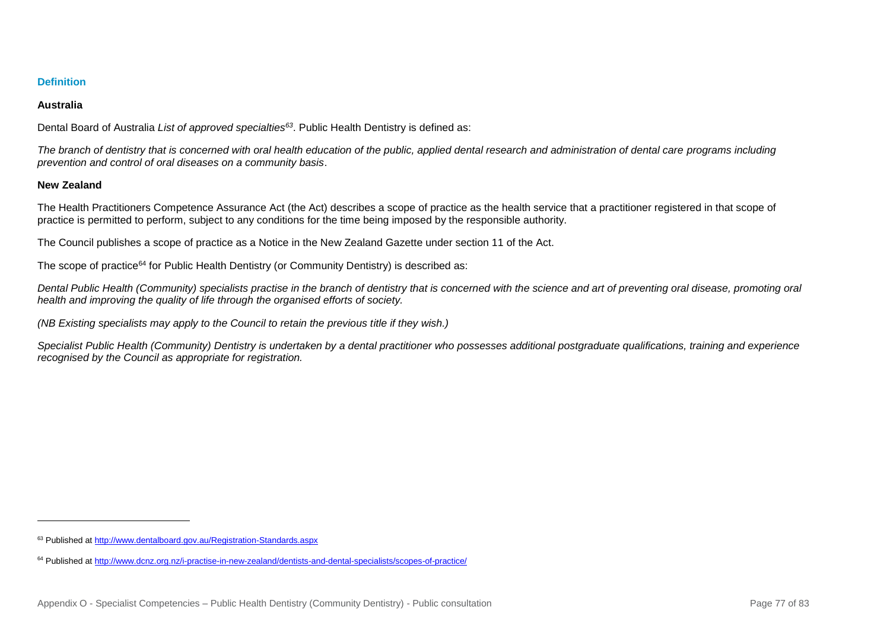### Definition

**Australia**

Dental Board of Australia *List of approved specialties*[63]. Public Health Dentistry is defined as:

*The branch of dentistry that is concerned with oral health education of the public, applied dental research and administration of dental care programs including prevention and control of oral diseases on a community basis*.

**New Zealand**

The Health Practitioners Competence Assurance Act (the Act) describes a scope of practice as the health service that a practitioner registered in that scope of practice is permitted to perform, subject to any conditions for the time being imposed by the responsible authority.

The Council publishes a scope of practice as a Notice in the New Zealand Gazette under section 11 of the Act.

The scope of practice[64] for Public Health Dentistry (or Community Dentistry) is described as:

*Dental Public Health (Community) specialists practise in the branch of dentistry that is concerned with the science and art of preventing oral disease, promoting oral health and improving the quality of life through the organised efforts of society.*

*(NB Existing specialists may apply to the Council to retain the previous title if they wish.)*

*Specialist Public Health (Community) Dentistry is undertaken by a dental practitioner who possesses additional postgraduate qualifications, training and experience recognised by the Council as appropriate for registration.*

---

[63] Published at http://www.dentalboard.gov.au/Registration-Standards.aspx

[64] Published at http://www.dcnz.org.nz/i-practise-in-new-zealand/dentists-and-dental-specialists/scopes-of-practice/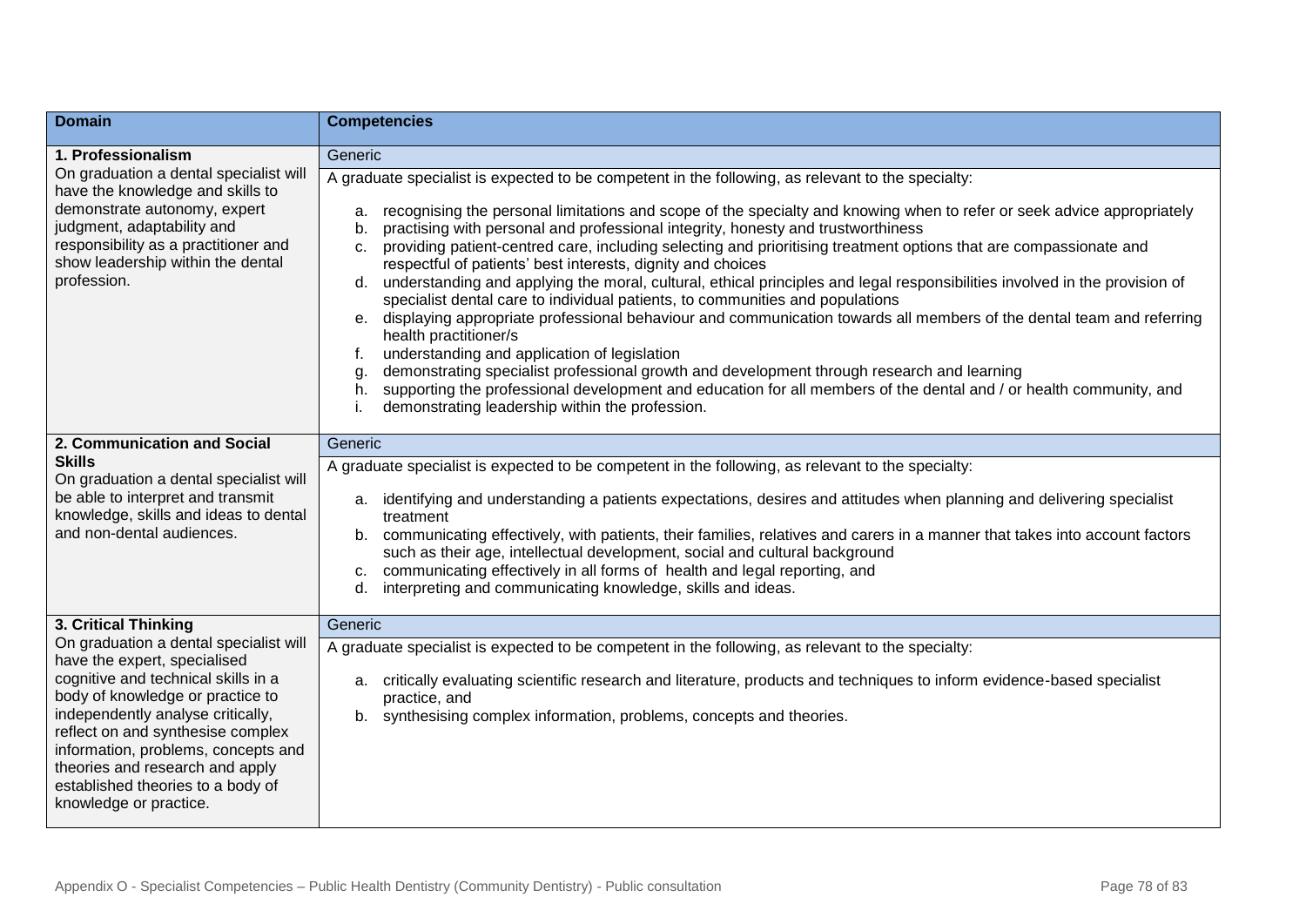| Domain | Competencies |
|---|---|
| **1. Professionalism**<br>On graduation a dental specialist will have the knowledge and skills to demonstrate autonomy, expert judgment, adaptability and responsibility as a practitioner and show leadership within the dental profession. | Generic<br><br>A graduate specialist is expected to be competent in the following, as relevant to the specialty:<br><br>a. recognising the personal limitations and scope of the specialty and knowing when to refer or seek advice appropriately<br>b. practising with personal and professional integrity, honesty and trustworthiness<br>c. providing patient-centred care, including selecting and prioritising treatment options that are compassionate and respectful of patients' best interests, dignity and choices<br>d. understanding and applying the moral, cultural, ethical principles and legal responsibilities involved in the provision of specialist dental care to individual patients, to communities and populations<br>e. displaying appropriate professional behaviour and communication towards all members of the dental team and referring health practitioner/s<br>f. understanding and application of legislation<br>g. demonstrating specialist professional growth and development through research and learning<br>h. supporting the professional development and education for all members of the dental and / or health community, and<br>i. demonstrating leadership within the profession. |
| **2. Communication and Social Skills**<br>On graduation a dental specialist will be able to interpret and transmit knowledge, skills and ideas to dental and non-dental audiences. | Generic<br><br>A graduate specialist is expected to be competent in the following, as relevant to the specialty:<br><br>a. identifying and understanding a patients expectations, desires and attitudes when planning and delivering specialist treatment<br>b. communicating effectively, with patients, their families, relatives and carers in a manner that takes into account factors such as their age, intellectual development, social and cultural background<br>c. communicating effectively in all forms of health and legal reporting, and<br>d. interpreting and communicating knowledge, skills and ideas. |
| **3. Critical Thinking**<br>On graduation a dental specialist will have the expert, specialised cognitive and technical skills in a body of knowledge or practice to independently analyse critically, reflect on and synthesise complex information, problems, concepts and theories and research and apply established theories to a body of knowledge or practice. | Generic<br><br>A graduate specialist is expected to be competent in the following, as relevant to the specialty:<br><br>a. critically evaluating scientific research and literature, products and techniques to inform evidence-based specialist practice, and<br>b. synthesising complex information, problems, concepts and theories. |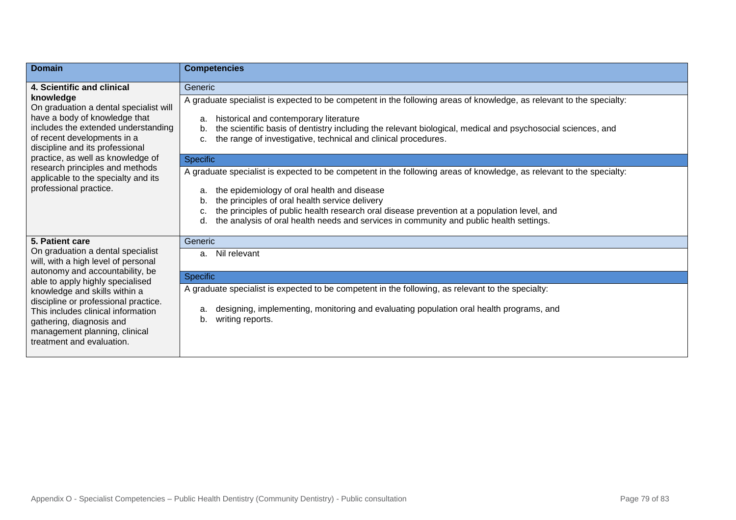| Domain | Competencies |
|---|---|
| **4. Scientific and clinical knowledge**<br>On graduation a dental specialist will have a body of knowledge that includes the extended understanding of recent developments in a discipline and its professional practice, as well as knowledge of research principles and methods applicable to the specialty and its professional practice. | Generic<br>A graduate specialist is expected to be competent in the following areas of knowledge, as relevant to the specialty:<br>a. historical and contemporary literature<br>b. the scientific basis of dentistry including the relevant biological, medical and psychosocial sciences, and<br>c. the range of investigative, technical and clinical procedures.<br><br>Specific<br>A graduate specialist is expected to be competent in the following areas of knowledge, as relevant to the specialty:<br>a. the epidemiology of oral health and disease<br>b. the principles of oral health service delivery<br>c. the principles of public health research oral disease prevention at a population level, and<br>d. the analysis of oral health needs and services in community and public health settings. |
| **5. Patient care**<br>On graduation a dental specialist will, with a high level of personal autonomy and accountability, be able to apply highly specialised knowledge and skills within a discipline or professional practice. This includes clinical information gathering, diagnosis and management planning, clinical treatment and evaluation. | Generic<br>a. Nil relevant<br><br>Specific<br>A graduate specialist is expected to be competent in the following, as relevant to the specialty:<br>a. designing, implementing, monitoring and evaluating population oral health programs, and<br>b. writing reports. |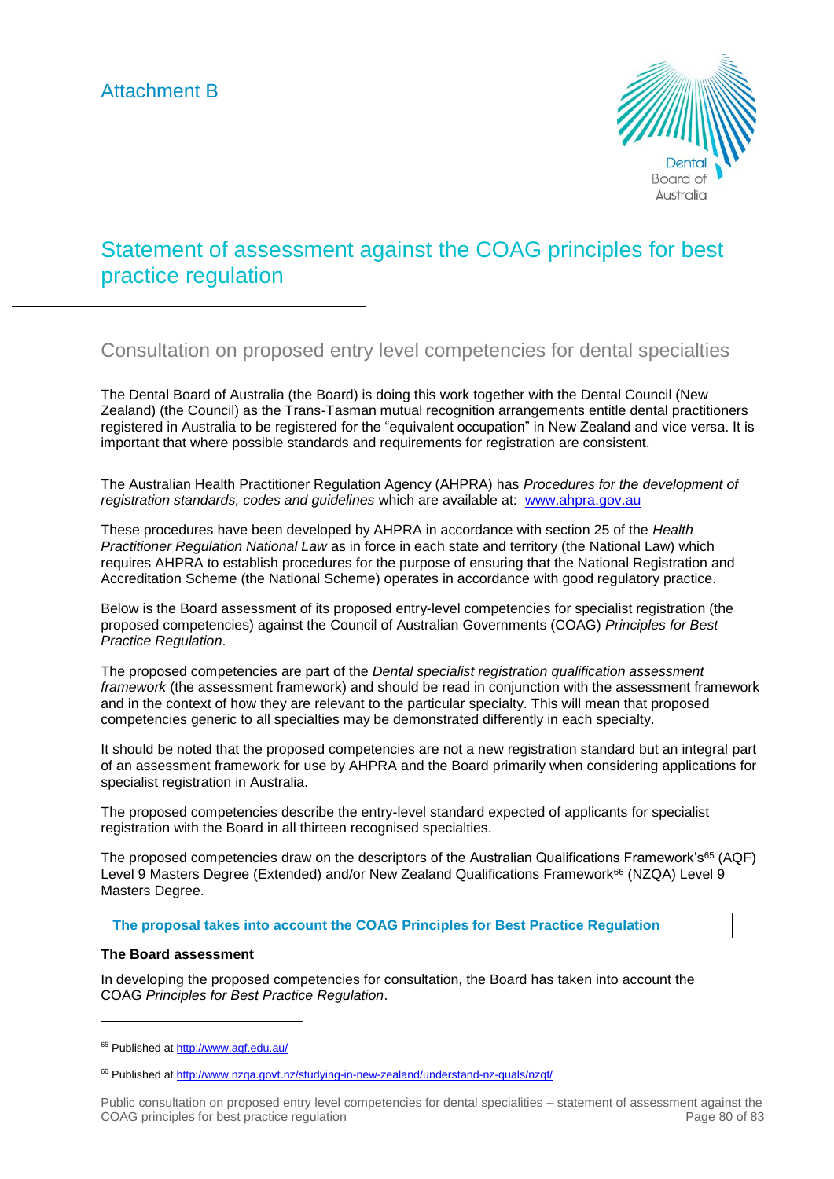Attachment B

# Statement of assessment against the COAG principles for best practice regulation

## Consultation on proposed entry level competencies for dental specialties

The Dental Board of Australia (the Board) is doing this work together with the Dental Council (New Zealand) (the Council) as the Trans-Tasman mutual recognition arrangements entitle dental practitioners registered in Australia to be registered for the "equivalent occupation" in New Zealand and vice versa. It is important that where possible standards and requirements for registration are consistent.

The Australian Health Practitioner Regulation Agency (AHPRA) has *Procedures for the development of registration standards, codes and guidelines* which are available at: www.ahpra.gov.au

These procedures have been developed by AHPRA in accordance with section 25 of the *Health Practitioner Regulation National Law* as in force in each state and territory (the National Law) which requires AHPRA to establish procedures for the purpose of ensuring that the National Registration and Accreditation Scheme (the National Scheme) operates in accordance with good regulatory practice.

Below is the Board assessment of its proposed entry-level competencies for specialist registration (the proposed competencies) against the Council of Australian Governments (COAG) *Principles for Best Practice Regulation*.

The proposed competencies are part of the *Dental specialist registration qualification assessment framework* (the assessment framework) and should be read in conjunction with the assessment framework and in the context of how they are relevant to the particular specialty. This will mean that proposed competencies generic to all specialties may be demonstrated differently in each specialty.

It should be noted that the proposed competencies are not a new registration standard but an integral part of an assessment framework for use by AHPRA and the Board primarily when considering applications for specialist registration in Australia.

The proposed competencies describe the entry-level standard expected of applicants for specialist registration with the Board in all thirteen recognised specialties.

The proposed competencies draw on the descriptors of the Australian Qualifications Framework's[65] (AQF) Level 9 Masters Degree (Extended) and/or New Zealand Qualifications Framework[66] (NZQA) Level 9 Masters Degree.

**The proposal takes into account the COAG Principles for Best Practice Regulation**

**The Board assessment**

In developing the proposed competencies for consultation, the Board has taken into account the COAG *Principles for Best Practice Regulation*.

---

[65] Published at http://www.aqf.edu.au/

[66] Published at http://www.nzqa.govt.nz/studying-in-new-zealand/understand-nz-quals/nzqf/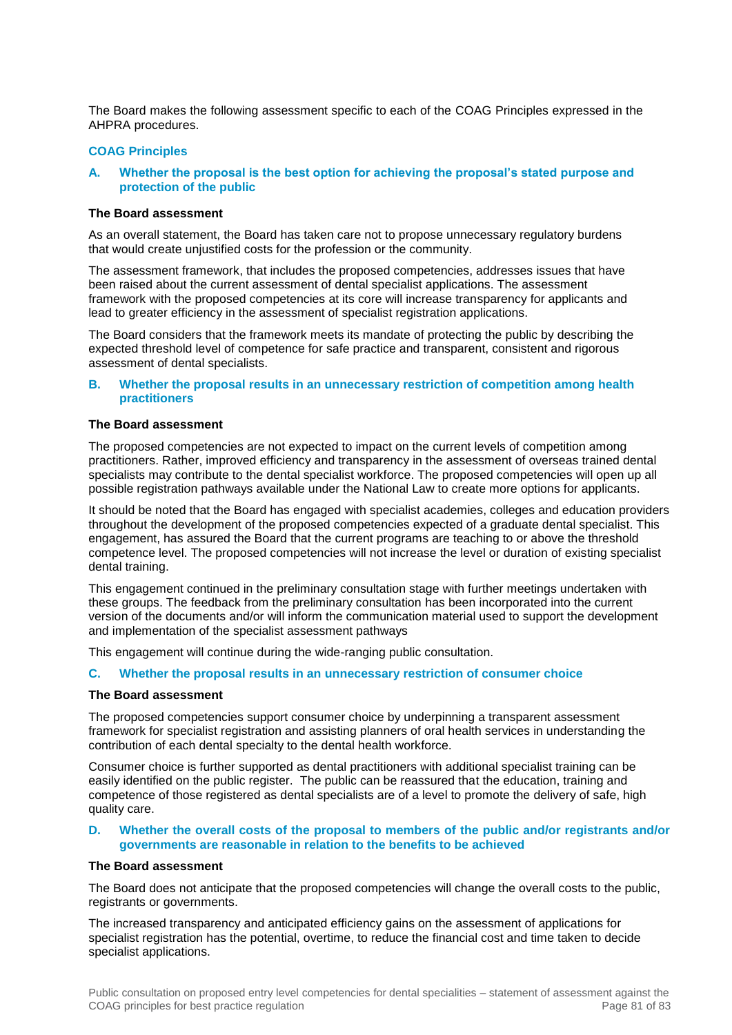The Board makes the following assessment specific to each of the COAG Principles expressed in the AHPRA procedures.

## COAG Principles

### A. Whether the proposal is the best option for achieving the proposal's stated purpose and protection of the public

**The Board assessment**

As an overall statement, the Board has taken care not to propose unnecessary regulatory burdens that would create unjustified costs for the profession or the community.

The assessment framework, that includes the proposed competencies, addresses issues that have been raised about the current assessment of dental specialist applications. The assessment framework with the proposed competencies at its core will increase transparency for applicants and lead to greater efficiency in the assessment of specialist registration applications.

The Board considers that the framework meets its mandate of protecting the public by describing the expected threshold level of competence for safe practice and transparent, consistent and rigorous assessment of dental specialists.

### B. Whether the proposal results in an unnecessary restriction of competition among health practitioners

**The Board assessment**

The proposed competencies are not expected to impact on the current levels of competition among practitioners. Rather, improved efficiency and transparency in the assessment of overseas trained dental specialists may contribute to the dental specialist workforce. The proposed competencies will open up all possible registration pathways available under the National Law to create more options for applicants.

It should be noted that the Board has engaged with specialist academies, colleges and education providers throughout the development of the proposed competencies expected of a graduate dental specialist. This engagement, has assured the Board that the current programs are teaching to or above the threshold competence level. The proposed competencies will not increase the level or duration of existing specialist dental training.

This engagement continued in the preliminary consultation stage with further meetings undertaken with these groups. The feedback from the preliminary consultation has been incorporated into the current version of the documents and/or will inform the communication material used to support the development and implementation of the specialist assessment pathways

This engagement will continue during the wide-ranging public consultation.

### C. Whether the proposal results in an unnecessary restriction of consumer choice

**The Board assessment**

The proposed competencies support consumer choice by underpinning a transparent assessment framework for specialist registration and assisting planners of oral health services in understanding the contribution of each dental specialty to the dental health workforce.

Consumer choice is further supported as dental practitioners with additional specialist training can be easily identified on the public register. The public can be reassured that the education, training and competence of those registered as dental specialists are of a level to promote the delivery of safe, high quality care.

### D. Whether the overall costs of the proposal to members of the public and/or registrants and/or governments are reasonable in relation to the benefits to be achieved

**The Board assessment**

The Board does not anticipate that the proposed competencies will change the overall costs to the public, registrants or governments.

The increased transparency and anticipated efficiency gains on the assessment of applications for specialist registration has the potential, overtime, to reduce the financial cost and time taken to decide specialist applications.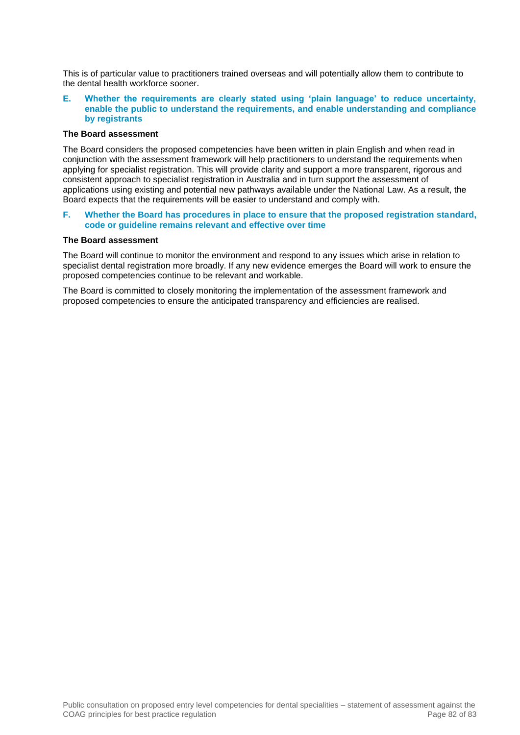This is of particular value to practitioners trained overseas and will potentially allow them to contribute to the dental health workforce sooner.

### E. Whether the requirements are clearly stated using 'plain language' to reduce uncertainty, enable the public to understand the requirements, and enable understanding and compliance by registrants

**The Board assessment**

The Board considers the proposed competencies have been written in plain English and when read in conjunction with the assessment framework will help practitioners to understand the requirements when applying for specialist registration. This will provide clarity and support a more transparent, rigorous and consistent approach to specialist registration in Australia and in turn support the assessment of applications using existing and potential new pathways available under the National Law. As a result, the Board expects that the requirements will be easier to understand and comply with.

### F. Whether the Board has procedures in place to ensure that the proposed registration standard, code or guideline remains relevant and effective over time

**The Board assessment**

The Board will continue to monitor the environment and respond to any issues which arise in relation to specialist dental registration more broadly. If any new evidence emerges the Board will work to ensure the proposed competencies continue to be relevant and workable.

The Board is committed to closely monitoring the implementation of the assessment framework and proposed competencies to ensure the anticipated transparency and efficiencies are realised.